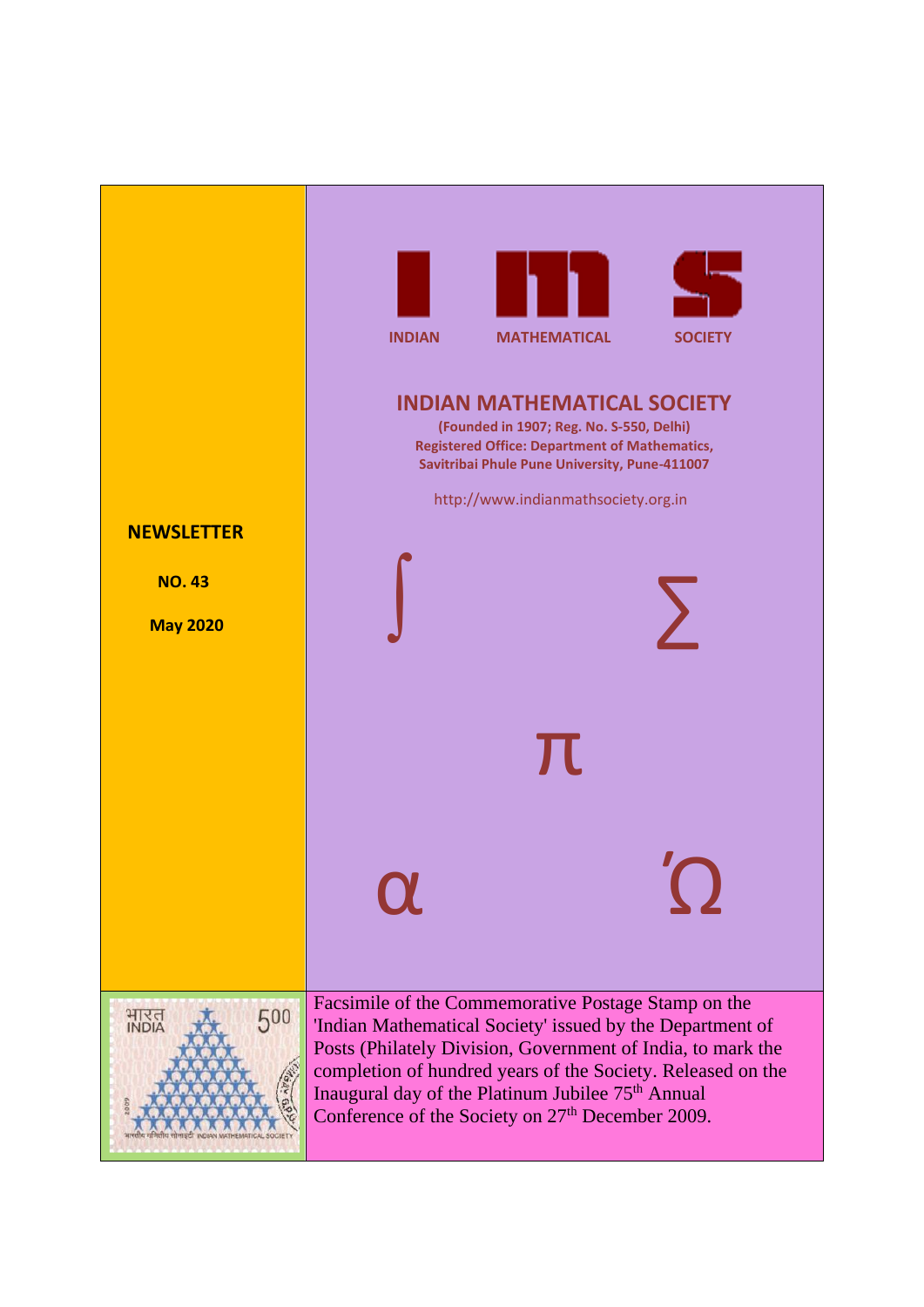# INDIAN MATHEMATICAL SOCIETY

INDIAN MATHEMATICAL SOCIETY

**(Founded in 1907; Reg. No. S-550, Delhi)**
**Registered Office: Department of Mathematics,**
**Savitribai Phule Pune University, Pune-411007**

http://www.indianmathsociety.org.in

**NEWSLETTER**

**NO. 43**

**May 2020**

Facsimile of the Commemorative Postage Stamp on the 'Indian Mathematical Society' issued by the Department of Posts (Philately Division, Government of India, to mark the completion of hundred years of the Society. Released on the Inaugural day of the Platinum Jubilee 75th Annual Conference of the Society on 27th December 2009.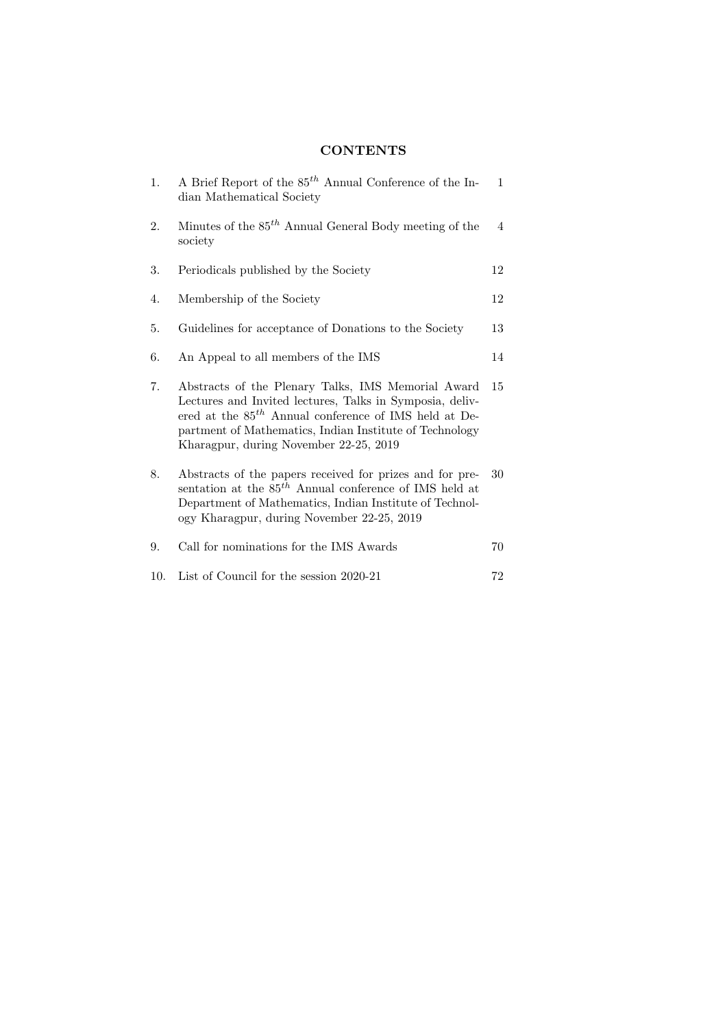# CONTENTS

| | | |
|---|---|---|
| 1. | A Brief Report of the $85^{th}$ Annual Conference of the Indian Mathematical Society | 1 |
| 2. | Minutes of the $85^{th}$ Annual General Body meeting of the society | 4 |
| 3. | Periodicals published by the Society | 12 |
| 4. | Membership of the Society | 12 |
| 5. | Guidelines for acceptance of Donations to the Society | 13 |
| 6. | An Appeal to all members of the IMS | 14 |
| 7. | Abstracts of the Plenary Talks, IMS Memorial Award Lectures and Invited lectures, Talks in Symposia, delivered at the $85^{th}$ Annual conference of IMS held at Department of Mathematics, Indian Institute of Technology Kharagpur, during November 22-25, 2019 | 15 |
| 8. | Abstracts of the papers received for prizes and for presentation at the $85^{th}$ Annual conference of IMS held at Department of Mathematics, Indian Institute of Technology Kharagpur, during November 22-25, 2019 | 30 |
| 9. | Call for nominations for the IMS Awards | 70 |
| 10. | List of Council for the session 2020-21 | 72 |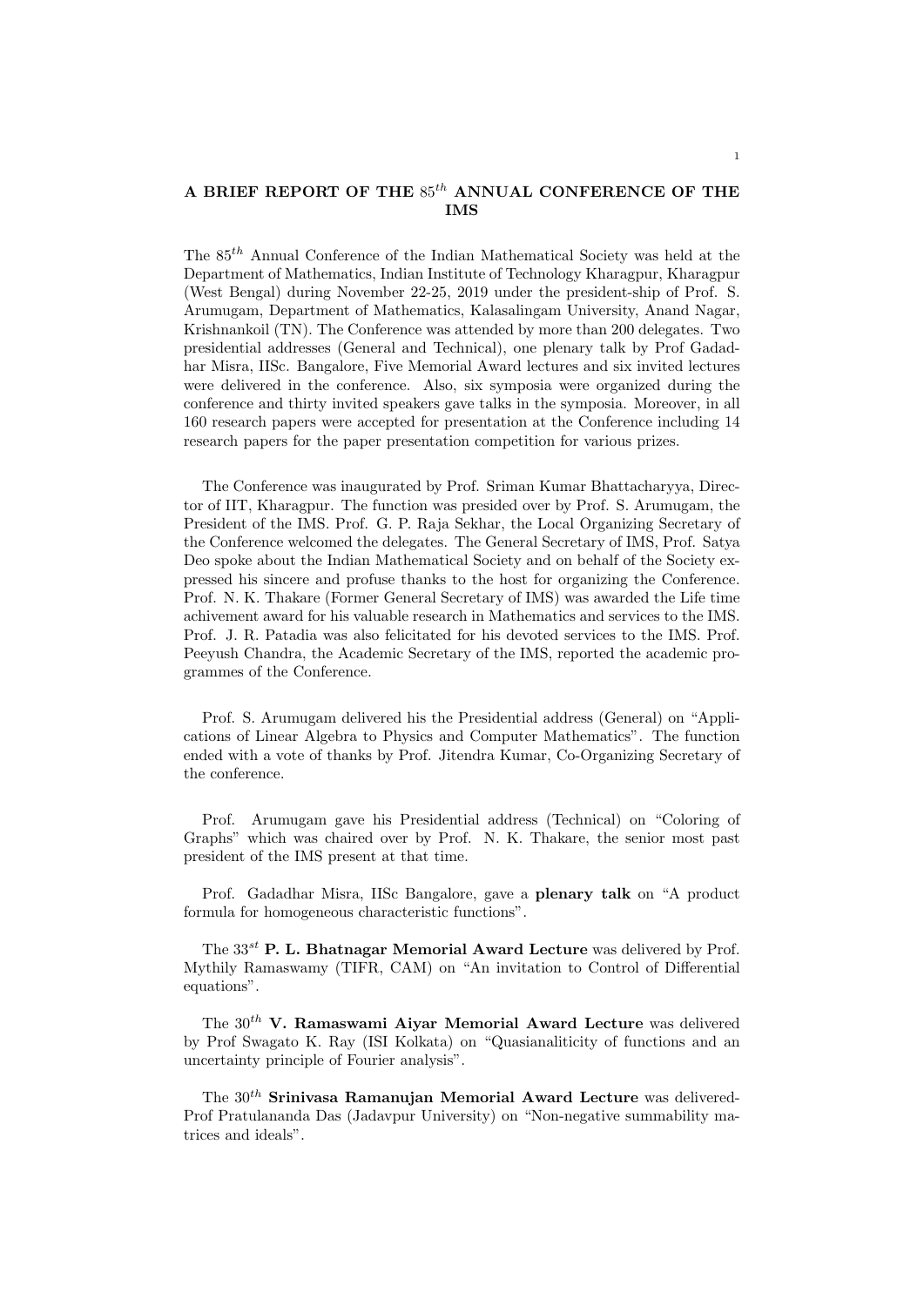## A BRIEF REPORT OF THE $85^{th}$ ANNUAL CONFERENCE OF THE IMS

The $85^{th}$ Annual Conference of the Indian Mathematical Society was held at the Department of Mathematics, Indian Institute of Technology Kharagpur, Kharagpur (West Bengal) during November 22-25, 2019 under the president-ship of Prof. S. Arumugam, Department of Mathematics, Kalasalingam University, Anand Nagar, Krishnankoil (TN). The Conference was attended by more than 200 delegates. Two presidential addresses (General and Technical), one plenary talk by Prof Gadadhar Misra, IISc. Bangalore, Five Memorial Award lectures and six invited lectures were delivered in the conference. Also, six symposia were organized during the conference and thirty invited speakers gave talks in the symposia. Moreover, in all 160 research papers were accepted for presentation at the Conference including 14 research papers for the paper presentation competition for various prizes.

The Conference was inaugurated by Prof. Sriman Kumar Bhattacharyya, Director of IIT, Kharagpur. The function was presided over by Prof. S. Arumugam, the President of the IMS. Prof. G. P. Raja Sekhar, the Local Organizing Secretary of the Conference welcomed the delegates. The General Secretary of IMS, Prof. Satya Deo spoke about the Indian Mathematical Society and on behalf of the Society expressed his sincere and profuse thanks to the host for organizing the Conference. Prof. N. K. Thakare (Former General Secretary of IMS) was awarded the Life time achivement award for his valuable research in Mathematics and services to the IMS. Prof. J. R. Patadia was also felicitated for his devoted services to the IMS. Prof. Peeyush Chandra, the Academic Secretary of the IMS, reported the academic programmes of the Conference.

Prof. S. Arumugam delivered his the Presidential address (General) on "Applications of Linear Algebra to Physics and Computer Mathematics". The function ended with a vote of thanks by Prof. Jitendra Kumar, Co-Organizing Secretary of the conference.

Prof. Arumugam gave his Presidential address (Technical) on "Coloring of Graphs" which was chaired over by Prof. N. K. Thakare, the senior most past president of the IMS present at that time.

Prof. Gadadhar Misra, IISc Bangalore, gave a **plenary talk** on "A product formula for homogeneous characteristic functions".

The $33^{st}$ **P. L. Bhatnagar Memorial Award Lecture** was delivered by Prof. Mythily Ramaswamy (TIFR, CAM) on "An invitation to Control of Differential equations".

The $30^{th}$ **V. Ramaswami Aiyar Memorial Award Lecture** was delivered by Prof Swagato K. Ray (ISI Kolkata) on "Quasianaliticity of functions and an uncertainty principle of Fourier analysis".

The $30^{th}$ **Srinivasa Ramanujan Memorial Award Lecture** was delivered-Prof Pratulananda Das (Jadavpur University) on "Non-negative summability matrices and ideals".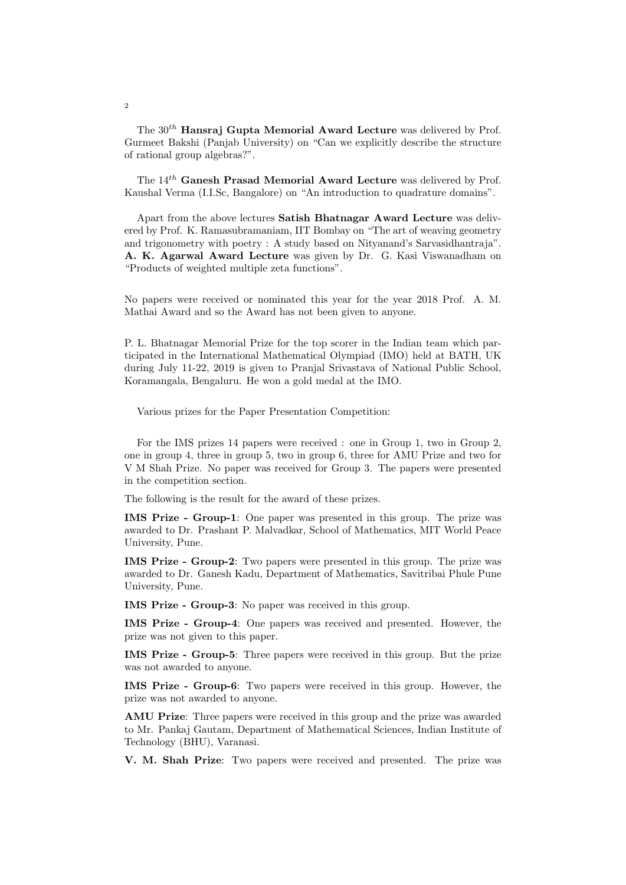The $30^{th}$ **Hansraj Gupta Memorial Award Lecture** was delivered by Prof. Gurmeet Bakshi (Panjab University) on "Can we explicitly describe the structure of rational group algebras?".

The $14^{th}$ **Ganesh Prasad Memorial Award Lecture** was delivered by Prof. Kaushal Verma (I.I.Sc, Bangalore) on "An introduction to quadrature domains".

Apart from the above lectures **Satish Bhatnagar Award Lecture** was delivered by Prof. K. Ramasubramaniam, IIT Bombay on "The art of weaving geometry and trigonometry with poetry : A study based on Nityanand's Sarvasidhantraja". **A. K. Agarwal Award Lecture** was given by Dr. G. Kasi Viswanadham on "Products of weighted multiple zeta functions".

No papers were received or nominated this year for the year 2018 Prof. A. M. Mathai Award and so the Award has not been given to anyone.

P. L. Bhatnagar Memorial Prize for the top scorer in the Indian team which participated in the International Mathematical Olympiad (IMO) held at BATH, UK during July 11-22, 2019 is given to Pranjal Srivastava of National Public School, Koramangala, Bengaluru. He won a gold medal at the IMO.

Various prizes for the Paper Presentation Competition:

For the IMS prizes 14 papers were received : one in Group 1, two in Group 2, one in group 4, three in group 5, two in group 6, three for AMU Prize and two for V M Shah Prize. No paper was received for Group 3. The papers were presented in the competition section.

The following is the result for the award of these prizes.

**IMS Prize - Group-1**: One paper was presented in this group. The prize was awarded to Dr. Prashant P. Malvadkar, School of Mathematics, MIT World Peace University, Pune.

**IMS Prize - Group-2**: Two papers were presented in this group. The prize was awarded to Dr. Ganesh Kadu, Department of Mathematics, Savitribai Phule Pune University, Pune.

**IMS Prize - Group-3**: No paper was received in this group.

**IMS Prize - Group-4**: One papers was received and presented. However, the prize was not given to this paper.

**IMS Prize - Group-5**: Three papers were received in this group. But the prize was not awarded to anyone.

**IMS Prize - Group-6**: Two papers were received in this group. However, the prize was not awarded to anyone.

**AMU Prize**: Three papers were received in this group and the prize was awarded to Mr. Pankaj Gautam, Department of Mathematical Sciences, Indian Institute of Technology (BHU), Varanasi.

**V. M. Shah Prize**: Two papers were received and presented. The prize was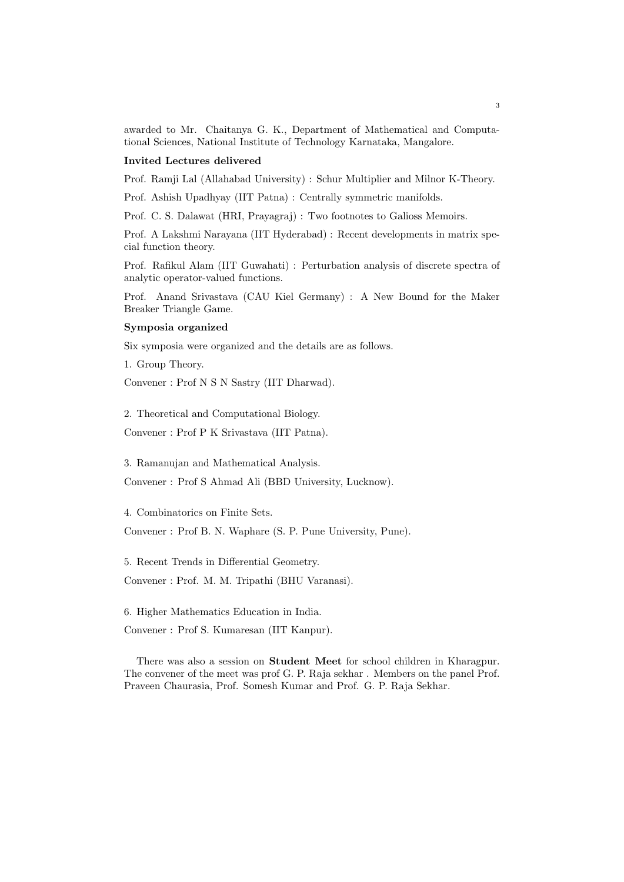awarded to Mr. Chaitanya G. K., Department of Mathematical and Computational Sciences, National Institute of Technology Karnataka, Mangalore.

**Invited Lectures delivered**

Prof. Ramji Lal (Allahabad University) : Schur Multiplier and Milnor K-Theory.

Prof. Ashish Upadhyay (IIT Patna) : Centrally symmetric manifolds.

Prof. C. S. Dalawat (HRI, Prayagraj) : Two footnotes to Galioss Memoirs.

Prof. A Lakshmi Narayana (IIT Hyderabad) : Recent developments in matrix special function theory.

Prof. Rafikul Alam (IIT Guwahati) : Perturbation analysis of discrete spectra of analytic operator-valued functions.

Prof. Anand Srivastava (CAU Kiel Germany) : A New Bound for the Maker Breaker Triangle Game.

**Symposia organized**

Six symposia were organized and the details are as follows.

1. Group Theory.

Convener : Prof N S N Sastry (IIT Dharwad).

2. Theoretical and Computational Biology.

Convener : Prof P K Srivastava (IIT Patna).

3. Ramanujan and Mathematical Analysis.

Convener : Prof S Ahmad Ali (BBD University, Lucknow).

4. Combinatorics on Finite Sets.

Convener : Prof B. N. Waphare (S. P. Pune University, Pune).

5. Recent Trends in Differential Geometry.

Convener : Prof. M. M. Tripathi (BHU Varanasi).

6. Higher Mathematics Education in India.

Convener : Prof S. Kumaresan (IIT Kanpur).

There was also a session on **Student Meet** for school children in Kharagpur. The convener of the meet was prof G. P. Raja sekhar . Members on the panel Prof. Praveen Chaurasia, Prof. Somesh Kumar and Prof. G. P. Raja Sekhar.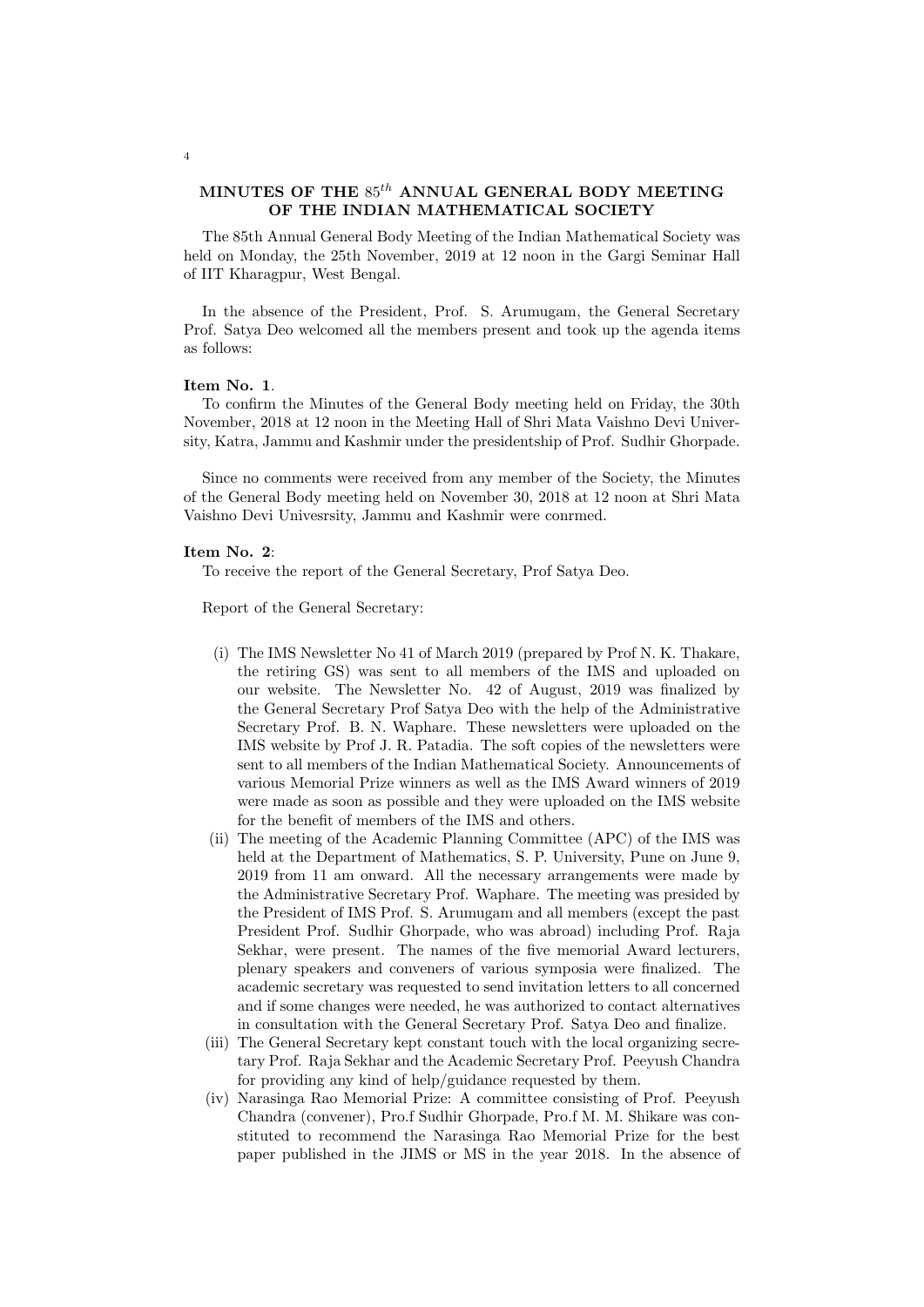## MINUTES OF THE $85^{th}$ ANNUAL GENERAL BODY MEETING OF THE INDIAN MATHEMATICAL SOCIETY

The 85th Annual General Body Meeting of the Indian Mathematical Society was held on Monday, the 25th November, 2019 at 12 noon in the Gargi Seminar Hall of IIT Kharagpur, West Bengal.

In the absence of the President, Prof. S. Arumugam, the General Secretary Prof. Satya Deo welcomed all the members present and took up the agenda items as follows:

**Item No. 1**.

To confirm the Minutes of the General Body meeting held on Friday, the 30th November, 2018 at 12 noon in the Meeting Hall of Shri Mata Vaishno Devi University, Katra, Jammu and Kashmir under the presidentship of Prof. Sudhir Ghorpade.

Since no comments were received from any member of the Society, the Minutes of the General Body meeting held on November 30, 2018 at 12 noon at Shri Mata Vaishno Devi Univesrsity, Jammu and Kashmir were conrmed.

**Item No. 2**:

To receive the report of the General Secretary, Prof Satya Deo.

Report of the General Secretary:

(i) The IMS Newsletter No 41 of March 2019 (prepared by Prof N. K. Thakare, the retiring GS) was sent to all members of the IMS and uploaded on our website. The Newsletter No. 42 of August, 2019 was finalized by the General Secretary Prof Satya Deo with the help of the Administrative Secretary Prof. B. N. Waphare. These newsletters were uploaded on the IMS website by Prof J. R. Patadia. The soft copies of the newsletters were sent to all members of the Indian Mathematical Society. Announcements of various Memorial Prize winners as well as the IMS Award winners of 2019 were made as soon as possible and they were uploaded on the IMS website for the benefit of members of the IMS and others.

(ii) The meeting of the Academic Planning Committee (APC) of the IMS was held at the Department of Mathematics, S. P. University, Pune on June 9, 2019 from 11 am onward. All the necessary arrangements were made by the Administrative Secretary Prof. Waphare. The meeting was presided by the President of IMS Prof. S. Arumugam and all members (except the past President Prof. Sudhir Ghorpade, who was abroad) including Prof. Raja Sekhar, were present. The names of the five memorial Award lecturers, plenary speakers and conveners of various symposia were finalized. The academic secretary was requested to send invitation letters to all concerned and if some changes were needed, he was authorized to contact alternatives in consultation with the General Secretary Prof. Satya Deo and finalize.

(iii) The General Secretary kept constant touch with the local organizing secretary Prof. Raja Sekhar and the Academic Secretary Prof. Peeyush Chandra for providing any kind of help/guidance requested by them.

(iv) Narasinga Rao Memorial Prize: A committee consisting of Prof. Peeyush Chandra (convener), Pro.f Sudhir Ghorpade, Pro.f M. M. Shikare was constituted to recommend the Narasinga Rao Memorial Prize for the best paper published in the JIMS or MS in the year 2018. In the absence of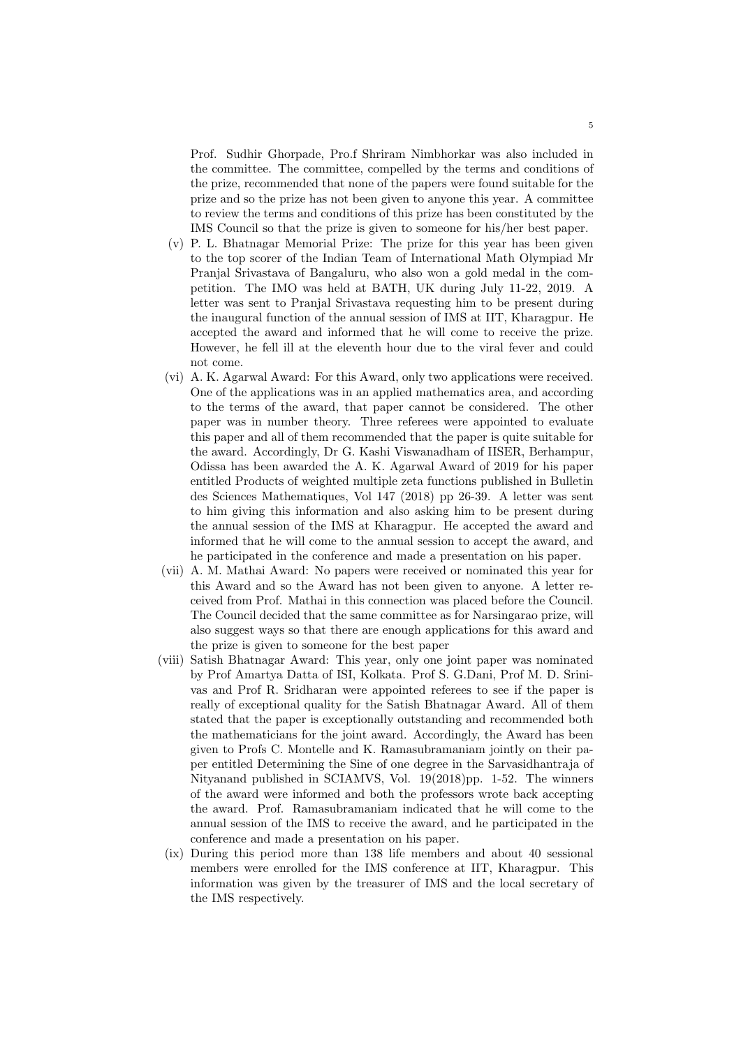Prof. Sudhir Ghorpade, Pro.f Shriram Nimbhorkar was also included in the committee. The committee, compelled by the terms and conditions of the prize, recommended that none of the papers were found suitable for the prize and so the prize has not been given to anyone this year. A committee to review the terms and conditions of this prize has been constituted by the IMS Council so that the prize is given to someone for his/her best paper.

(v) P. L. Bhatnagar Memorial Prize: The prize for this year has been given to the top scorer of the Indian Team of International Math Olympiad Mr Pranjal Srivastava of Bangaluru, who also won a gold medal in the competition. The IMO was held at BATH, UK during July 11-22, 2019. A letter was sent to Pranjal Srivastava requesting him to be present during the inaugural function of the annual session of IMS at IIT, Kharagpur. He accepted the award and informed that he will come to receive the prize. However, he fell ill at the eleventh hour due to the viral fever and could not come.

(vi) A. K. Agarwal Award: For this Award, only two applications were received. One of the applications was in an applied mathematics area, and according to the terms of the award, that paper cannot be considered. The other paper was in number theory. Three referees were appointed to evaluate this paper and all of them recommended that the paper is quite suitable for the award. Accordingly, Dr G. Kashi Viswanadham of IISER, Berhampur, Odissa has been awarded the A. K. Agarwal Award of 2019 for his paper entitled Products of weighted multiple zeta functions published in Bulletin des Sciences Mathematiques, Vol 147 (2018) pp 26-39. A letter was sent to him giving this information and also asking him to be present during the annual session of the IMS at Kharagpur. He accepted the award and informed that he will come to the annual session to accept the award, and he participated in the conference and made a presentation on his paper.

(vii) A. M. Mathai Award: No papers were received or nominated this year for this Award and so the Award has not been given to anyone. A letter received from Prof. Mathai in this connection was placed before the Council. The Council decided that the same committee as for Narsingarao prize, will also suggest ways so that there are enough applications for this award and the prize is given to someone for the best paper

(viii) Satish Bhatnagar Award: This year, only one joint paper was nominated by Prof Amartya Datta of ISI, Kolkata. Prof S. G.Dani, Prof M. D. Srinivas and Prof R. Sridharan were appointed referees to see if the paper is really of exceptional quality for the Satish Bhatnagar Award. All of them stated that the paper is exceptionally outstanding and recommended both the mathematicians for the joint award. Accordingly, the Award has been given to Profs C. Montelle and K. Ramasubramaniam jointly on their paper entitled Determining the Sine of one degree in the Sarvasidhantraja of Nityanand published in SCIAMVS, Vol. 19(2018)pp. 1-52. The winners of the award were informed and both the professors wrote back accepting the award. Prof. Ramasubramaniam indicated that he will come to the annual session of the IMS to receive the award, and he participated in the conference and made a presentation on his paper.

(ix) During this period more than 138 life members and about 40 sessional members were enrolled for the IMS conference at IIT, Kharagpur. This information was given by the treasurer of IMS and the local secretary of the IMS respectively.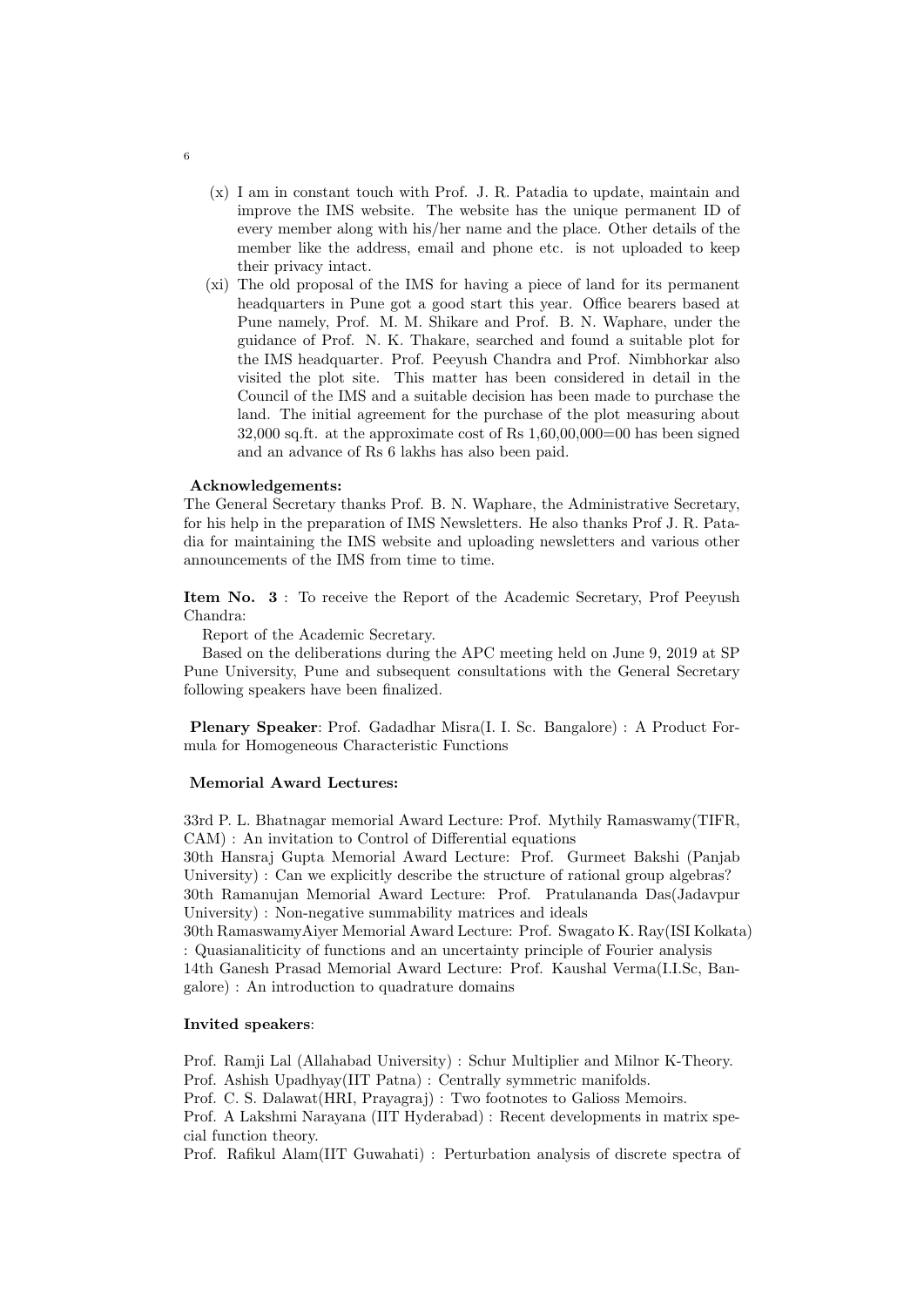(x) I am in constant touch with Prof. J. R. Patadia to update, maintain and improve the IMS website. The website has the unique permanent ID of every member along with his/her name and the place. Other details of the member like the address, email and phone etc. is not uploaded to keep their privacy intact.

(xi) The old proposal of the IMS for having a piece of land for its permanent headquarters in Pune got a good start this year. Office bearers based at Pune namely, Prof. M. M. Shikare and Prof. B. N. Waphare, under the guidance of Prof. N. K. Thakare, searched and found a suitable plot for the IMS headquarter. Prof. Peeyush Chandra and Prof. Nimbhorkar also visited the plot site. This matter has been considered in detail in the Council of the IMS and a suitable decision has been made to purchase the land. The initial agreement for the purchase of the plot measuring about 32,000 sq.ft. at the approximate cost of Rs 1,60,00,000=00 has been signed and an advance of Rs 6 lakhs has also been paid.

**Acknowledgements:**

The General Secretary thanks Prof. B. N. Waphare, the Administrative Secretary, for his help in the preparation of IMS Newsletters. He also thanks Prof J. R. Patadia for maintaining the IMS website and uploading newsletters and various other announcements of the IMS from time to time.

**Item No. 3** : To receive the Report of the Academic Secretary, Prof Peeyush Chandra:

Report of the Academic Secretary.

Based on the deliberations during the APC meeting held on June 9, 2019 at SP Pune University, Pune and subsequent consultations with the General Secretary following speakers have been finalized.

**Plenary Speaker**: Prof. Gadadhar Misra(I. I. Sc. Bangalore) : A Product Formula for Homogeneous Characteristic Functions

**Memorial Award Lectures:**

33rd P. L. Bhatnagar memorial Award Lecture: Prof. Mythily Ramaswamy(TIFR, CAM) : An invitation to Control of Differential equations
30th Hansraj Gupta Memorial Award Lecture: Prof. Gurmeet Bakshi (Panjab University) : Can we explicitly describe the structure of rational group algebras?
30th Ramanujan Memorial Award Lecture: Prof. Pratulananda Das(Jadavpur University) : Non-negative summability matrices and ideals
30th RamaswamyAiyer Memorial Award Lecture: Prof. Swagato K. Ray(ISI Kolkata) : Quasianaliticity of functions and an uncertainty principle of Fourier analysis
14th Ganesh Prasad Memorial Award Lecture: Prof. Kaushal Verma(I.I.Sc, Bangalore) : An introduction to quadrature domains

**Invited speakers**:

Prof. Ramji Lal (Allahabad University) : Schur Multiplier and Milnor K-Theory.
Prof. Ashish Upadhyay(IIT Patna) : Centrally symmetric manifolds.
Prof. C. S. Dalawat(HRI, Prayagraj) : Two footnotes to Galioss Memoirs.
Prof. A Lakshmi Narayana (IIT Hyderabad) : Recent developments in matrix special function theory.
Prof. Rafikul Alam(IIT Guwahati) : Perturbation analysis of discrete spectra of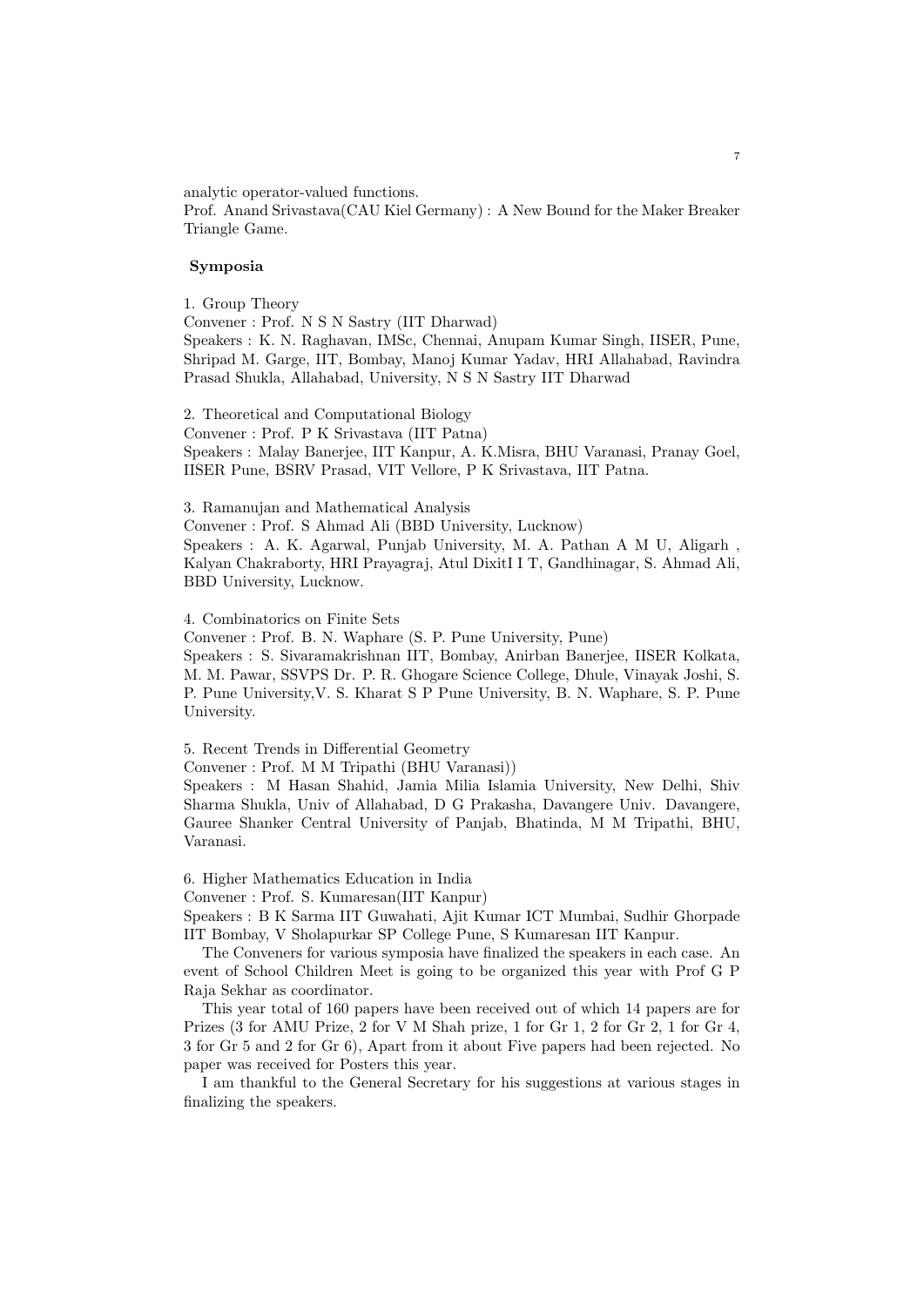analytic operator-valued functions.

Prof. Anand Srivastava(CAU Kiel Germany) : A New Bound for the Maker Breaker Triangle Game.

**Symposia**

1. Group Theory

Convener : Prof. N S N Sastry (IIT Dharwad)

Speakers : K. N. Raghavan, IMSc, Chennai, Anupam Kumar Singh, IISER, Pune, Shripad M. Garge, IIT, Bombay, Manoj Kumar Yadav, HRI Allahabad, Ravindra Prasad Shukla, Allahabad, University, N S N Sastry IIT Dharwad

2. Theoretical and Computational Biology

Convener : Prof. P K Srivastava (IIT Patna)

Speakers : Malay Banerjee, IIT Kanpur, A. K.Misra, BHU Varanasi, Pranay Goel, IISER Pune, BSRV Prasad, VIT Vellore, P K Srivastava, IIT Patna.

3. Ramanujan and Mathematical Analysis

Convener : Prof. S Ahmad Ali (BBD University, Lucknow)

Speakers : A. K. Agarwal, Punjab University, M. A. Pathan A M U, Aligarh , Kalyan Chakraborty, HRI Prayagraj, Atul DixitI I T, Gandhinagar, S. Ahmad Ali, BBD University, Lucknow.

4. Combinatorics on Finite Sets

Convener : Prof. B. N. Waphare (S. P. Pune University, Pune)

Speakers : S. Sivaramakrishnan IIT, Bombay, Anirban Banerjee, IISER Kolkata, M. M. Pawar, SSVPS Dr. P. R. Ghogare Science College, Dhule, Vinayak Joshi, S. P. Pune University,V. S. Kharat S P Pune University, B. N. Waphare, S. P. Pune University.

5. Recent Trends in Differential Geometry

Convener : Prof. M M Tripathi (BHU Varanasi))

Speakers : M Hasan Shahid, Jamia Milia Islamia University, New Delhi, Shiv Sharma Shukla, Univ of Allahabad, D G Prakasha, Davangere Univ. Davangere, Gauree Shanker Central University of Panjab, Bhatinda, M M Tripathi, BHU, Varanasi.

6. Higher Mathematics Education in India

Convener : Prof. S. Kumaresan(IIT Kanpur)

Speakers : B K Sarma IIT Guwahati, Ajit Kumar ICT Mumbai, Sudhir Ghorpade IIT Bombay, V Sholapurkar SP College Pune, S Kumaresan IIT Kanpur.

The Conveners for various symposia have finalized the speakers in each case. An event of School Children Meet is going to be organized this year with Prof G P Raja Sekhar as coordinator.

This year total of 160 papers have been received out of which 14 papers are for Prizes (3 for AMU Prize, 2 for V M Shah prize, 1 for Gr 1, 2 for Gr 2, 1 for Gr 4, 3 for Gr 5 and 2 for Gr 6), Apart from it about Five papers had been rejected. No paper was received for Posters this year.

I am thankful to the General Secretary for his suggestions at various stages in finalizing the speakers.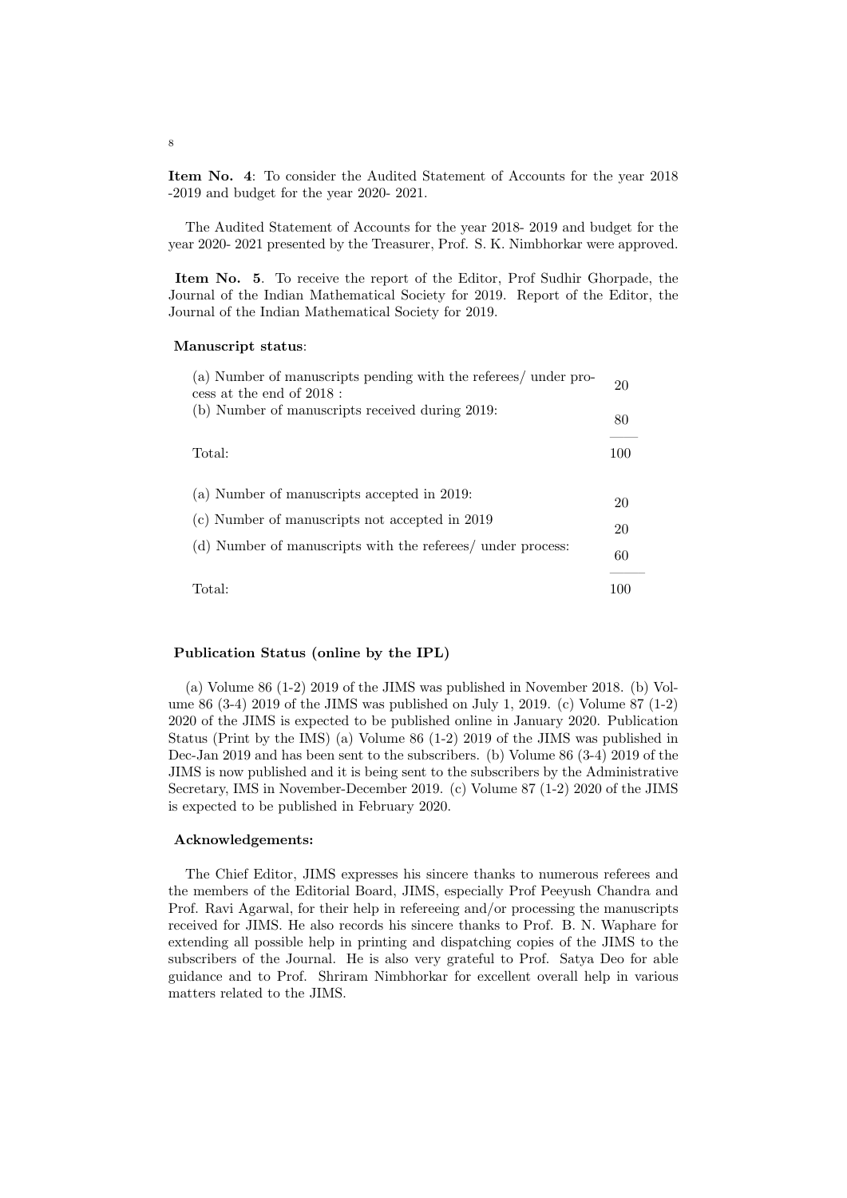**Item No. 4**: To consider the Audited Statement of Accounts for the year 2018 -2019 and budget for the year 2020- 2021.

The Audited Statement of Accounts for the year 2018- 2019 and budget for the year 2020- 2021 presented by the Treasurer, Prof. S. K. Nimbhorkar were approved.

**Item No. 5**. To receive the report of the Editor, Prof Sudhir Ghorpade, the Journal of the Indian Mathematical Society for 2019. Report of the Editor, the Journal of the Indian Mathematical Society for 2019.

**Manuscript status**:

| | |
|---|---|
| (a) Number of manuscripts pending with the referees/ under process at the end of 2018 : | 20 |
| (b) Number of manuscripts received during 2019: | 80 |
| Total: | 100 |

| | |
|---|---|
| (a) Number of manuscripts accepted in 2019: | 20 |
| (c) Number of manuscripts not accepted in 2019 | 20 |
| (d) Number of manuscripts with the referees/ under process: | 60 |
| Total: | 100 |

**Publication Status (online by the IPL)**

(a) Volume 86 (1-2) 2019 of the JIMS was published in November 2018. (b) Volume 86 (3-4) 2019 of the JIMS was published on July 1, 2019. (c) Volume 87 (1-2) 2020 of the JIMS is expected to be published online in January 2020. Publication Status (Print by the IMS) (a) Volume 86 (1-2) 2019 of the JIMS was published in Dec-Jan 2019 and has been sent to the subscribers. (b) Volume 86 (3-4) 2019 of the JIMS is now published and it is being sent to the subscribers by the Administrative Secretary, IMS in November-December 2019. (c) Volume 87 (1-2) 2020 of the JIMS is expected to be published in February 2020.

**Acknowledgements:**

The Chief Editor, JIMS expresses his sincere thanks to numerous referees and the members of the Editorial Board, JIMS, especially Prof Peeyush Chandra and Prof. Ravi Agarwal, for their help in refereeing and/or processing the manuscripts received for JIMS. He also records his sincere thanks to Prof. B. N. Waphare for extending all possible help in printing and dispatching copies of the JIMS to the subscribers of the Journal. He is also very grateful to Prof. Satya Deo for able guidance and to Prof. Shriram Nimbhorkar for excellent overall help in various matters related to the JIMS.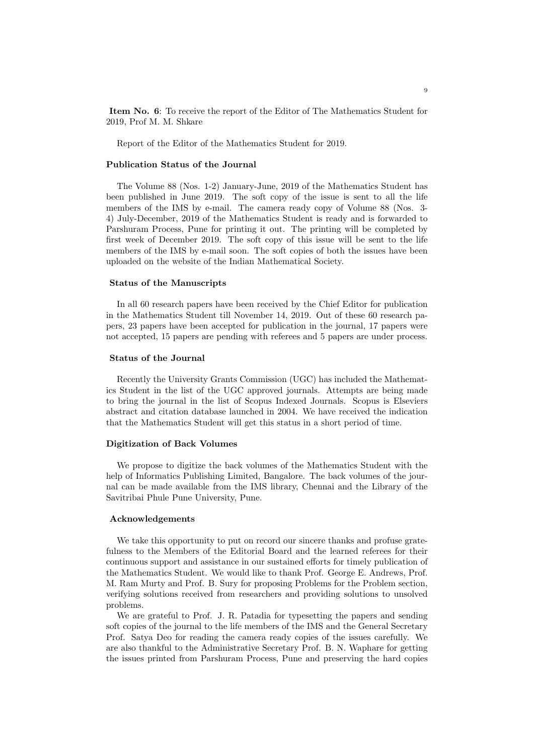**Item No. 6**: To receive the report of the Editor of The Mathematics Student for 2019, Prof M. M. Shkare

Report of the Editor of the Mathematics Student for 2019.

### Publication Status of the Journal

The Volume 88 (Nos. 1-2) January-June, 2019 of the Mathematics Student has been published in June 2019. The soft copy of the issue is sent to all the life members of the IMS by e-mail. The camera ready copy of Volume 88 (Nos. 3-4) July-December, 2019 of the Mathematics Student is ready and is forwarded to Parshuram Process, Pune for printing it out. The printing will be completed by first week of December 2019. The soft copy of this issue will be sent to the life members of the IMS by e-mail soon. The soft copies of both the issues have been uploaded on the website of the Indian Mathematical Society.

### Status of the Manuscripts

In all 60 research papers have been received by the Chief Editor for publication in the Mathematics Student till November 14, 2019. Out of these 60 research papers, 23 papers have been accepted for publication in the journal, 17 papers were not accepted, 15 papers are pending with referees and 5 papers are under process.

### Status of the Journal

Recently the University Grants Commission (UGC) has included the Mathematics Student in the list of the UGC approved journals. Attempts are being made to bring the journal in the list of Scopus Indexed Journals. Scopus is Elseviers abstract and citation database launched in 2004. We have received the indication that the Mathematics Student will get this status in a short period of time.

### Digitization of Back Volumes

We propose to digitize the back volumes of the Mathematics Student with the help of Informatics Publishing Limited, Bangalore. The back volumes of the journal can be made available from the IMS library, Chennai and the Library of the Savitribai Phule Pune University, Pune.

### Acknowledgements

We take this opportunity to put on record our sincere thanks and profuse gratefulness to the Members of the Editorial Board and the learned referees for their continuous support and assistance in our sustained efforts for timely publication of the Mathematics Student. We would like to thank Prof. George E. Andrews, Prof. M. Ram Murty and Prof. B. Sury for proposing Problems for the Problem section, verifying solutions received from researchers and providing solutions to unsolved problems.

We are grateful to Prof. J. R. Patadia for typesetting the papers and sending soft copies of the journal to the life members of the IMS and the General Secretary Prof. Satya Deo for reading the camera ready copies of the issues carefully. We are also thankful to the Administrative Secretary Prof. B. N. Waphare for getting the issues printed from Parshuram Process, Pune and preserving the hard copies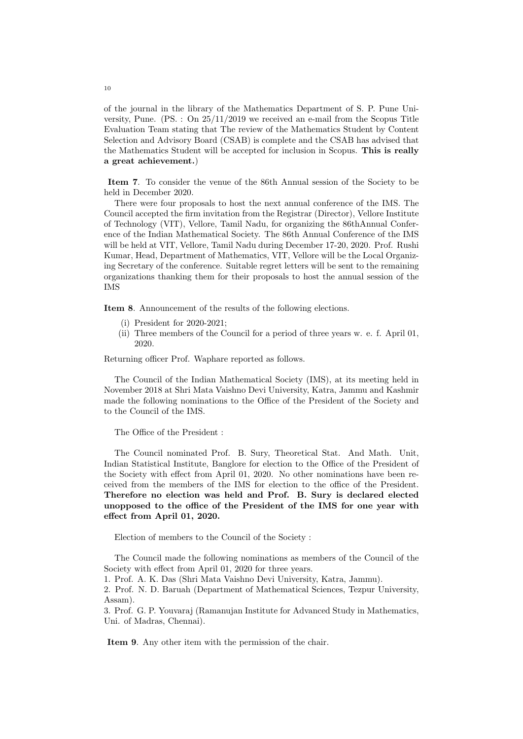of the journal in the library of the Mathematics Department of S. P. Pune University, Pune. (PS. : On 25/11/2019 we received an e-mail from the Scopus Title Evaluation Team stating that The review of the Mathematics Student by Content Selection and Advisory Board (CSAB) is complete and the CSAB has advised that the Mathematics Student will be accepted for inclusion in Scopus. **This is really a great achievement.**)

**Item 7**. To consider the venue of the 86th Annual session of the Society to be held in December 2020.

There were four proposals to host the next annual conference of the IMS. The Council accepted the firm invitation from the Registrar (Director), Vellore Institute of Technology (VIT), Vellore, Tamil Nadu, for organizing the 86thAnnual Conference of the Indian Mathematical Society. The 86th Annual Conference of the IMS will be held at VIT, Vellore, Tamil Nadu during December 17-20, 2020. Prof. Rushi Kumar, Head, Department of Mathematics, VIT, Vellore will be the Local Organizing Secretary of the conference. Suitable regret letters will be sent to the remaining organizations thanking them for their proposals to host the annual session of the IMS

**Item 8**. Announcement of the results of the following elections.

(i) President for 2020-2021;
(ii) Three members of the Council for a period of three years w. e. f. April 01, 2020.

Returning officer Prof. Waphare reported as follows.

The Council of the Indian Mathematical Society (IMS), at its meeting held in November 2018 at Shri Mata Vaishno Devi University, Katra, Jammu and Kashmir made the following nominations to the Office of the President of the Society and to the Council of the IMS.

The Office of the President :

The Council nominated Prof. B. Sury, Theoretical Stat. And Math. Unit, Indian Statistical Institute, Banglore for election to the Office of the President of the Society with effect from April 01, 2020. No other nominations have been received from the members of the IMS for election to the office of the President. **Therefore no election was held and Prof. B. Sury is declared elected unopposed to the office of the President of the IMS for one year with effect from April 01, 2020.**

Election of members to the Council of the Society :

The Council made the following nominations as members of the Council of the Society with effect from April 01, 2020 for three years.

1. Prof. A. K. Das (Shri Mata Vaishno Devi University, Katra, Jammu).
2. Prof. N. D. Baruah (Department of Mathematical Sciences, Tezpur University, Assam).
3. Prof. G. P. Youvaraj (Ramanujan Institute for Advanced Study in Mathematics, Uni. of Madras, Chennai).

**Item 9**. Any other item with the permission of the chair.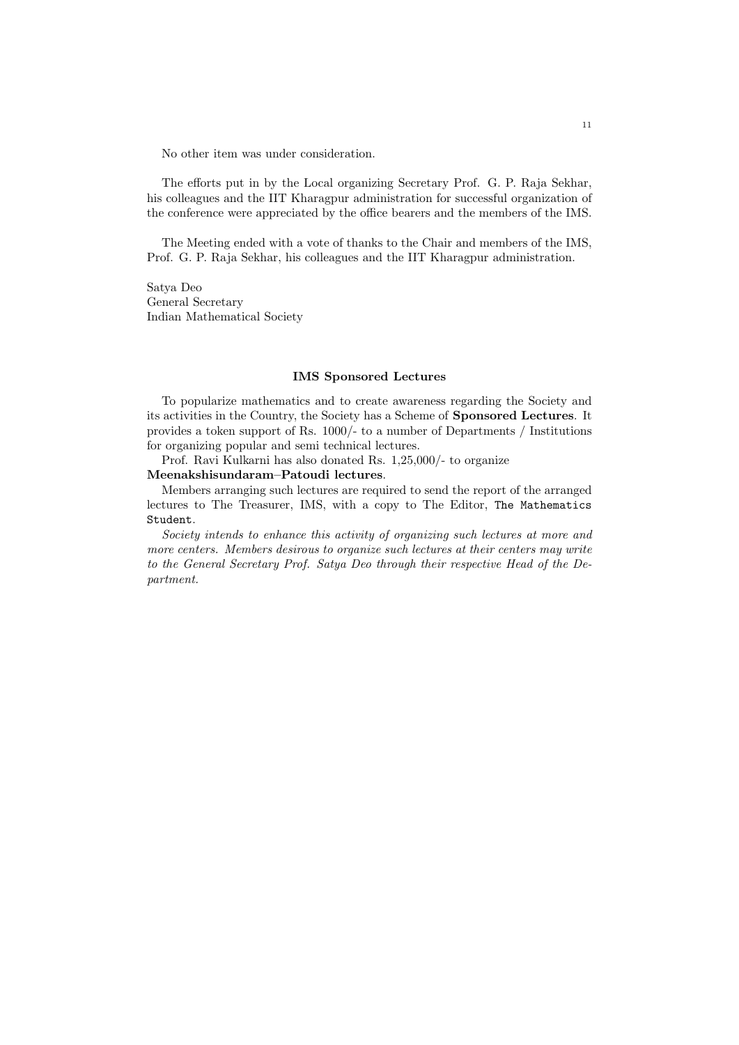No other item was under consideration.

The efforts put in by the Local organizing Secretary Prof. G. P. Raja Sekhar, his colleagues and the IIT Kharagpur administration for successful organization of the conference were appreciated by the office bearers and the members of the IMS.

The Meeting ended with a vote of thanks to the Chair and members of the IMS, Prof. G. P. Raja Sekhar, his colleagues and the IIT Kharagpur administration.

Satya Deo  
General Secretary  
Indian Mathematical Society

## IMS Sponsored Lectures

To popularize mathematics and to create awareness regarding the Society and its activities in the Country, the Society has a Scheme of **Sponsored Lectures**. It provides a token support of Rs. 1000/- to a number of Departments / Institutions for organizing popular and semi technical lectures.

Prof. Ravi Kulkarni has also donated Rs. 1,25,000/- to organize **Meenakshisundaram–Patoudi lectures**.

Members arranging such lectures are required to send the report of the arranged lectures to The Treasurer, IMS, with a copy to The Editor, `The Mathematics Student`.

*Society intends to enhance this activity of organizing such lectures at more and more centers. Members desirous to organize such lectures at their centers may write to the General Secretary Prof. Satya Deo through their respective Head of the Department.*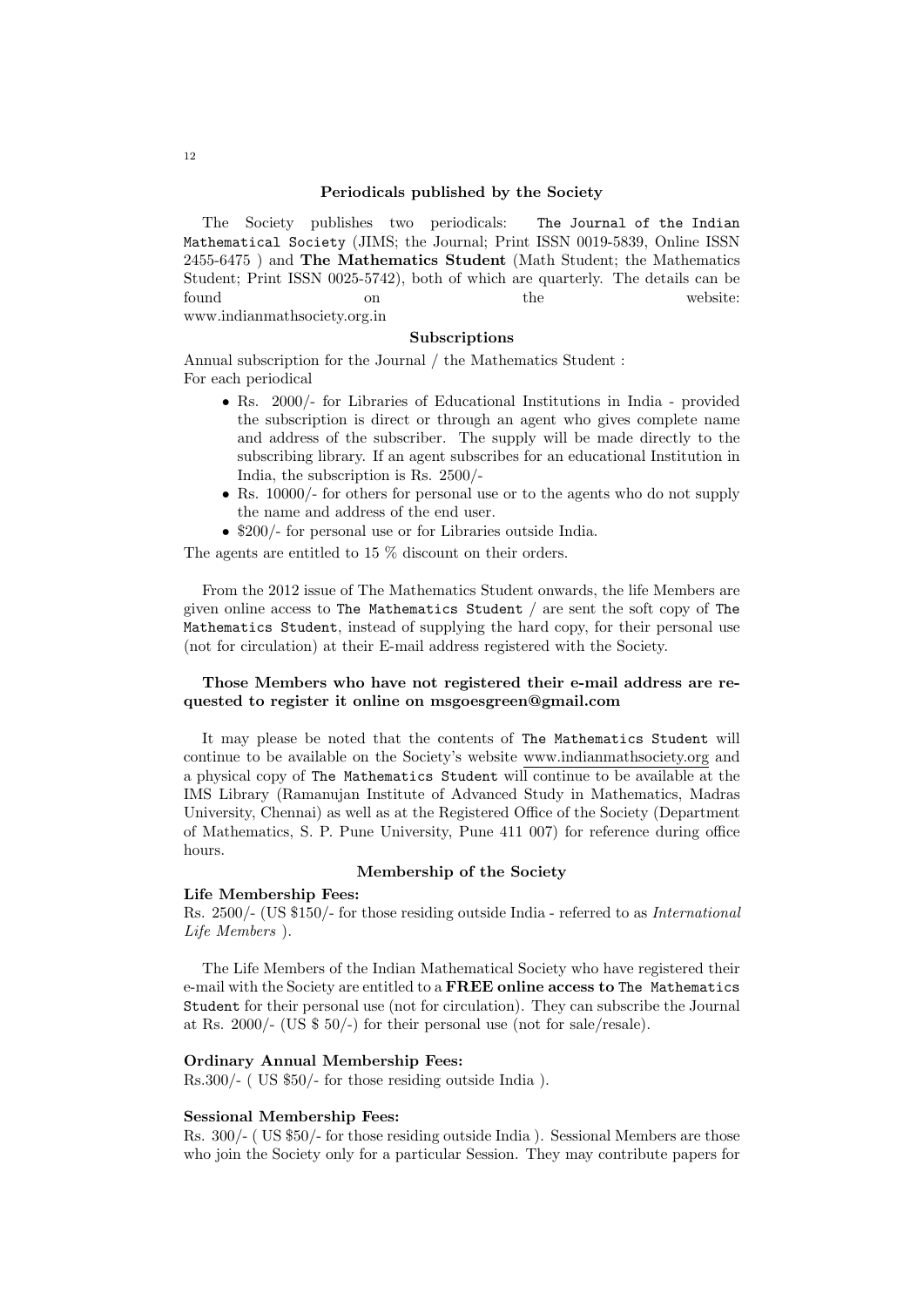## Periodicals published by the Society

The Society publishes two periodicals: The Journal of the Indian Mathematical Society (JIMS; the Journal; Print ISSN 0019-5839, Online ISSN 2455-6475 ) and **The Mathematics Student** (Math Student; the Mathematics Student; Print ISSN 0025-5742), both of which are quarterly. The details can be found on the website: www.indianmathsociety.org.in

## Subscriptions

Annual subscription for the Journal / the Mathematics Student :
For each periodical

- Rs. 2000/- for Libraries of Educational Institutions in India - provided the subscription is direct or through an agent who gives complete name and address of the subscriber. The supply will be made directly to the subscribing library. If an agent subscribes for an educational Institution in India, the subscription is Rs. 2500/-
- Rs. 10000/- for others for personal use or to the agents who do not supply the name and address of the end user.
- $200/- for personal use or for Libraries outside India.

The agents are entitled to 15 % discount on their orders.

From the 2012 issue of The Mathematics Student onwards, the life Members are given online access to The Mathematics Student / are sent the soft copy of The Mathematics Student, instead of supplying the hard copy, for their personal use (not for circulation) at their E-mail address registered with the Society.

**Those Members who have not registered their e-mail address are requested to register it online on msgoesgreen@gmail.com**

It may please be noted that the contents of The Mathematics Student will continue to be available on the Society's website www.indianmathsociety.org and a physical copy of The Mathematics Student will continue to be available at the IMS Library (Ramanujan Institute of Advanced Study in Mathematics, Madras University, Chennai) as well as at the Registered Office of the Society (Department of Mathematics, S. P. Pune University, Pune 411 007) for reference during office hours.

## Membership of the Society

**Life Membership Fees:**
Rs. 2500/- (US $150/- for those residing outside India - referred to as *International Life Members* ).

The Life Members of the Indian Mathematical Society who have registered their e-mail with the Society are entitled to a **FREE online access to** The Mathematics Student for their personal use (not for circulation). They can subscribe the Journal at Rs. 2000/- (US $ 50/-) for their personal use (not for sale/resale).

**Ordinary Annual Membership Fees:**
Rs.300/- ( US $50/- for those residing outside India ).

**Sessional Membership Fees:**
Rs. 300/- ( US $50/- for those residing outside India ). Sessional Members are those who join the Society only for a particular Session. They may contribute papers for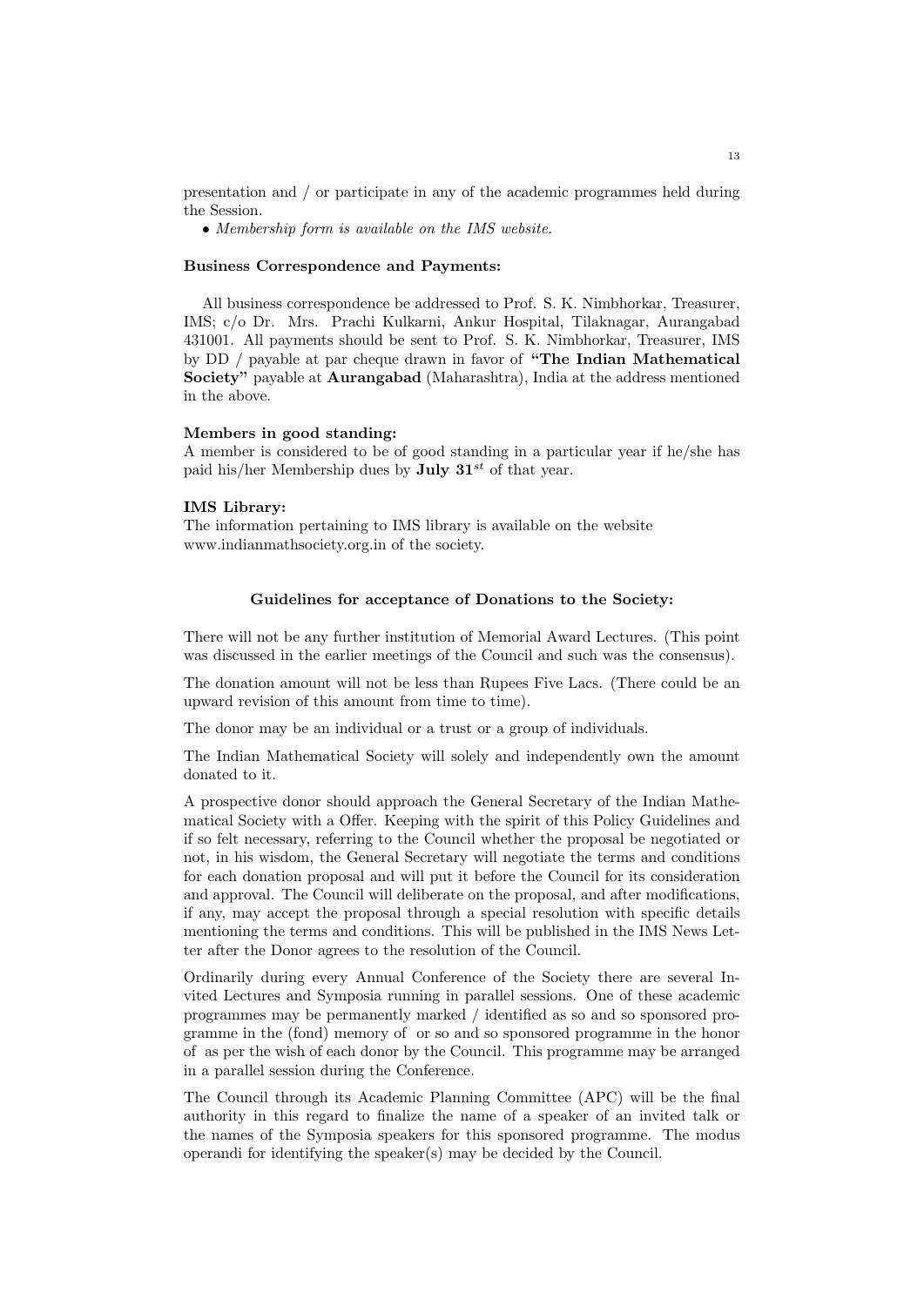presentation and / or participate in any of the academic programmes held during the Session.

- *Membership form is available on the IMS website.*

**Business Correspondence and Payments:**

All business correspondence be addressed to Prof. S. K. Nimbhorkar, Treasurer, IMS; c/o Dr. Mrs. Prachi Kulkarni, Ankur Hospital, Tilaknagar, Aurangabad 431001. All payments should be sent to Prof. S. K. Nimbhorkar, Treasurer, IMS by DD / payable at par cheque drawn in favor of **"The Indian Mathematical Society"** payable at **Aurangabad** (Maharashtra), India at the address mentioned in the above.

**Members in good standing:**
A member is considered to be of good standing in a particular year if he/she has paid his/her Membership dues by **July 31**$^{st}$ of that year.

**IMS Library:**
The information pertaining to IMS library is available on the website www.indianmathsociety.org.in of the society.

### Guidelines for acceptance of Donations to the Society:

There will not be any further institution of Memorial Award Lectures. (This point was discussed in the earlier meetings of the Council and such was the consensus).

The donation amount will not be less than Rupees Five Lacs. (There could be an upward revision of this amount from time to time).

The donor may be an individual or a trust or a group of individuals.

The Indian Mathematical Society will solely and independently own the amount donated to it.

A prospective donor should approach the General Secretary of the Indian Mathematical Society with a Offer. Keeping with the spirit of this Policy Guidelines and if so felt necessary, referring to the Council whether the proposal be negotiated or not, in his wisdom, the General Secretary will negotiate the terms and conditions for each donation proposal and will put it before the Council for its consideration and approval. The Council will deliberate on the proposal, and after modifications, if any, may accept the proposal through a special resolution with specific details mentioning the terms and conditions. This will be published in the IMS News Letter after the Donor agrees to the resolution of the Council.

Ordinarily during every Annual Conference of the Society there are several Invited Lectures and Symposia running in parallel sessions. One of these academic programmes may be permanently marked / identified as so and so sponsored programme in the (fond) memory of or so and so sponsored programme in the honor of as per the wish of each donor by the Council. This programme may be arranged in a parallel session during the Conference.

The Council through its Academic Planning Committee (APC) will be the final authority in this regard to finalize the name of a speaker of an invited talk or the names of the Symposia speakers for this sponsored programme. The modus operandi for identifying the speaker(s) may be decided by the Council.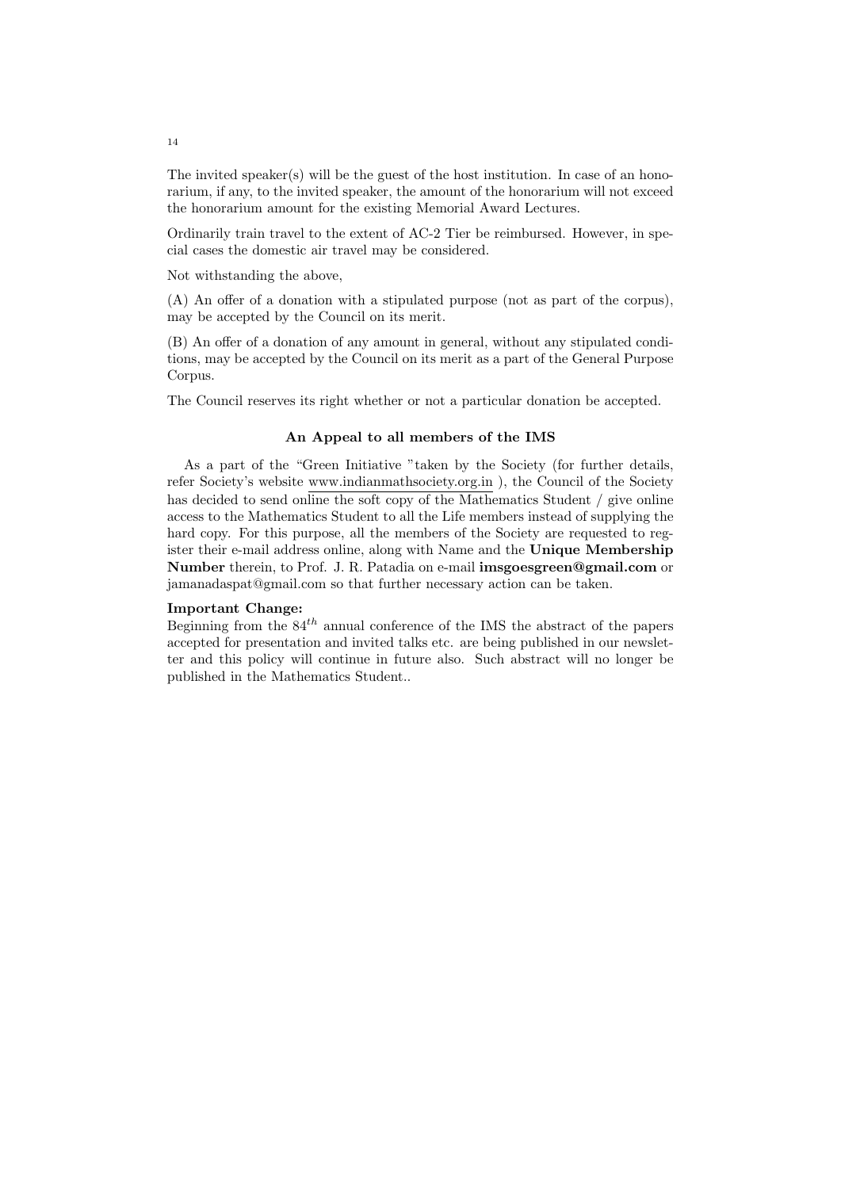The invited speaker(s) will be the guest of the host institution. In case of an honorarium, if any, to the invited speaker, the amount of the honorarium will not exceed the honorarium amount for the existing Memorial Award Lectures.

Ordinarily train travel to the extent of AC-2 Tier be reimbursed. However, in special cases the domestic air travel may be considered.

Not withstanding the above,

(A) An offer of a donation with a stipulated purpose (not as part of the corpus), may be accepted by the Council on its merit.

(B) An offer of a donation of any amount in general, without any stipulated conditions, may be accepted by the Council on its merit as a part of the General Purpose Corpus.

The Council reserves its right whether or not a particular donation be accepted.

### An Appeal to all members of the IMS

As a part of the "Green Initiative "taken by the Society (for further details, refer Society's website www.indianmathsociety.org.in ), the Council of the Society has decided to send online the soft copy of the Mathematics Student / give online access to the Mathematics Student to all the Life members instead of supplying the hard copy. For this purpose, all the members of the Society are requested to register their e-mail address online, along with Name and the **Unique Membership Number** therein, to Prof. J. R. Patadia on e-mail **imsgoesgreen@gmail.com** or jamanadaspat@gmail.com so that further necessary action can be taken.

**Important Change:**
Beginning from the $84^{th}$ annual conference of the IMS the abstract of the papers accepted for presentation and invited talks etc. are being published in our newsletter and this policy will continue in future also. Such abstract will no longer be published in the Mathematics Student..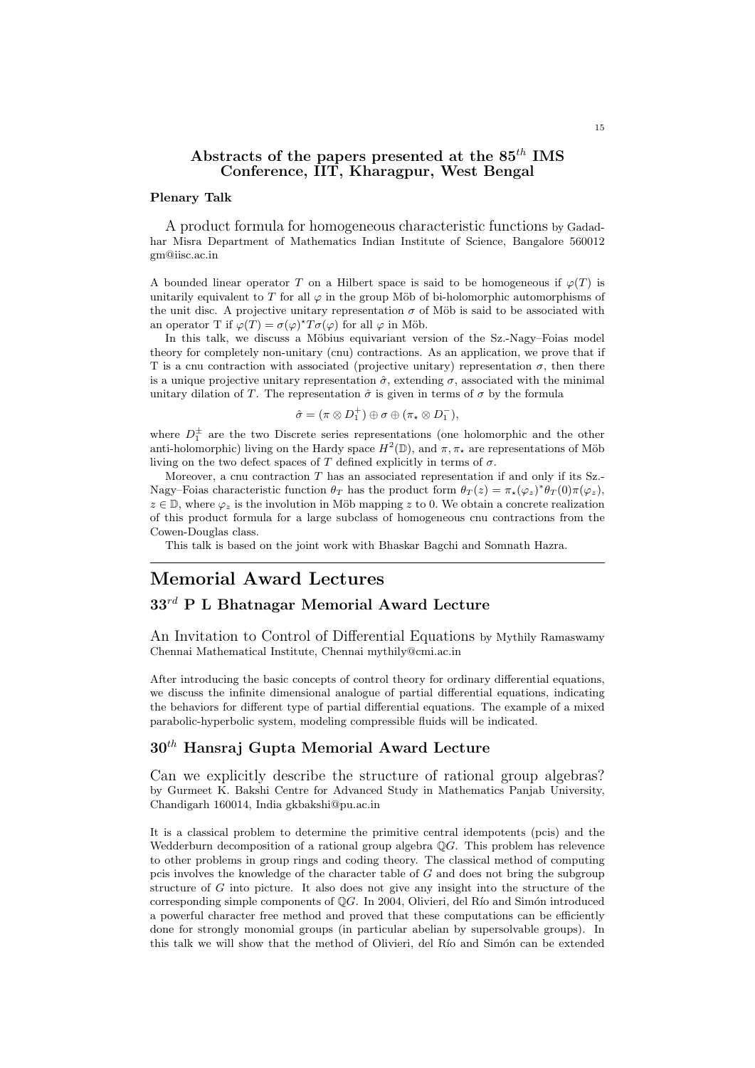### Abstracts of the papers presented at the 85<sup>th</sup> IMS Conference, IIT, Kharagpur, West Bengal

**Plenary Talk**

A product formula for homogeneous characteristic functions by Gadadhar Misra Department of Mathematics Indian Institute of Science, Bangalore 560012 gm@iisc.ac.in

A bounded linear operator $T$ on a Hilbert space is said to be homogeneous if $\varphi(T)$ is unitarily equivalent to $T$ for all $\varphi$ in the group Möb of bi-holomorphic automorphisms of the unit disc. A projective unitary representation $\sigma$ of Möb is said to be associated with an operator T if $\varphi(T) = \sigma(\varphi)^\star T \sigma(\varphi)$ for all $\varphi$ in Möb.

In this talk, we discuss a Möbius equivariant version of the Sz.-Nagy–Foias model theory for completely non-unitary (cnu) contractions. As an application, we prove that if T is a cnu contraction with associated (projective unitary) representation $\sigma$, then there is a unique projective unitary representation $\hat{\sigma}$, extending $\sigma$, associated with the minimal unitary dilation of $T$. The representation $\hat{\sigma}$ is given in terms of $\sigma$ by the formula

$$\hat{\sigma} = (\pi \otimes D_1^+) \oplus \sigma \oplus (\pi_\star \otimes D_1^-),$$

where $D_1^\pm$ are the two Discrete series representations (one holomorphic and the other anti-holomorphic) living on the Hardy space $H^2(\mathbb{D})$, and $\pi, \pi_\star$ are representations of Möb living on the two defect spaces of $T$ defined explicitly in terms of $\sigma$.

Moreover, a cnu contraction $T$ has an associated representation if and only if its Sz.-Nagy–Foias characteristic function $\theta_T$ has the product form $\theta_T(z) = \pi_\star(\varphi_z)^* \theta_T(0) \pi(\varphi_z)$, $z \in \mathbb{D}$, where $\varphi_z$ is the involution in Möb mapping $z$ to 0. We obtain a concrete realization of this product formula for a large subclass of homogeneous cnu contractions from the Cowen-Douglas class.

This talk is based on the joint work with Bhaskar Bagchi and Somnath Hazra.

---

## Memorial Award Lectures

### 33<sup>rd</sup> P L Bhatnagar Memorial Award Lecture

An Invitation to Control of Differential Equations by Mythily Ramaswamy Chennai Mathematical Institute, Chennai mythily@cmi.ac.in

After introducing the basic concepts of control theory for ordinary differential equations, we discuss the infinite dimensional analogue of partial differential equations, indicating the behaviors for different type of partial differential equations. The example of a mixed parabolic-hyperbolic system, modeling compressible fluids will be indicated.

### 30<sup>th</sup> Hansraj Gupta Memorial Award Lecture

Can we explicitly describe the structure of rational group algebras? by Gurmeet K. Bakshi Centre for Advanced Study in Mathematics Panjab University, Chandigarh 160014, India gkbakshi@pu.ac.in

It is a classical problem to determine the primitive central idempotents (pcis) and the Wedderburn decomposition of a rational group algebra $\mathbb{Q}G$. This problem has relevence to other problems in group rings and coding theory. The classical method of computing pcis involves the knowledge of the character table of $G$ and does not bring the subgroup structure of $G$ into picture. It also does not give any insight into the structure of the corresponding simple components of $\mathbb{Q}G$. In 2004, Olivieri, del Río and Simón introduced a powerful character free method and proved that these computations can be efficiently done for strongly monomial groups (in particular abelian by supersolvable groups). In this talk we will show that the method of Olivieri, del Río and Simón can be extended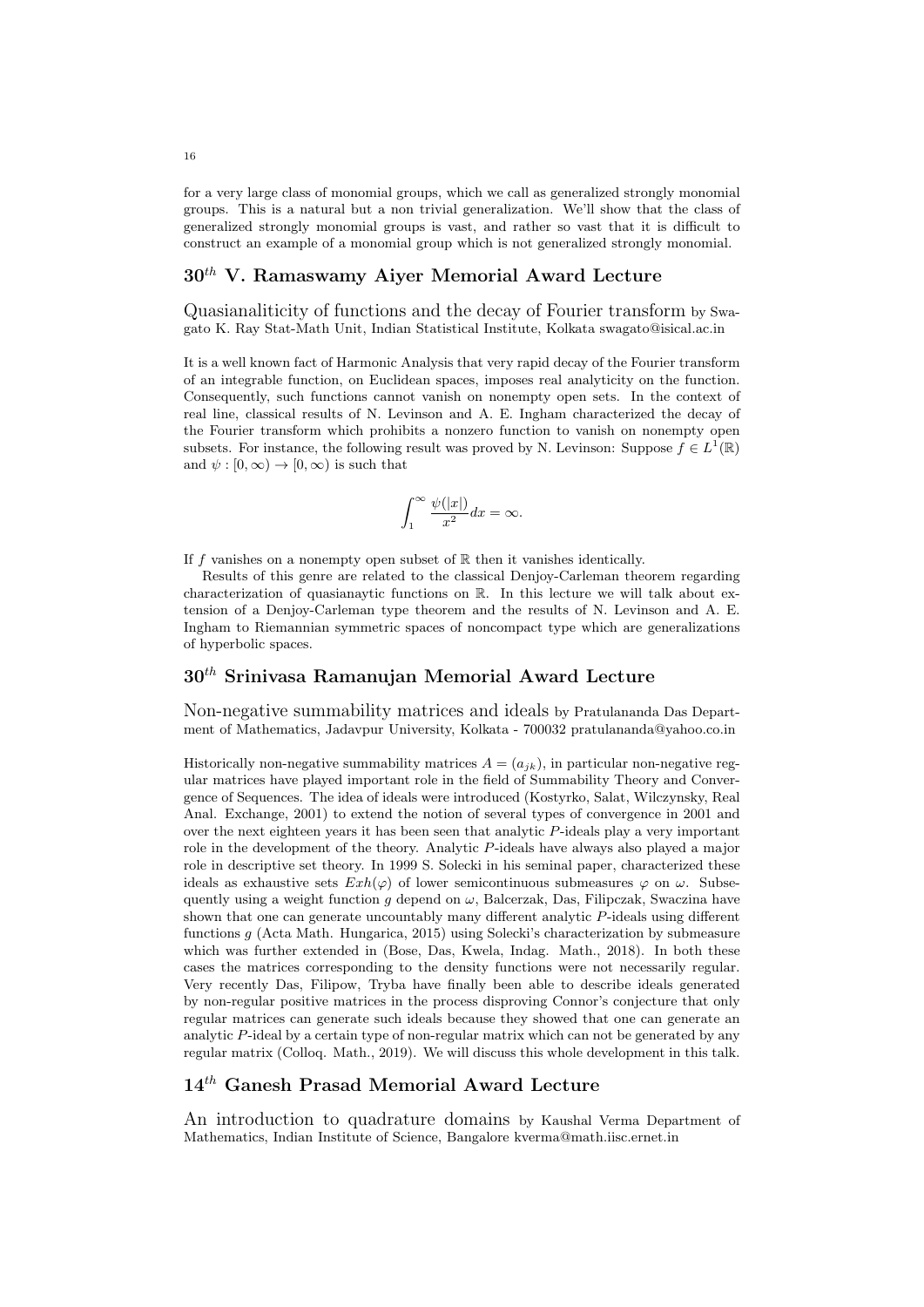for a very large class of monomial groups, which we call as generalized strongly monomial groups. This is a natural but a non trivial generalization. We'll show that the class of generalized strongly monomial groups is vast, and rather so vast that it is difficult to construct an example of a monomial group which is not generalized strongly monomial.

## $30^{th}$ V. Ramaswamy Aiyer Memorial Award Lecture

Quasianaliticity of functions and the decay of Fourier transform by Swagato K. Ray Stat-Math Unit, Indian Statistical Institute, Kolkata swagato@isical.ac.in

It is a well known fact of Harmonic Analysis that very rapid decay of the Fourier transform of an integrable function, on Euclidean spaces, imposes real analyticity on the function. Consequently, such functions cannot vanish on nonempty open sets. In the context of real line, classical results of N. Levinson and A. E. Ingham characterized the decay of the Fourier transform which prohibits a nonzero function to vanish on nonempty open subsets. For instance, the following result was proved by N. Levinson: Suppose $f \in L^1(\mathbb{R})$ and $\psi : [0, \infty) \to [0, \infty)$ is such that

$$\int_1^\infty \frac{\psi(|x|)}{x^2} dx = \infty.$$

If $f$ vanishes on a nonempty open subset of $\mathbb{R}$ then it vanishes identically.

Results of this genre are related to the classical Denjoy-Carleman theorem regarding characterization of quasianaytic functions on $\mathbb{R}$. In this lecture we will talk about extension of a Denjoy-Carleman type theorem and the results of N. Levinson and A. E. Ingham to Riemannian symmetric spaces of noncompact type which are generalizations of hyperbolic spaces.

## $30^{th}$ Srinivasa Ramanujan Memorial Award Lecture

Non-negative summability matrices and ideals by Pratulananda Das Department of Mathematics, Jadavpur University, Kolkata - 700032 pratulananda@yahoo.co.in

Historically non-negative summability matrices $A = (a_{jk})$, in particular non-negative regular matrices have played important role in the field of Summability Theory and Convergence of Sequences. The idea of ideals were introduced (Kostyrko, Salat, Wilczynsky, Real Anal. Exchange, 2001) to extend the notion of several types of convergence in 2001 and over the next eighteen years it has been seen that analytic $P$-ideals play a very important role in the development of the theory. Analytic $P$-ideals have always also played a major role in descriptive set theory. In 1999 S. Solecki in his seminal paper, characterized these ideals as exhaustive sets $Exh(\varphi)$ of lower semicontinuous submeasures $\varphi$ on $\omega$. Subsequently using a weight function $g$ depend on $\omega$, Balcerzak, Das, Filipczak, Swaczina have shown that one can generate uncountably many different analytic $P$-ideals using different functions $g$ (Acta Math. Hungarica, 2015) using Solecki's characterization by submeasure which was further extended in (Bose, Das, Kwela, Indag. Math., 2018). In both these cases the matrices corresponding to the density functions were not necessarily regular. Very recently Das, Filipow, Tryba have finally been able to describe ideals generated by non-regular positive matrices in the process disproving Connor's conjecture that only regular matrices can generate such ideals because they showed that one can generate an analytic $P$-ideal by a certain type of non-regular matrix which can not be generated by any regular matrix (Colloq. Math., 2019). We will discuss this whole development in this talk.

## $14^{th}$ Ganesh Prasad Memorial Award Lecture

An introduction to quadrature domains by Kaushal Verma Department of Mathematics, Indian Institute of Science, Bangalore kverma@math.iisc.ernet.in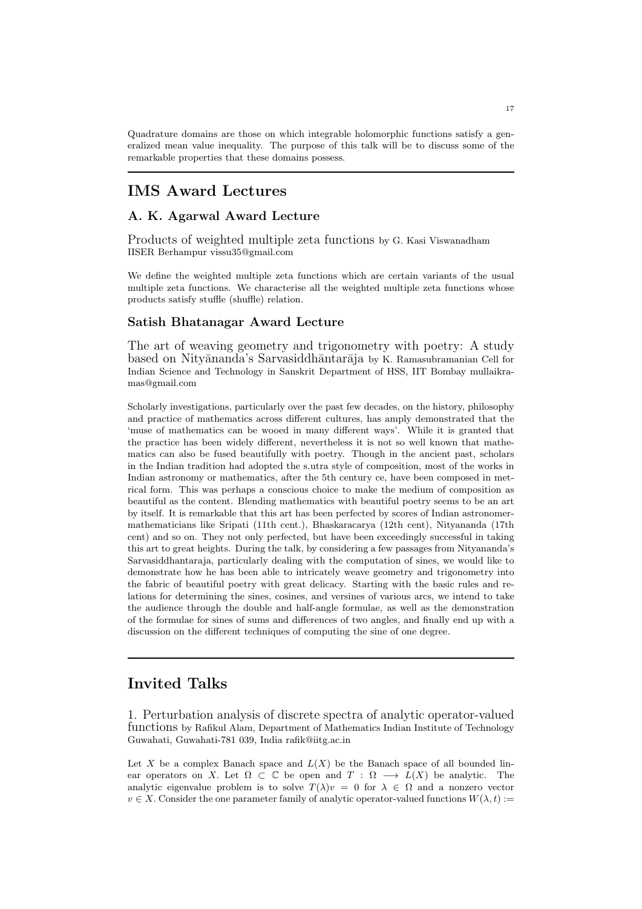Quadrature domains are those on which integrable holomorphic functions satisfy a generalized mean value inequality. The purpose of this talk will be to discuss some of the remarkable properties that these domains possess.

---

# IMS Award Lectures

## A. K. Agarwal Award Lecture

Products of weighted multiple zeta functions by G. Kasi Viswanadham IISER Berhampur vissu35@gmail.com

We define the weighted multiple zeta functions which are certain variants of the usual multiple zeta functions. We characterise all the weighted multiple zeta functions whose products satisfy stuffle (shuffle) relation.

## Satish Bhatanagar Award Lecture

The art of weaving geometry and trigonometry with poetry: A study based on Nityānanda's Sarvasiddhāntarāja by K. Ramasubramanian Cell for Indian Science and Technology in Sanskrit Department of HSS, IIT Bombay mullaikramas@gmail.com

Scholarly investigations, particularly over the past few decades, on the history, philosophy and practice of mathematics across different cultures, has amply demonstrated that the 'muse of mathematics can be wooed in many different ways'. While it is granted that the practice has been widely different, nevertheless it is not so well known that mathematics can also be fused beautifully with poetry. Though in the ancient past, scholars in the Indian tradition had adopted the s.utra style of composition, most of the works in Indian astronomy or mathematics, after the 5th century ce, have been composed in metrical form. This was perhaps a conscious choice to make the medium of composition as beautiful as the content. Blending mathematics with beautiful poetry seems to be an art by itself. It is remarkable that this art has been perfected by scores of Indian astronomer-mathematicians like Sripati (11th cent.), Bhaskaracarya (12th cent), Nityananda (17th cent) and so on. They not only perfected, but have been exceedingly successful in taking this art to great heights. During the talk, by considering a few passages from Nityananda's Sarvasiddhantaraja, particularly dealing with the computation of sines, we would like to demonstrate how he has been able to intricately weave geometry and trigonometry into the fabric of beautiful poetry with great delicacy. Starting with the basic rules and relations for determining the sines, cosines, and versines of various arcs, we intend to take the audience through the double and half-angle formulae, as well as the demonstration of the formulae for sines of sums and differences of two angles, and finally end up with a discussion on the different techniques of computing the sine of one degree.

---

# Invited Talks

1. Perturbation analysis of discrete spectra of analytic operator-valued functions by Rafikul Alam, Department of Mathematics Indian Institute of Technology Guwahati, Guwahati-781 039, India rafik@iitg.ac.in

Let $X$ be a complex Banach space and $L(X)$ be the Banach space of all bounded linear operators on $X$. Let $\Omega \subset \mathbb{C}$ be open and $T : \Omega \longrightarrow L(X)$ be analytic. The analytic eigenvalue problem is to solve $T(\lambda)v = 0$ for $\lambda \in \Omega$ and a nonzero vector $v \in X$. Consider the one parameter family of analytic operator-valued functions $W(\lambda, t) :=$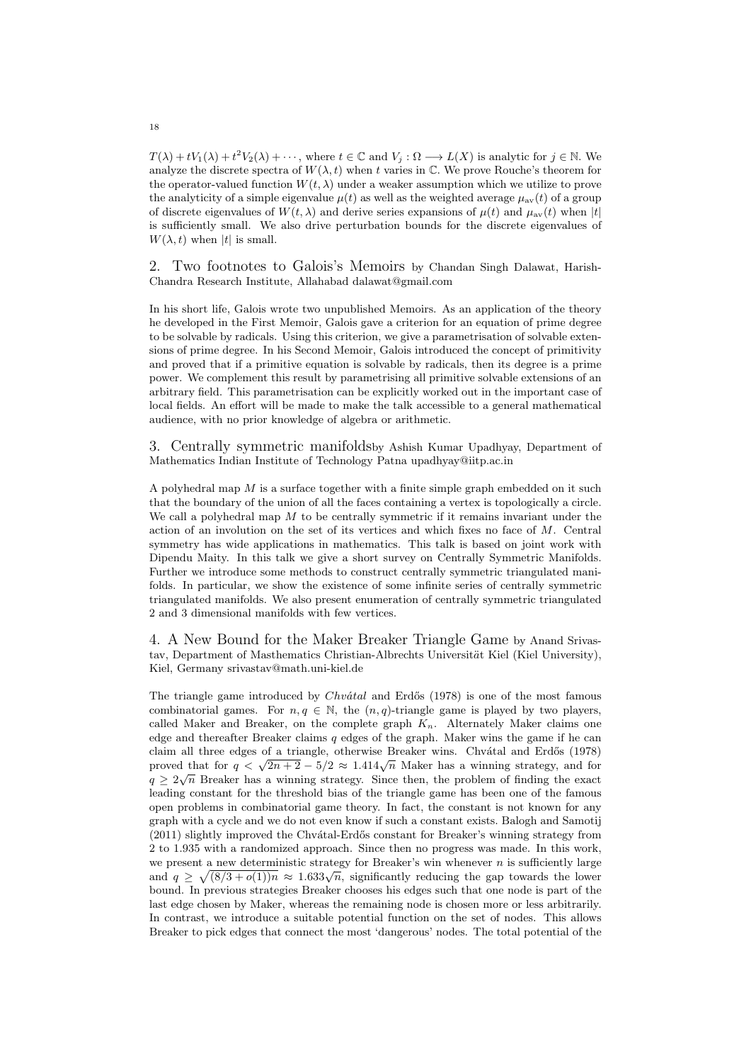$T(\lambda) + tV_1(\lambda) + t^2V_2(\lambda) + \cdots$, where $t \in \mathbb{C}$ and $V_j : \Omega \longrightarrow L(X)$ is analytic for $j \in \mathbb{N}$. We analyze the discrete spectra of $W(\lambda, t)$ when $t$ varies in $\mathbb{C}$. We prove Rouche's theorem for the operator-valued function $W(t, \lambda)$ under a weaker assumption which we utilize to prove the analyticity of a simple eigenvalue $\mu(t)$ as well as the weighted average $\mu_{av}(t)$ of a group of discrete eigenvalues of $W(t, \lambda)$ and derive series expansions of $\mu(t)$ and $\mu_{av}(t)$ when $|t|$ is sufficiently small. We also drive perturbation bounds for the discrete eigenvalues of $W(\lambda, t)$ when $|t|$ is small.

## 2. Two footnotes to Galois's Memoirs by Chandan Singh Dalawat, Harish-Chandra Research Institute, Allahabad dalawat@gmail.com

In his short life, Galois wrote two unpublished Memoirs. As an application of the theory he developed in the First Memoir, Galois gave a criterion for an equation of prime degree to be solvable by radicals. Using this criterion, we give a parametrisation of solvable extensions of prime degree. In his Second Memoir, Galois introduced the concept of primitivity and proved that if a primitive equation is solvable by radicals, then its degree is a prime power. We complement this result by parametrising all primitive solvable extensions of an arbitrary field. This parametrisation can be explicitly worked out in the important case of local fields. An effort will be made to make the talk accessible to a general mathematical audience, with no prior knowledge of algebra or arithmetic.

## 3. Centrally symmetric manifoldsby Ashish Kumar Upadhyay, Department of Mathematics Indian Institute of Technology Patna upadhyay@iitp.ac.in

A polyhedral map $M$ is a surface together with a finite simple graph embedded on it such that the boundary of the union of all the faces containing a vertex is topologically a circle. We call a polyhedral map $M$ to be centrally symmetric if it remains invariant under the action of an involution on the set of its vertices and which fixes no face of $M$. Central symmetry has wide applications in mathematics. This talk is based on joint work with Dipendu Maity. In this talk we give a short survey on Centrally Symmetric Manifolds. Further we introduce some methods to construct centrally symmetric triangulated manifolds. In particular, we show the existence of some infinite series of centrally symmetric triangulated manifolds. We also present enumeration of centrally symmetric triangulated 2 and 3 dimensional manifolds with few vertices.

## 4. A New Bound for the Maker Breaker Triangle Game by Anand Srivastav, Department of Masthematics Christian-Albrechts Universität Kiel (Kiel University), Kiel, Germany srivastav@math.uni-kiel.de

The triangle game introduced by *Chvátal* and Erdős (1978) is one of the most famous combinatorial games. For $n, q \in \mathbb{N}$, the $(n, q)$-triangle game is played by two players, called Maker and Breaker, on the complete graph $K_n$. Alternately Maker claims one edge and thereafter Breaker claims $q$ edges of the graph. Maker wins the game if he can claim all three edges of a triangle, otherwise Breaker wins. Chvátal and Erdős (1978) proved that for $q < \sqrt{2n+2} - 5/2 \approx 1.414\sqrt{n}$ Maker has a winning strategy, and for $q \geq 2\sqrt{n}$ Breaker has a winning strategy. Since then, the problem of finding the exact leading constant for the threshold bias of the triangle game has been one of the famous open problems in combinatorial game theory. In fact, the constant is not known for any graph with a cycle and we do not even know if such a constant exists. Balogh and Samotij (2011) slightly improved the Chvátal-Erdős constant for Breaker's winning strategy from 2 to 1.935 with a randomized approach. Since then no progress was made. In this work, we present a new deterministic strategy for Breaker's win whenever $n$ is sufficiently large and $q \geq \sqrt{(8/3 + o(1))n} \approx 1.633\sqrt{n}$, significantly reducing the gap towards the lower bound. In previous strategies Breaker chooses his edges such that one node is part of the last edge chosen by Maker, whereas the remaining node is chosen more or less arbitrarily. In contrast, we introduce a suitable potential function on the set of nodes. This allows Breaker to pick edges that connect the most 'dangerous' nodes. The total potential of the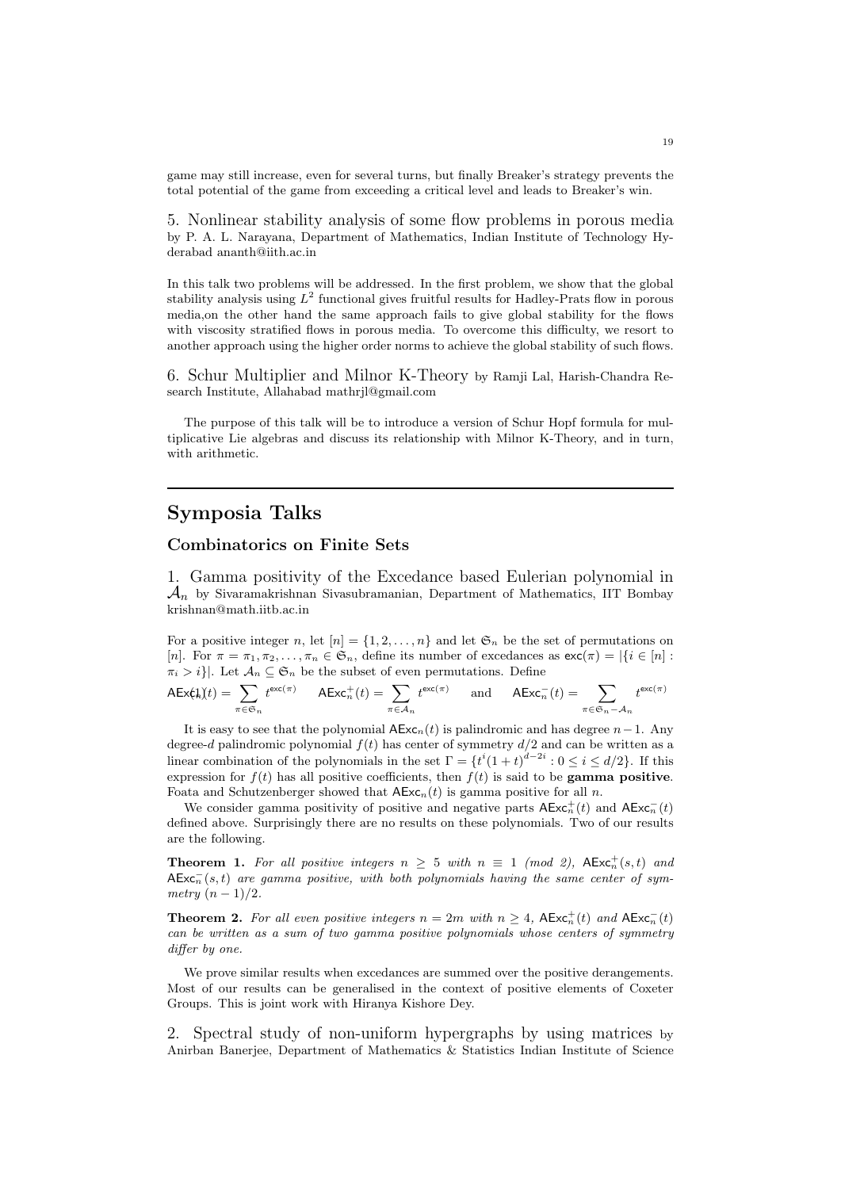game may still increase, even for several turns, but finally Breaker's strategy prevents the total potential of the game from exceeding a critical level and leads to Breaker's win.

5. Nonlinear stability analysis of some flow problems in porous media by P. A. L. Narayana, Department of Mathematics, Indian Institute of Technology Hyderabad ananth@iith.ac.in

In this talk two problems will be addressed. In the first problem, we show that the global stability analysis using $L^2$ functional gives fruitful results for Hadley-Prats flow in porous media,on the other hand the same approach fails to give global stability for the flows with viscosity stratified flows in porous media. To overcome this difficulty, we resort to another approach using the higher order norms to achieve the global stability of such flows.

6. Schur Multiplier and Milnor K-Theory by Ramji Lal, Harish-Chandra Research Institute, Allahabad mathrjl@gmail.com

The purpose of this talk will be to introduce a version of Schur Hopf formula for multiplicative Lie algebras and discuss its relationship with Milnor K-Theory, and in turn, with arithmetic.

---

# Symposia Talks

## Combinatorics on Finite Sets

1. Gamma positivity of the Excedance based Eulerian polynomial in $\mathcal{A}_n$ by Sivaramakrishnan Sivasubramanian, Department of Mathematics, IIT Bombay krishnan@math.iitb.ac.in

For a positive integer $n$, let $[n] = \{1, 2, \ldots, n\}$ and let $\mathfrak{S}_n$ be the set of permutations on $[n]$. For $\pi = \pi_1, \pi_2, \ldots, \pi_n \in \mathfrak{S}_n$, define its number of excedances as $\mathsf{exc}(\pi) = |\{i \in [n] : \pi_i > i\}|$. Let $\mathcal{A}_n \subseteq \mathfrak{S}_n$ be the subset of even permutations. Define

$$\mathsf{AExc}_n(t) = \sum_{\pi \in \mathfrak{S}_n} t^{\mathsf{exc}(\pi)} \qquad \mathsf{AExc}_n^+(t) = \sum_{\pi \in \mathcal{A}_n} t^{\mathsf{exc}(\pi)} \qquad \text{and} \qquad \mathsf{AExc}_n^-(t) = \sum_{\pi \in \mathfrak{S}_n - \mathcal{A}_n} t^{\mathsf{exc}(\pi)}$$

It is easy to see that the polynomial $\mathsf{AExc}_n(t)$ is palindromic and has degree $n-1$. Any degree-$d$ palindromic polynomial $f(t)$ has center of symmetry $d/2$ and can be written as a linear combination of the polynomials in the set $\Gamma = \{t^i(1+t)^{d-2i} : 0 \leq i \leq d/2\}$. If this expression for $f(t)$ has all positive coefficients, then $f(t)$ is said to be **gamma positive**. Foata and Schutzenberger showed that $\mathsf{AExc}_n(t)$ is gamma positive for all $n$.

We consider gamma positivity of positive and negative parts $\mathsf{AExc}_n^+(t)$ and $\mathsf{AExc}_n^-(t)$ defined above. Surprisingly there are no results on these polynomials. Two of our results are the following.

**Theorem 1.** *For all positive integers $n \geq 5$ with $n \equiv 1$ (mod 2), $\mathsf{AExc}_n^+(s,t)$ and $\mathsf{AExc}_n^-(s,t)$ are gamma positive, with both polynomials having the same center of symmetry $(n-1)/2$.*

**Theorem 2.** *For all even positive integers $n = 2m$ with $n \geq 4$, $\mathsf{AExc}_n^+(t)$ and $\mathsf{AExc}_n^-(t)$ can be written as a sum of two gamma positive polynomials whose centers of symmetry differ by one.*

We prove similar results when excedances are summed over the positive derangements. Most of our results can be generalised in the context of positive elements of Coxeter Groups. This is joint work with Hiranya Kishore Dey.

2. Spectral study of non-uniform hypergraphs by using matrices by Anirban Banerjee, Department of Mathematics & Statistics Indian Institute of Science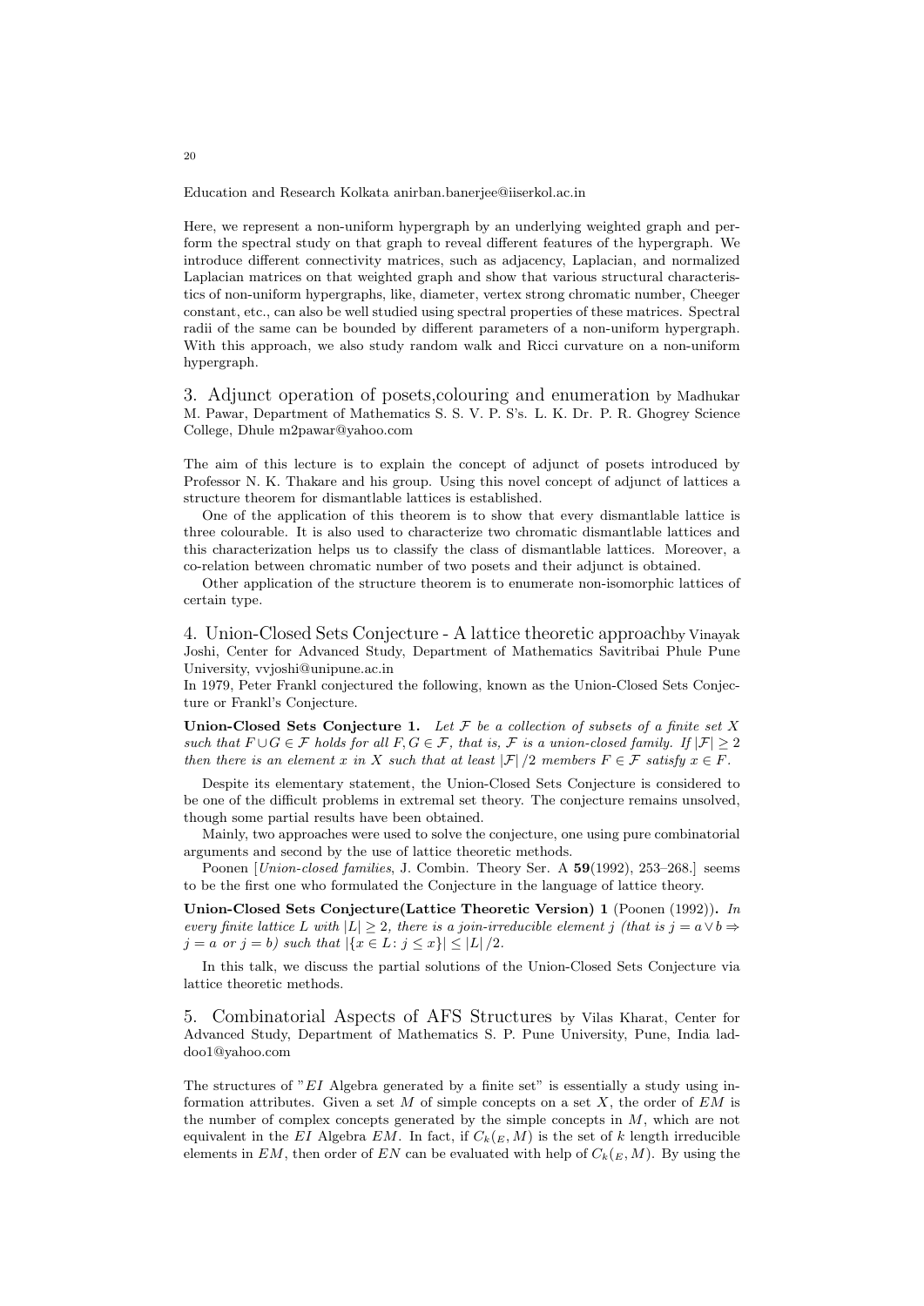Education and Research Kolkata anirban.banerjee@iiserkol.ac.in

Here, we represent a non-uniform hypergraph by an underlying weighted graph and perform the spectral study on that graph to reveal different features of the hypergraph. We introduce different connectivity matrices, such as adjacency, Laplacian, and normalized Laplacian matrices on that weighted graph and show that various structural characteristics of non-uniform hypergraphs, like, diameter, vertex strong chromatic number, Cheeger constant, etc., can also be well studied using spectral properties of these matrices. Spectral radii of the same can be bounded by different parameters of a non-uniform hypergraph. With this approach, we also study random walk and Ricci curvature on a non-uniform hypergraph.

3. Adjunct operation of posets,colouring and enumeration by Madhukar M. Pawar, Department of Mathematics S. S. V. P. S's. L. K. Dr. P. R. Ghogrey Science College, Dhule m2pawar@yahoo.com

The aim of this lecture is to explain the concept of adjunct of posets introduced by Professor N. K. Thakare and his group. Using this novel concept of adjunct of lattices a structure theorem for dismantlable lattices is established.

One of the application of this theorem is to show that every dismantlable lattice is three colourable. It is also used to characterize two chromatic dismantlable lattices and this characterization helps us to classify the class of dismantlable lattices. Moreover, a co-relation between chromatic number of two posets and their adjunct is obtained.

Other application of the structure theorem is to enumerate non-isomorphic lattices of certain type.

4. Union-Closed Sets Conjecture - A lattice theoretic approachby Vinayak Joshi, Center for Advanced Study, Department of Mathematics Savitribai Phule Pune University, vvjoshi@unipune.ac.in

In 1979, Peter Frankl conjectured the following, known as the Union-Closed Sets Conjecture or Frankl's Conjecture.

**Union-Closed Sets Conjecture 1.** *Let $\mathcal{F}$ be a collection of subsets of a finite set $X$ such that $F \cup G \in \mathcal{F}$ holds for all $F, G \in \mathcal{F}$, that is, $\mathcal{F}$ is a union-closed family. If $|\mathcal{F}| \geq 2$ then there is an element $x$ in $X$ such that at least $|\mathcal{F}|/2$ members $F \in \mathcal{F}$ satisfy $x \in F$.*

Despite its elementary statement, the Union-Closed Sets Conjecture is considered to be one of the difficult problems in extremal set theory. The conjecture remains unsolved, though some partial results have been obtained.

Mainly, two approaches were used to solve the conjecture, one using pure combinatorial arguments and second by the use of lattice theoretic methods.

Poonen [*Union-closed families*, J. Combin. Theory Ser. A **59**(1992), 253–268.] seems to be the first one who formulated the Conjecture in the language of lattice theory.

**Union-Closed Sets Conjecture(Lattice Theoretic Version) 1** (Poonen (1992))**.** *In every finite lattice $L$ with $|L| \geq 2$, there is a join-irreducible element $j$ (that is $j = a \vee b \Rightarrow j = a$ or $j = b$) such that $|\{x \in L \colon j \leq x\}| \leq |L|/2$.*

In this talk, we discuss the partial solutions of the Union-Closed Sets Conjecture via lattice theoretic methods.

5. Combinatorial Aspects of AFS Structures by Vilas Kharat, Center for Advanced Study, Department of Mathematics S. P. Pune University, Pune, India laddoo1@yahoo.com

The structures of "$EI$ Algebra generated by a finite set" is essentially a study using information attributes. Given a set $M$ of simple concepts on a set $X$, the order of $EM$ is the number of complex concepts generated by the simple concepts in $M$, which are not equivalent in the $EI$ Algebra $EM$. In fact, if $C_k({}_E, M)$ is the set of $k$ length irreducible elements in $EM$, then order of $EN$ can be evaluated with help of $C_k({}_E, M)$. By using the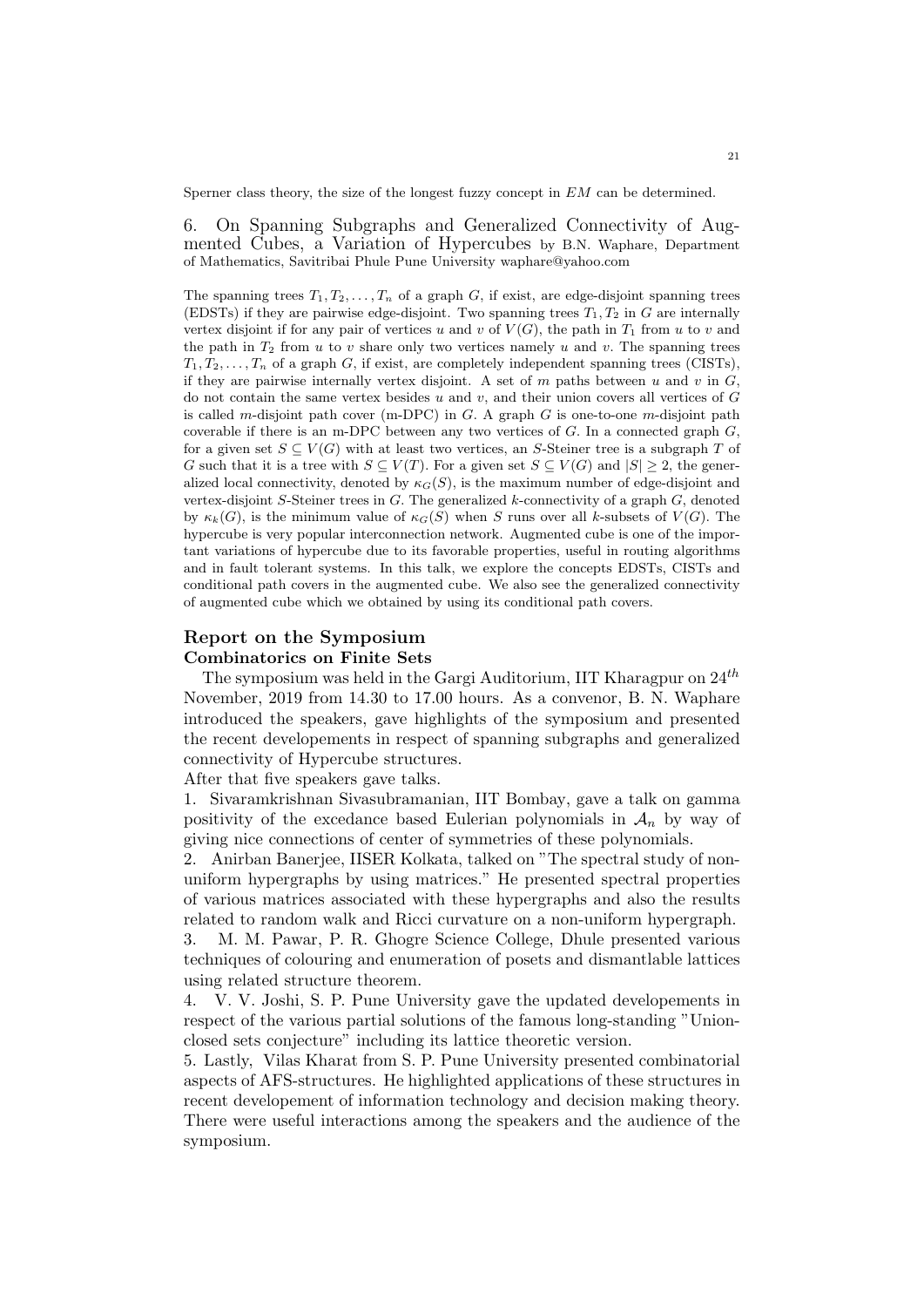Sperner class theory, the size of the longest fuzzy concept in $EM$ can be determined.

6. On Spanning Subgraphs and Generalized Connectivity of Augmented Cubes, a Variation of Hypercubes by B.N. Waphare, Department of Mathematics, Savitribai Phule Pune University waphare@yahoo.com

The spanning trees $T_1, T_2, \ldots, T_n$ of a graph $G$, if exist, are edge-disjoint spanning trees (EDSTs) if they are pairwise edge-disjoint. Two spanning trees $T_1, T_2$ in $G$ are internally vertex disjoint if for any pair of vertices $u$ and $v$ of $V(G)$, the path in $T_1$ from $u$ to $v$ and the path in $T_2$ from $u$ to $v$ share only two vertices namely $u$ and $v$. The spanning trees $T_1, T_2, \ldots, T_n$ of a graph $G$, if exist, are completely independent spanning trees (CISTs), if they are pairwise internally vertex disjoint. A set of $m$ paths between $u$ and $v$ in $G$, do not contain the same vertex besides $u$ and $v$, and their union covers all vertices of $G$ is called $m$-disjoint path cover (m-DPC) in $G$. A graph $G$ is one-to-one $m$-disjoint path coverable if there is an m-DPC between any two vertices of $G$. In a connected graph $G$, for a given set $S \subseteq V(G)$ with at least two vertices, an $S$-Steiner tree is a subgraph $T$ of $G$ such that it is a tree with $S \subseteq V(T)$. For a given set $S \subseteq V(G)$ and $|S| \geq 2$, the generalized local connectivity, denoted by $\kappa_G(S)$, is the maximum number of edge-disjoint and vertex-disjoint $S$-Steiner trees in $G$. The generalized $k$-connectivity of a graph $G$, denoted by $\kappa_k(G)$, is the minimum value of $\kappa_G(S)$ when $S$ runs over all $k$-subsets of $V(G)$. The hypercube is very popular interconnection network. Augmented cube is one of the important variations of hypercube due to its favorable properties, useful in routing algorithms and in fault tolerant systems. In this talk, we explore the concepts EDSTs, CISTs and conditional path covers in the augmented cube. We also see the generalized connectivity of augmented cube which we obtained by using its conditional path covers.

## Report on the Symposium

### Combinatorics on Finite Sets

The symposium was held in the Gargi Auditorium, IIT Kharagpur on $24^{th}$ November, 2019 from 14.30 to 17.00 hours. As a convenor, B. N. Waphare introduced the speakers, gave highlights of the symposium and presented the recent developements in respect of spanning subgraphs and generalized connectivity of Hypercube structures.

After that five speakers gave talks.

1. Sivaramkrishnan Sivasubramanian, IIT Bombay, gave a talk on gamma positivity of the excedance based Eulerian polynomials in $\mathcal{A}_n$ by way of giving nice connections of center of symmetries of these polynomials.

2. Anirban Banerjee, IISER Kolkata, talked on "The spectral study of non-uniform hypergraphs by using matrices." He presented spectral properties of various matrices associated with these hypergraphs and also the results related to random walk and Ricci curvature on a non-uniform hypergraph.

3. M. M. Pawar, P. R. Ghogre Science College, Dhule presented various techniques of colouring and enumeration of posets and dismantlable lattices using related structure theorem.

4. V. V. Joshi, S. P. Pune University gave the updated developements in respect of the various partial solutions of the famous long-standing "Union-closed sets conjecture" including its lattice theoretic version.

5. Lastly, Vilas Kharat from S. P. Pune University presented combinatorial aspects of AFS-structures. He highlighted applications of these structures in recent developement of information technology and decision making theory. There were useful interactions among the speakers and the audience of the symposium.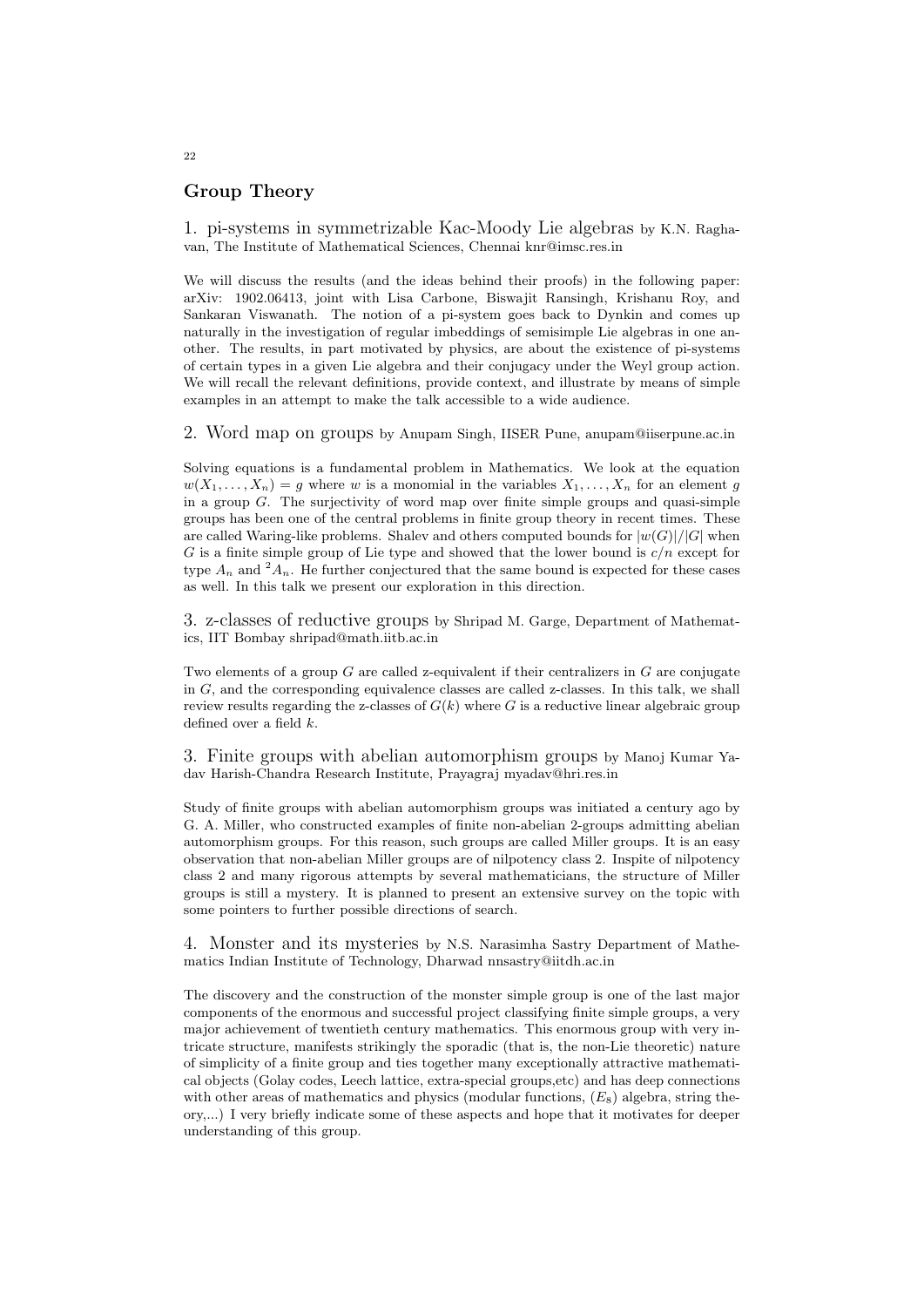## Group Theory

1. pi-systems in symmetrizable Kac-Moody Lie algebras by K.N. Raghavan, The Institute of Mathematical Sciences, Chennai knr@imsc.res.in

We will discuss the results (and the ideas behind their proofs) in the following paper: arXiv: 1902.06413, joint with Lisa Carbone, Biswajit Ransingh, Krishanu Roy, and Sankaran Viswanath. The notion of a pi-system goes back to Dynkin and comes up naturally in the investigation of regular imbeddings of semisimple Lie algebras in one another. The results, in part motivated by physics, are about the existence of pi-systems of certain types in a given Lie algebra and their conjugacy under the Weyl group action. We will recall the relevant definitions, provide context, and illustrate by means of simple examples in an attempt to make the talk accessible to a wide audience.

2. Word map on groups by Anupam Singh, IISER Pune, anupam@iiserpune.ac.in

Solving equations is a fundamental problem in Mathematics. We look at the equation $w(X_1, \ldots, X_n) = g$ where $w$ is a monomial in the variables $X_1, \ldots, X_n$ for an element $g$ in a group $G$. The surjectivity of word map over finite simple groups and quasi-simple groups has been one of the central problems in finite group theory in recent times. These are called Waring-like problems. Shalev and others computed bounds for $|w(G)|/|G|$ when $G$ is a finite simple group of Lie type and showed that the lower bound is $c/n$ except for type $A_n$ and ${}^2A_n$. He further conjectured that the same bound is expected for these cases as well. In this talk we present our exploration in this direction.

3. z-classes of reductive groups by Shripad M. Garge, Department of Mathematics, IIT Bombay shripad@math.iitb.ac.in

Two elements of a group $G$ are called z-equivalent if their centralizers in $G$ are conjugate in $G$, and the corresponding equivalence classes are called z-classes. In this talk, we shall review results regarding the z-classes of $G(k)$ where $G$ is a reductive linear algebraic group defined over a field $k$.

3. Finite groups with abelian automorphism groups by Manoj Kumar Yadav Harish-Chandra Research Institute, Prayagraj myadav@hri.res.in

Study of finite groups with abelian automorphism groups was initiated a century ago by G. A. Miller, who constructed examples of finite non-abelian 2-groups admitting abelian automorphism groups. For this reason, such groups are called Miller groups. It is an easy observation that non-abelian Miller groups are of nilpotency class 2. Inspite of nilpotency class 2 and many rigorous attempts by several mathematicians, the structure of Miller groups is still a mystery. It is planned to present an extensive survey on the topic with some pointers to further possible directions of search.

4. Monster and its mysteries by N.S. Narasimha Sastry Department of Mathematics Indian Institute of Technology, Dharwad nnsastry@iitdh.ac.in

The discovery and the construction of the monster simple group is one of the last major components of the enormous and successful project classifying finite simple groups, a very major achievement of twentieth century mathematics. This enormous group with very intricate structure, manifests strikingly the sporadic (that is, the non-Lie theoretic) nature of simplicity of a finite group and ties together many exceptionally attractive mathematical objects (Golay codes, Leech lattice, extra-special groups,etc) and has deep connections with other areas of mathematics and physics (modular functions, $(E_8)$ algebra, string theory,...) I very briefly indicate some of these aspects and hope that it motivates for deeper understanding of this group.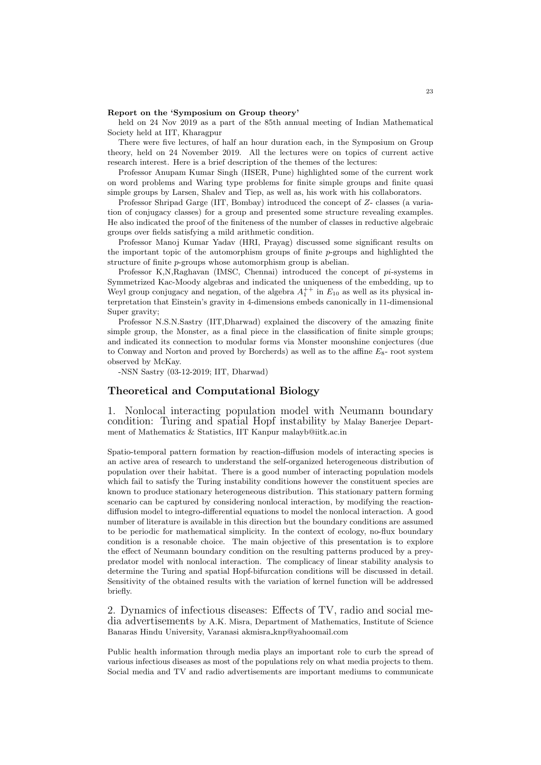**Report on the 'Symposium on Group theory'**

held on 24 Nov 2019 as a part of the 85th annual meeting of Indian Mathematical Society held at IIT, Kharagpur

There were five lectures, of half an hour duration each, in the Symposium on Group theory, held on 24 November 2019. All the lectures were on topics of current active research interest. Here is a brief description of the themes of the lectures:

Professor Anupam Kumar Singh (IISER, Pune) highlighted some of the current work on word problems and Waring type problems for finite simple groups and finite quasi simple groups by Larsen, Shalev and Tiep, as well as, his work with his collaborators.

Professor Shripad Garge (IIT, Bombay) introduced the concept of $Z$- classes (a variation of conjugacy classes) for a group and presented some structure revealing examples. He also indicated the proof of the finiteness of the number of classes in reductive algebraic groups over fields satisfying a mild arithmetic condition.

Professor Manoj Kumar Yadav (HRI, Prayag) discussed some significant results on the important topic of the automorphism groups of finite $p$-groups and highlighted the structure of finite $p$-groups whose automorphism group is abelian.

Professor K,N,Raghavan (IMSC, Chennai) introduced the concept of *pi*-systems in Symmetrized Kac-Moody algebras and indicated the uniqueness of the embedding, up to Weyl group conjugacy and negation, of the algebra $A_1^{++}$ in $E_{10}$ as well as its physical interpretation that Einstein's gravity in 4-dimensions embeds canonically in 11-dimensional Super gravity;

Professor N.S.N.Sastry (IIT,Dharwad) explained the discovery of the amazing finite simple group, the Monster, as a final piece in the classification of finite simple groups; and indicated its connection to modular forms via Monster moonshine conjectures (due to Conway and Norton and proved by Borcherds) as well as to the affine $E_8$- root system observed by McKay.

-NSN Sastry (03-12-2019; IIT, Dharwad)

## Theoretical and Computational Biology

### 1. Nonlocal interacting population model with Neumann boundary condition: Turing and spatial Hopf instability by Malay Banerjee Department of Mathematics & Statistics, IIT Kanpur malayb@iitk.ac.in

Spatio-temporal pattern formation by reaction-diffusion models of interacting species is an active area of research to understand the self-organized heterogeneous distribution of population over their habitat. There is a good number of interacting population models which fail to satisfy the Turing instability conditions however the constituent species are known to produce stationary heterogeneous distribution. This stationary pattern forming scenario can be captured by considering nonlocal interaction, by modifying the reaction-diffusion model to integro-differential equations to model the nonlocal interaction. A good number of literature is available in this direction but the boundary conditions are assumed to be periodic for mathematical simplicity. In the context of ecology, no-flux boundary condition is a resonable choice. The main objective of this presentation is to explore the effect of Neumann boundary condition on the resulting patterns produced by a prey-predator model with nonlocal interaction. The complicacy of linear stability analysis to determine the Turing and spatial Hopf-bifurcation conditions will be discussed in detail. Sensitivity of the obtained results with the variation of kernel function will be addressed briefly.

### 2. Dynamics of infectious diseases: Effects of TV, radio and social media advertisements by A.K. Misra, Department of Mathematics, Institute of Science Banaras Hindu University, Varanasi akmisra_knp@yahoomail.com

Public health information through media plays an important role to curb the spread of various infectious diseases as most of the populations rely on what media projects to them. Social media and TV and radio advertisements are important mediums to communicate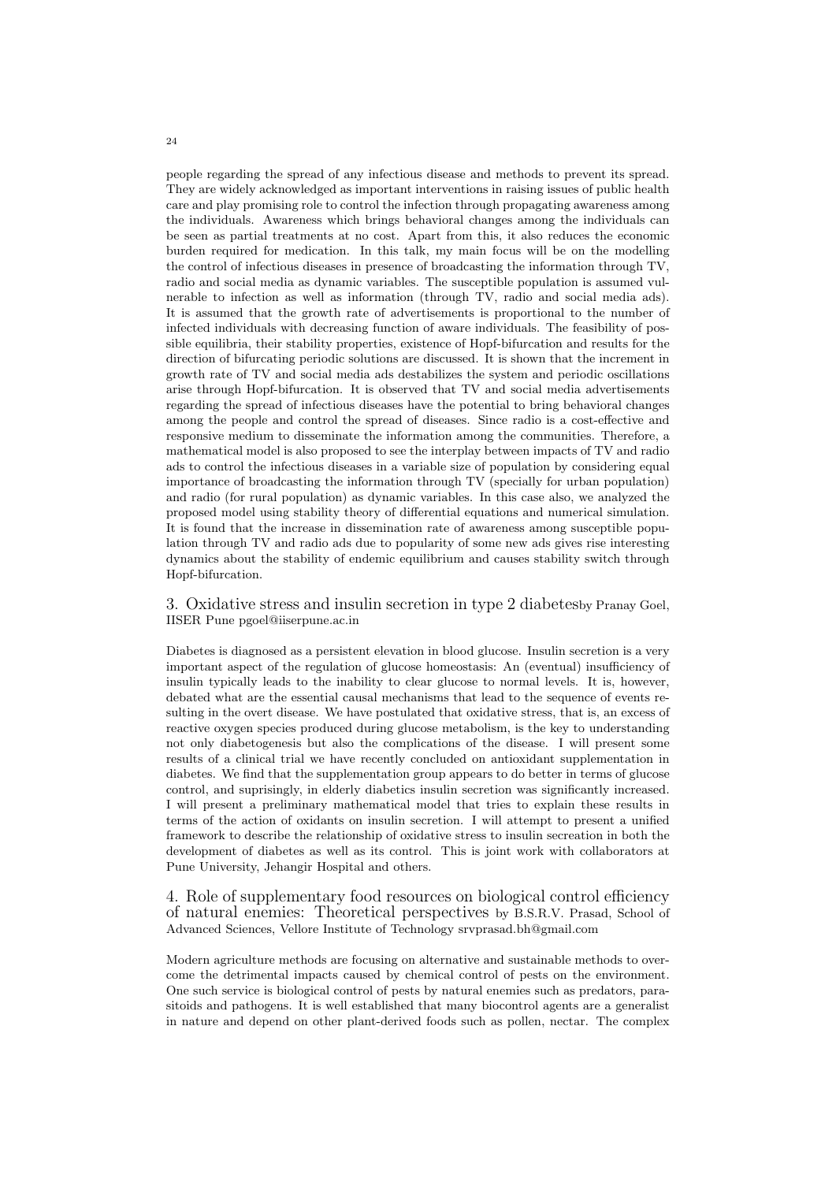people regarding the spread of any infectious disease and methods to prevent its spread. They are widely acknowledged as important interventions in raising issues of public health care and play promising role to control the infection through propagating awareness among the individuals. Awareness which brings behavioral changes among the individuals can be seen as partial treatments at no cost. Apart from this, it also reduces the economic burden required for medication. In this talk, my main focus will be on the modelling the control of infectious diseases in presence of broadcasting the information through TV, radio and social media as dynamic variables. The susceptible population is assumed vulnerable to infection as well as information (through TV, radio and social media ads). It is assumed that the growth rate of advertisements is proportional to the number of infected individuals with decreasing function of aware individuals. The feasibility of possible equilibria, their stability properties, existence of Hopf-bifurcation and results for the direction of bifurcating periodic solutions are discussed. It is shown that the increment in growth rate of TV and social media ads destabilizes the system and periodic oscillations arise through Hopf-bifurcation. It is observed that TV and social media advertisements regarding the spread of infectious diseases have the potential to bring behavioral changes among the people and control the spread of diseases. Since radio is a cost-effective and responsive medium to disseminate the information among the communities. Therefore, a mathematical model is also proposed to see the interplay between impacts of TV and radio ads to control the infectious diseases in a variable size of population by considering equal importance of broadcasting the information through TV (specially for urban population) and radio (for rural population) as dynamic variables. In this case also, we analyzed the proposed model using stability theory of differential equations and numerical simulation. It is found that the increase in dissemination rate of awareness among susceptible population through TV and radio ads due to popularity of some new ads gives rise interesting dynamics about the stability of endemic equilibrium and causes stability switch through Hopf-bifurcation.

## 3. Oxidative stress and insulin secretion in type 2 diabetesby Pranay Goel, IISER Pune pgoel@iiserpune.ac.in

Diabetes is diagnosed as a persistent elevation in blood glucose. Insulin secretion is a very important aspect of the regulation of glucose homeostasis: An (eventual) insufficiency of insulin typically leads to the inability to clear glucose to normal levels. It is, however, debated what are the essential causal mechanisms that lead to the sequence of events resulting in the overt disease. We have postulated that oxidative stress, that is, an excess of reactive oxygen species produced during glucose metabolism, is the key to understanding not only diabetogenesis but also the complications of the disease. I will present some results of a clinical trial we have recently concluded on antioxidant supplementation in diabetes. We find that the supplementation group appears to do better in terms of glucose control, and suprisingly, in elderly diabetics insulin secretion was significantly increased. I will present a preliminary mathematical model that tries to explain these results in terms of the action of oxidants on insulin secretion. I will attempt to present a unified framework to describe the relationship of oxidative stress to insulin secreation in both the development of diabetes as well as its control. This is joint work with collaborators at Pune University, Jehangir Hospital and others.

## 4. Role of supplementary food resources on biological control efficiency of natural enemies: Theoretical perspectives by B.S.R.V. Prasad, School of Advanced Sciences, Vellore Institute of Technology srvprasad.bh@gmail.com

Modern agriculture methods are focusing on alternative and sustainable methods to overcome the detrimental impacts caused by chemical control of pests on the environment. One such service is biological control of pests by natural enemies such as predators, parasitoids and pathogens. It is well established that many biocontrol agents are a generalist in nature and depend on other plant-derived foods such as pollen, nectar. The complex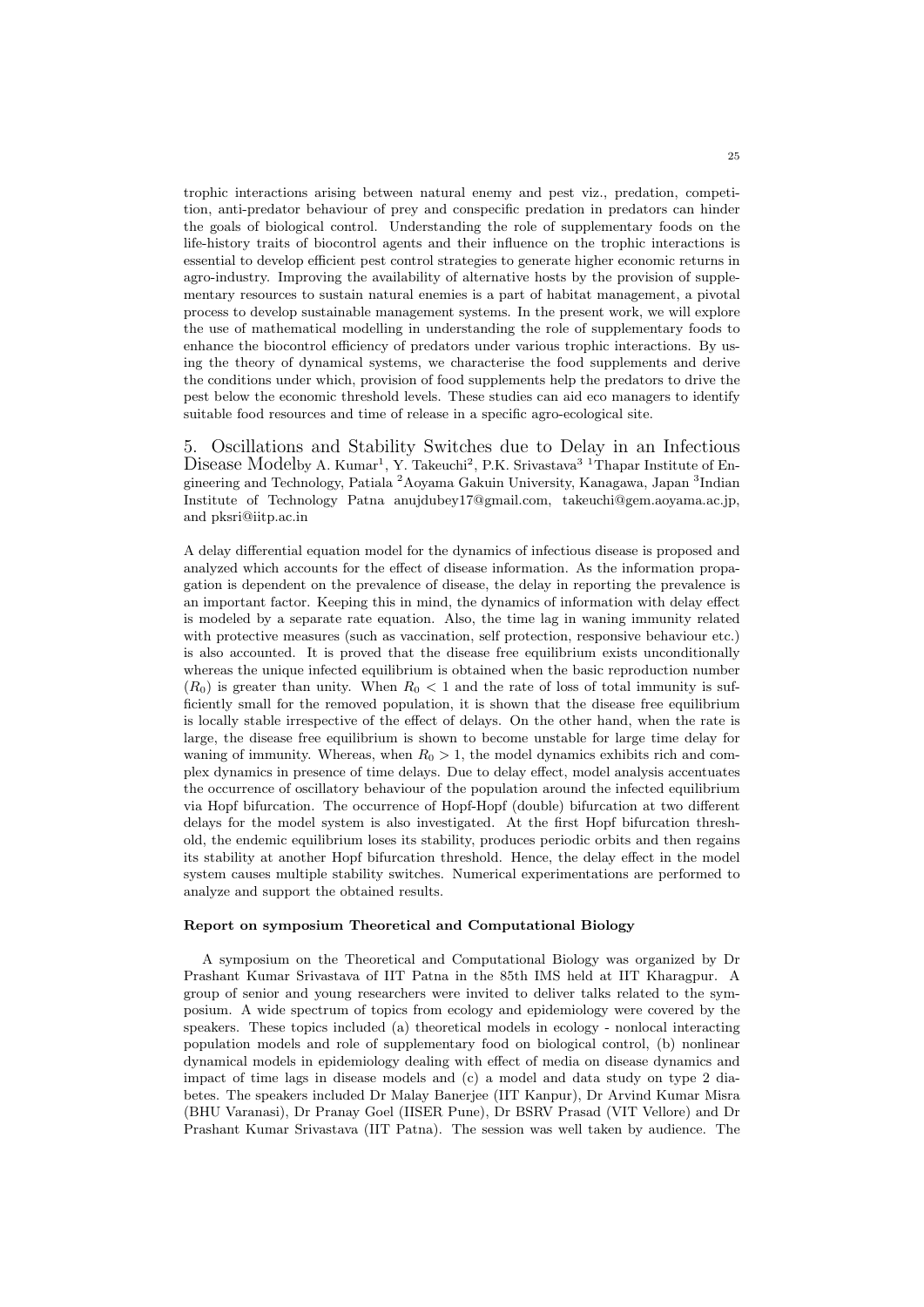trophic interactions arising between natural enemy and pest viz., predation, competition, anti-predator behaviour of prey and conspecific predation in predators can hinder the goals of biological control. Understanding the role of supplementary foods on the life-history traits of biocontrol agents and their influence on the trophic interactions is essential to develop efficient pest control strategies to generate higher economic returns in agro-industry. Improving the availability of alternative hosts by the provision of supplementary resources to sustain natural enemies is a part of habitat management, a pivotal process to develop sustainable management systems. In the present work, we will explore the use of mathematical modelling in understanding the role of supplementary foods to enhance the biocontrol efficiency of predators under various trophic interactions. By using the theory of dynamical systems, we characterise the food supplements and derive the conditions under which, provision of food supplements help the predators to drive the pest below the economic threshold levels. These studies can aid eco managers to identify suitable food resources and time of release in a specific agro-ecological site.

## 5. Oscillations and Stability Switches due to Delay in an Infectious Disease Model

by A. Kumar[1], Y. Takeuchi[2], P.K. Srivastava[3] [1]Thapar Institute of Engineering and Technology, Patiala [2]Aoyama Gakuin University, Kanagawa, Japan [3]Indian Institute of Technology Patna anujdubey17@gmail.com, takeuchi@gem.aoyama.ac.jp, and pksri@iitp.ac.in

A delay differential equation model for the dynamics of infectious disease is proposed and analyzed which accounts for the effect of disease information. As the information propagation is dependent on the prevalence of disease, the delay in reporting the prevalence is an important factor. Keeping this in mind, the dynamics of information with delay effect is modeled by a separate rate equation. Also, the time lag in waning immunity related with protective measures (such as vaccination, self protection, responsive behaviour etc.) is also accounted. It is proved that the disease free equilibrium exists unconditionally whereas the unique infected equilibrium is obtained when the basic reproduction number ($R_0$) is greater than unity. When $R_0 < 1$ and the rate of loss of total immunity is sufficiently small for the removed population, it is shown that the disease free equilibrium is locally stable irrespective of the effect of delays. On the other hand, when the rate is large, the disease free equilibrium is shown to become unstable for large time delay for waning of immunity. Whereas, when $R_0 > 1$, the model dynamics exhibits rich and complex dynamics in presence of time delays. Due to delay effect, model analysis accentuates the occurrence of oscillatory behaviour of the population around the infected equilibrium via Hopf bifurcation. The occurrence of Hopf-Hopf (double) bifurcation at two different delays for the model system is also investigated. At the first Hopf bifurcation threshold, the endemic equilibrium loses its stability, produces periodic orbits and then regains its stability at another Hopf bifurcation threshold. Hence, the delay effect in the model system causes multiple stability switches. Numerical experimentations are performed to analyze and support the obtained results.

**Report on symposium Theoretical and Computational Biology**

A symposium on the Theoretical and Computational Biology was organized by Dr Prashant Kumar Srivastava of IIT Patna in the 85th IMS held at IIT Kharagpur. A group of senior and young researchers were invited to deliver talks related to the symposium. A wide spectrum of topics from ecology and epidemiology were covered by the speakers. These topics included (a) theoretical models in ecology - nonlocal interacting population models and role of supplementary food on biological control, (b) nonlinear dynamical models in epidemiology dealing with effect of media on disease dynamics and impact of time lags in disease models and (c) a model and data study on type 2 diabetes. The speakers included Dr Malay Banerjee (IIT Kanpur), Dr Arvind Kumar Misra (BHU Varanasi), Dr Pranay Goel (IISER Pune), Dr BSRV Prasad (VIT Vellore) and Dr Prashant Kumar Srivastava (IIT Patna). The session was well taken by audience. The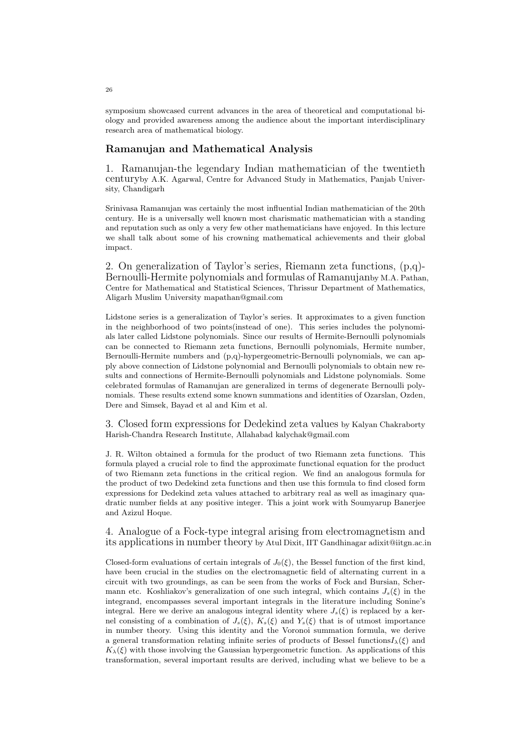symposium showcased current advances in the area of theoretical and computational biology and provided awareness among the audience about the important interdisciplinary research area of mathematical biology.

## Ramanujan and Mathematical Analysis

### 1. Ramanujan-the legendary Indian mathematician of the twentieth centuryby A.K. Agarwal, Centre for Advanced Study in Mathematics, Panjab University, Chandigarh

Srinivasa Ramanujan was certainly the most influential Indian mathematician of the 20th century. He is a universally well known most charismatic mathematician with a standing and reputation such as only a very few other mathematicians have enjoyed. In this lecture we shall talk about some of his crowning mathematical achievements and their global impact.

### 2. On generalization of Taylor's series, Riemann zeta functions, (p,q)-Bernoulli-Hermite polynomials and formulas of Ramanujanby M.A. Pathan, Centre for Mathematical and Statistical Sciences, Thrissur Department of Mathematics, Aligarh Muslim University mapathan@gmail.com

Lidstone series is a generalization of Taylor's series. It approximates to a given function in the neighborhood of two points(instead of one). This series includes the polynomials later called Lidstone polynomials. Since our results of Hermite-Bernoulli polynomials can be connected to Riemann zeta functions, Bernoulli polynomials, Hermite number, Bernoulli-Hermite numbers and (p,q)-hypergeometric-Bernoulli polynomials, we can apply above connection of Lidstone polynomial and Bernoulli polynomials to obtain new results and connections of Hermite-Bernoulli polynomials and Lidstone polynomials. Some celebrated formulas of Ramanujan are generalized in terms of degenerate Bernoulli polynomials. These results extend some known summations and identities of Ozarslan, Ozden, Dere and Simsek, Bayad et al and Kim et al.

### 3. Closed form expressions for Dedekind zeta values by Kalyan Chakraborty Harish-Chandra Research Institute, Allahabad kalychak@gmail.com

J. R. Wilton obtained a formula for the product of two Riemann zeta functions. This formula played a crucial role to find the approximate functional equation for the product of two Riemann zeta functions in the critical region. We find an analogous formula for the product of two Dedekind zeta functions and then use this formula to find closed form expressions for Dedekind zeta values attached to arbitrary real as well as imaginary quadratic number fields at any positive integer. This a joint work with Soumyarup Banerjee and Azizul Hoque.

### 4. Analogue of a Fock-type integral arising from electromagnetism and its applications in number theory by Atul Dixit, IIT Gandhinagar adixit@iitgn.ac.in

Closed-form evaluations of certain integrals of $J_0(\xi)$, the Bessel function of the first kind, have been crucial in the studies on the electromagnetic field of alternating current in a circuit with two groundings, as can be seen from the works of Fock and Bursian, Schermann etc. Koshliakov's generalization of one such integral, which contains $J_s(\xi)$ in the integrand, encompasses several important integrals in the literature including Sonine's integral. Here we derive an analogous integral identity where $J_s(\xi)$ is replaced by a kernel consisting of a combination of $J_s(\xi)$, $K_s(\xi)$ and $Y_s(\xi)$ that is of utmost importance in number theory. Using this identity and the Voronoi summation formula, we derive a general transformation relating infinite series of products of Bessel functions$I_\lambda(\xi)$ and $K_\lambda(\xi)$ with those involving the Gaussian hypergeometric function. As applications of this transformation, several important results are derived, including what we believe to be a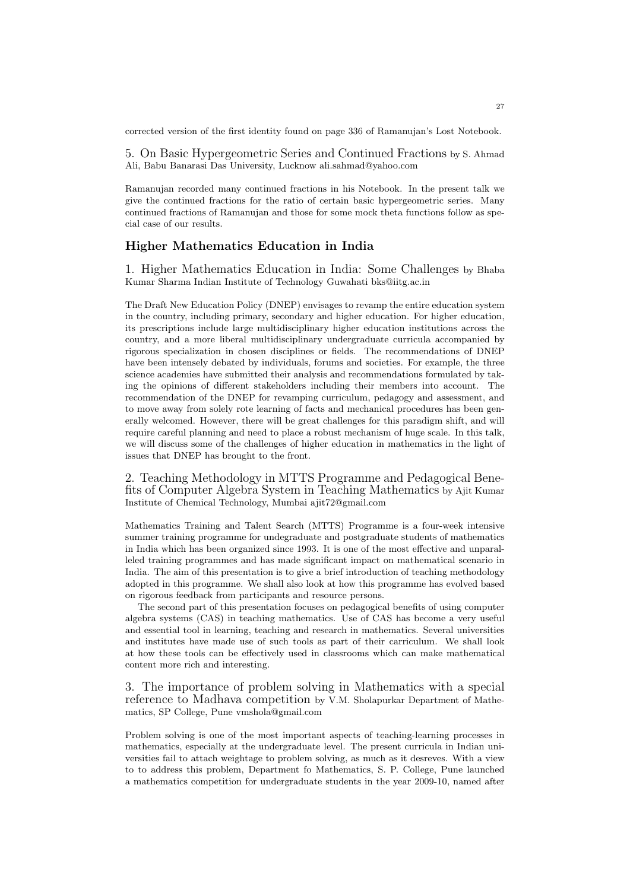corrected version of the first identity found on page 336 of Ramanujan's Lost Notebook.

5. On Basic Hypergeometric Series and Continued Fractions by S. Ahmad Ali, Babu Banarasi Das University, Lucknow ali.sahmad@yahoo.com

Ramanujan recorded many continued fractions in his Notebook. In the present talk we give the continued fractions for the ratio of certain basic hypergeometric series. Many continued fractions of Ramanujan and those for some mock theta functions follow as special case of our results.

## Higher Mathematics Education in India

1. Higher Mathematics Education in India: Some Challenges by Bhaba Kumar Sharma Indian Institute of Technology Guwahati bks@iitg.ac.in

The Draft New Education Policy (DNEP) envisages to revamp the entire education system in the country, including primary, secondary and higher education. For higher education, its prescriptions include large multidisciplinary higher education institutions across the country, and a more liberal multidisciplinary undergraduate curricula accompanied by rigorous specialization in chosen disciplines or fields. The recommendations of DNEP have been intensely debated by individuals, forums and societies. For example, the three science academies have submitted their analysis and recommendations formulated by taking the opinions of different stakeholders including their members into account. The recommendation of the DNEP for revamping curriculum, pedagogy and assessment, and to move away from solely rote learning of facts and mechanical procedures has been generally welcomed. However, there will be great challenges for this paradigm shift, and will require careful planning and need to place a robust mechanism of huge scale. In this talk, we will discuss some of the challenges of higher education in mathematics in the light of issues that DNEP has brought to the front.

2. Teaching Methodology in MTTS Programme and Pedagogical Benefits of Computer Algebra System in Teaching Mathematics by Ajit Kumar Institute of Chemical Technology, Mumbai ajit72@gmail.com

Mathematics Training and Talent Search (MTTS) Programme is a four-week intensive summer training programme for undegraduate and postgraduate students of mathematics in India which has been organized since 1993. It is one of the most effective and unparalleled training programmes and has made significant impact on mathematical scenario in India. The aim of this presentation is to give a brief introduction of teaching methodology adopted in this programme. We shall also look at how this programme has evolved based on rigorous feedback from participants and resource persons.

The second part of this presentation focuses on pedagogical benefits of using computer algebra systems (CAS) in teaching mathematics. Use of CAS has become a very useful and essential tool in learning, teaching and research in mathematics. Several universities and institutes have made use of such tools as part of their carriculum. We shall look at how these tools can be effectively used in classrooms which can make mathematical content more rich and interesting.

3. The importance of problem solving in Mathematics with a special reference to Madhava competition by V.M. Sholapurkar Department of Mathematics, SP College, Pune vmshola@gmail.com

Problem solving is one of the most important aspects of teaching-learning processes in mathematics, especially at the undergraduate level. The present curricula in Indian universities fail to attach weightage to problem solving, as much as it desreves. With a view to to address this problem, Department fo Mathematics, S. P. College, Pune launched a mathematics competition for undergraduate students in the year 2009-10, named after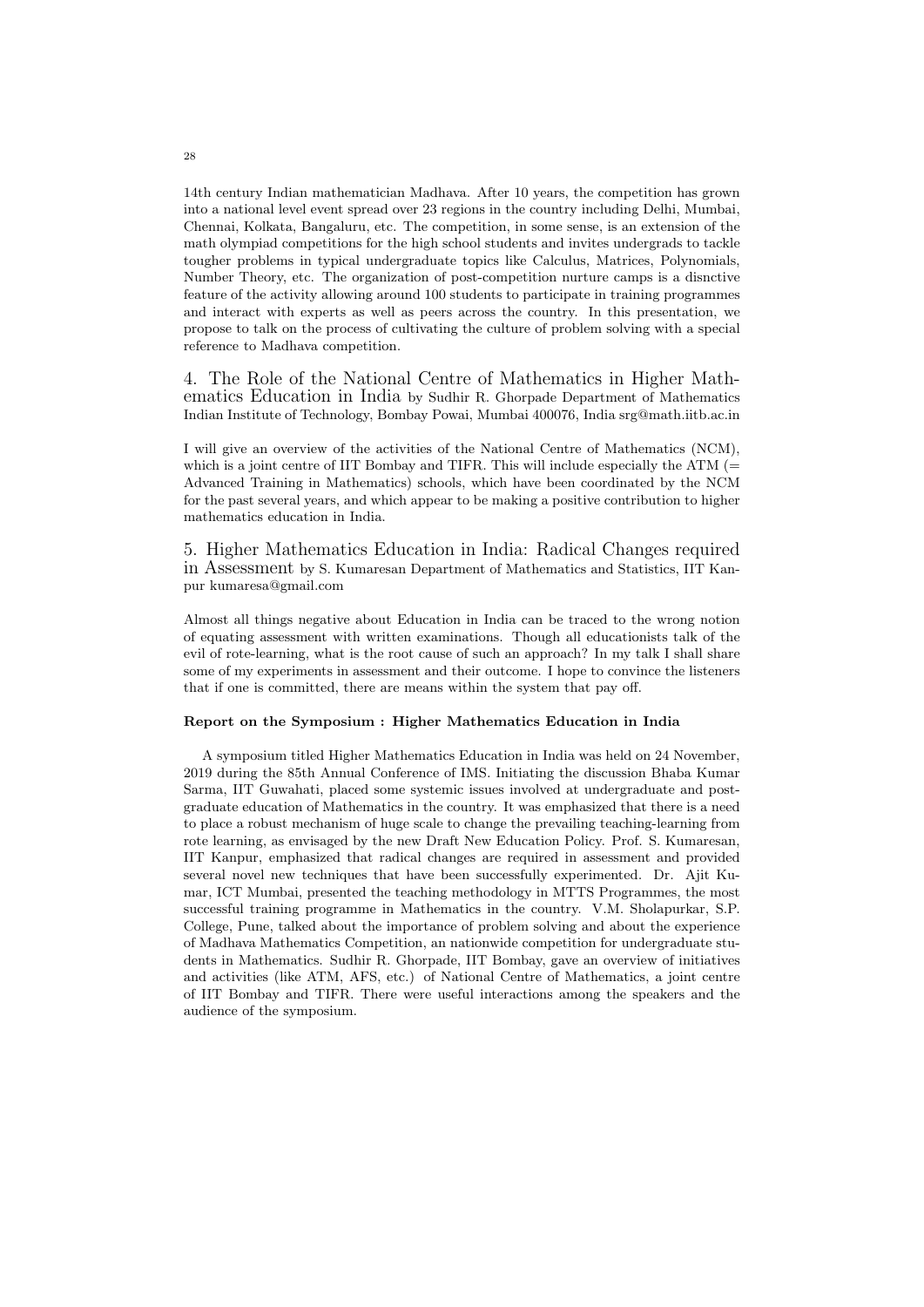14th century Indian mathematician Madhava. After 10 years, the competition has grown into a national level event spread over 23 regions in the country including Delhi, Mumbai, Chennai, Kolkata, Bangaluru, etc. The competition, in some sense, is an extension of the math olympiad competitions for the high school students and invites undergrads to tackle tougher problems in typical undergraduate topics like Calculus, Matrices, Polynomials, Number Theory, etc. The organization of post-competition nurture camps is a disnctive feature of the activity allowing around 100 students to participate in training programmes and interact with experts as well as peers across the country. In this presentation, we propose to talk on the process of cultivating the culture of problem solving with a special reference to Madhava competition.

## 4. The Role of the National Centre of Mathematics in Higher Mathematics Education in India

by Sudhir R. Ghorpade Department of Mathematics Indian Institute of Technology, Bombay Powai, Mumbai 400076, India srg@math.iitb.ac.in

I will give an overview of the activities of the National Centre of Mathematics (NCM), which is a joint centre of IIT Bombay and TIFR. This will include especially the ATM (= Advanced Training in Mathematics) schools, which have been coordinated by the NCM for the past several years, and which appear to be making a positive contribution to higher mathematics education in India.

## 5. Higher Mathematics Education in India: Radical Changes required in Assessment

by S. Kumaresan Department of Mathematics and Statistics, IIT Kanpur kumaresa@gmail.com

Almost all things negative about Education in India can be traced to the wrong notion of equating assessment with written examinations. Though all educationists talk of the evil of rote-learning, what is the root cause of such an approach? In my talk I shall share some of my experiments in assessment and their outcome. I hope to convince the listeners that if one is committed, there are means within the system that pay off.

**Report on the Symposium : Higher Mathematics Education in India**

A symposium titled Higher Mathematics Education in India was held on 24 November, 2019 during the 85th Annual Conference of IMS. Initiating the discussion Bhaba Kumar Sarma, IIT Guwahati, placed some systemic issues involved at undergraduate and postgraduate education of Mathematics in the country. It was emphasized that there is a need to place a robust mechanism of huge scale to change the prevailing teaching-learning from rote learning, as envisaged by the new Draft New Education Policy. Prof. S. Kumaresan, IIT Kanpur, emphasized that radical changes are required in assessment and provided several novel new techniques that have been successfully experimented. Dr. Ajit Kumar, ICT Mumbai, presented the teaching methodology in MTTS Programmes, the most successful training programme in Mathematics in the country. V.M. Sholapurkar, S.P. College, Pune, talked about the importance of problem solving and about the experience of Madhava Mathematics Competition, an nationwide competition for undergraduate students in Mathematics. Sudhir R. Ghorpade, IIT Bombay, gave an overview of initiatives and activities (like ATM, AFS, etc.) of National Centre of Mathematics, a joint centre of IIT Bombay and TIFR. There were useful interactions among the speakers and the audience of the symposium.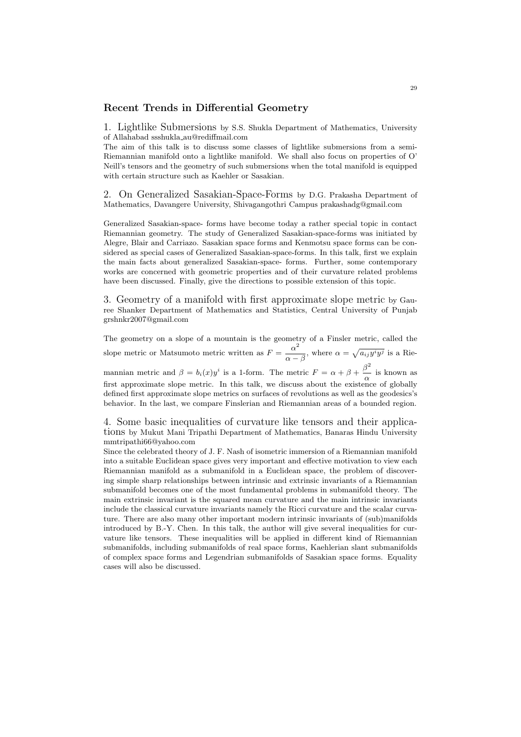## Recent Trends in Differential Geometry

1. Lightlike Submersions by S.S. Shukla Department of Mathematics, University of Allahabad ssshukla_au@rediffmail.com

The aim of this talk is to discuss some classes of lightlike submersions from a semi-Riemannian manifold onto a lightlike manifold. We shall also focus on properties of O' Neill's tensors and the geometry of such submersions when the total manifold is equipped with certain structure such as Kaehler or Sasakian.

2. On Generalized Sasakian-Space-Forms by D.G. Prakasha Department of Mathematics, Davangere University, Shivagangothri Campus prakashadg@gmail.com

Generalized Sasakian-space- forms have become today a rather special topic in contact Riemannian geometry. The study of Generalized Sasakian-space-forms was initiated by Alegre, Blair and Carriazo. Sasakian space forms and Kenmotsu space forms can be considered as special cases of Generalized Sasakian-space-forms. In this talk, first we explain the main facts about generalized Sasakian-space- forms. Further, some contemporary works are concerned with geometric properties and of their curvature related problems have been discussed. Finally, give the directions to possible extension of this topic.

3. Geometry of a manifold with first approximate slope metric by Gauree Shanker Department of Mathematics and Statistics, Central University of Punjab grshnkr2007@gmail.com

The geometry on a slope of a mountain is the geometry of a Finsler metric, called the slope metric or Matsumoto metric written as $F = \dfrac{\alpha^2}{\alpha - \beta}$, where $\alpha = \sqrt{a_{ij}y^iy^j}$ is a Riemannian metric and $\beta = b_i(x)y^i$ is a 1-form. The metric $F = \alpha + \beta + \dfrac{\beta^2}{\alpha}$ is known as first approximate slope metric. In this talk, we discuss about the existence of globally defined first approximate slope metrics on surfaces of revolutions as well as the geodesics's behavior. In the last, we compare Finslerian and Riemannian areas of a bounded region.

4. Some basic inequalities of curvature like tensors and their applications by Mukut Mani Tripathi Department of Mathematics, Banaras Hindu University mmtripathi66@yahoo.com

Since the celebrated theory of J. F. Nash of isometric immersion of a Riemannian manifold into a suitable Euclidean space gives very important and effective motivation to view each Riemannian manifold as a submanifold in a Euclidean space, the problem of discovering simple sharp relationships between intrinsic and extrinsic invariants of a Riemannian submanifold becomes one of the most fundamental problems in submanifold theory. The main extrinsic invariant is the squared mean curvature and the main intrinsic invariants include the classical curvature invariants namely the Ricci curvature and the scalar curvature. There are also many other important modern intrinsic invariants of (sub)manifolds introduced by B.-Y. Chen. In this talk, the author will give several inequalities for curvature like tensors. These inequalities will be applied in different kind of Riemannian submanifolds, including submanifolds of real space forms, Kaehlerian slant submanifolds of complex space forms and Legendrian submanifolds of Sasakian space forms. Equality cases will also be discussed.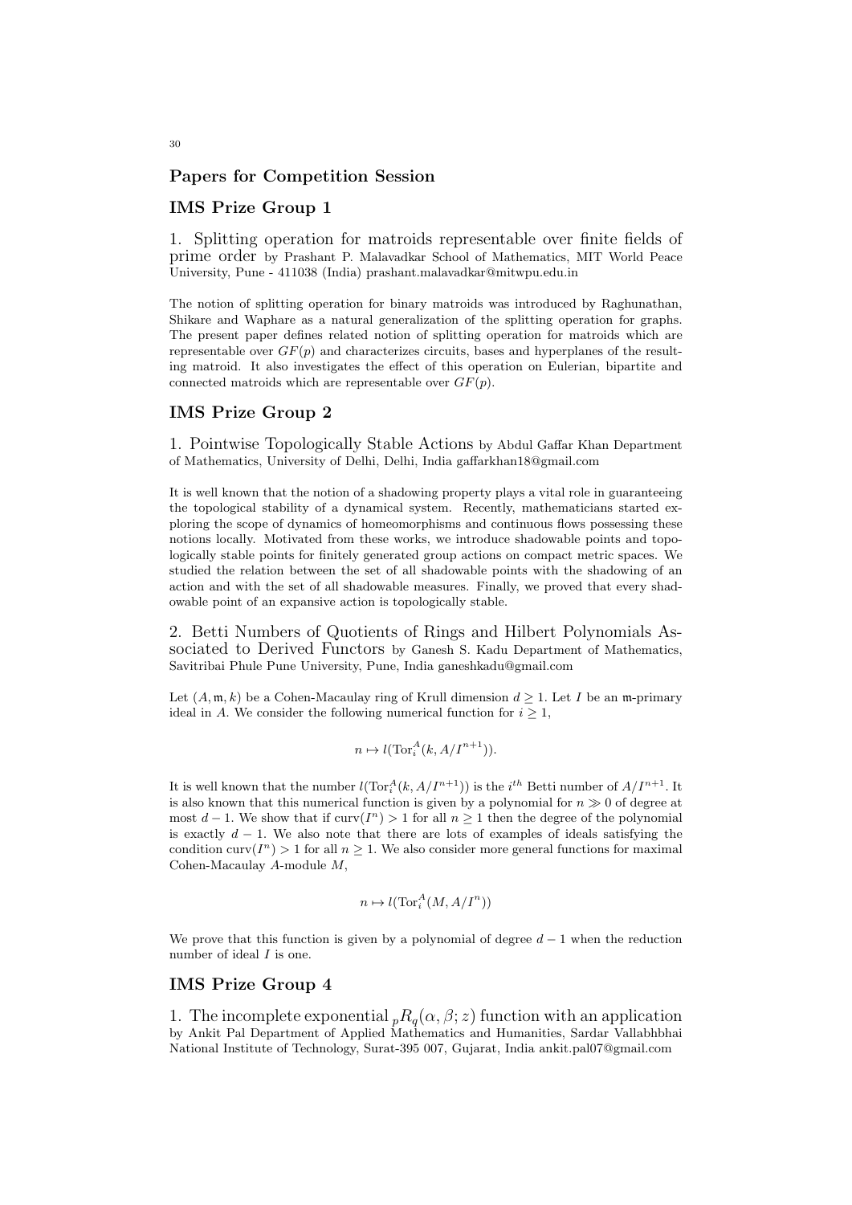## Papers for Competition Session

### IMS Prize Group 1

1. Splitting operation for matroids representable over finite fields of prime order by Prashant P. Malavadkar School of Mathematics, MIT World Peace University, Pune - 411038 (India) prashant.malavadkar@mitwpu.edu.in

The notion of splitting operation for binary matroids was introduced by Raghunathan, Shikare and Waphare as a natural generalization of the splitting operation for graphs. The present paper defines related notion of splitting operation for matroids which are representable over $GF(p)$ and characterizes circuits, bases and hyperplanes of the resulting matroid. It also investigates the effect of this operation on Eulerian, bipartite and connected matroids which are representable over $GF(p)$.

### IMS Prize Group 2

1. Pointwise Topologically Stable Actions by Abdul Gaffar Khan Department of Mathematics, University of Delhi, Delhi, India gaffarkhan18@gmail.com

It is well known that the notion of a shadowing property plays a vital role in guaranteeing the topological stability of a dynamical system. Recently, mathematicians started exploring the scope of dynamics of homeomorphisms and continuous flows possessing these notions locally. Motivated from these works, we introduce shadowable points and topologically stable points for finitely generated group actions on compact metric spaces. We studied the relation between the set of all shadowable points with the shadowing of an action and with the set of all shadowable measures. Finally, we proved that every shadowable point of an expansive action is topologically stable.

2. Betti Numbers of Quotients of Rings and Hilbert Polynomials Associated to Derived Functors by Ganesh S. Kadu Department of Mathematics, Savitribai Phule Pune University, Pune, India ganeshkadu@gmail.com

Let $(A, \mathfrak{m}, k)$ be a Cohen-Macaulay ring of Krull dimension $d \geq 1$. Let $I$ be an $\mathfrak{m}$-primary ideal in $A$. We consider the following numerical function for $i \geq 1$,

$$n \mapsto l(\mathrm{Tor}_i^A(k, A/I^{n+1})).$$

It is well known that the number $l(\mathrm{Tor}_i^A(k, A/I^{n+1}))$ is the $i^{th}$ Betti number of $A/I^{n+1}$. It is also known that this numerical function is given by a polynomial for $n \gg 0$ of degree at most $d-1$. We show that if $\mathrm{curv}(I^n) > 1$ for all $n \geq 1$ then the degree of the polynomial is exactly $d-1$. We also note that there are lots of examples of ideals satisfying the condition $\mathrm{curv}(I^n) > 1$ for all $n \geq 1$. We also consider more general functions for maximal Cohen-Macaulay $A$-module $M$,

$$n \mapsto l(\mathrm{Tor}_i^A(M, A/I^n))$$

We prove that this function is given by a polynomial of degree $d-1$ when the reduction number of ideal $I$ is one.

### IMS Prize Group 4

1. The incomplete exponential ${}_pR_q(\alpha, \beta; z)$ function with an application by Ankit Pal Department of Applied Mathematics and Humanities, Sardar Vallabhbhai National Institute of Technology, Surat-395 007, Gujarat, India ankit.pal07@gmail.com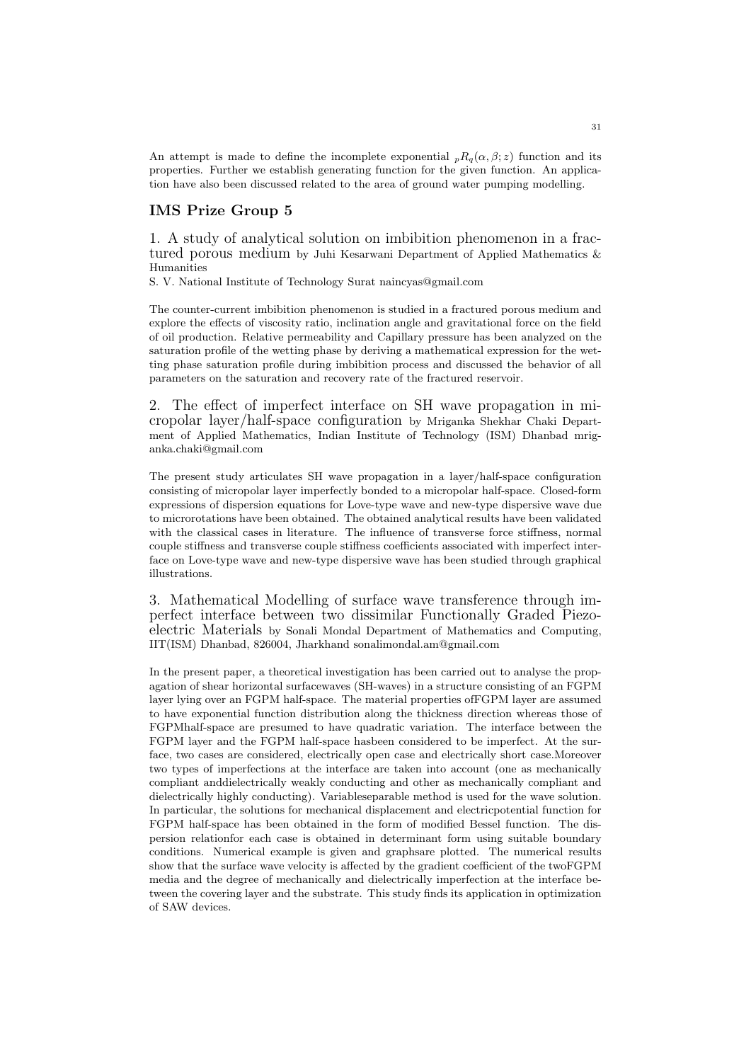An attempt is made to define the incomplete exponential ${}_pR_q(\alpha, \beta; z)$ function and its properties. Further we establish generating function for the given function. An application have also been discussed related to the area of ground water pumping modelling.

## IMS Prize Group 5

### 1. A study of analytical solution on imbibition phenomenon in a fractured porous medium by Juhi Kesarwani Department of Applied Mathematics & Humanities

S. V. National Institute of Technology Surat naincyas@gmail.com

The counter-current imbibition phenomenon is studied in a fractured porous medium and explore the effects of viscosity ratio, inclination angle and gravitational force on the field of oil production. Relative permeability and Capillary pressure has been analyzed on the saturation profile of the wetting phase by deriving a mathematical expression for the wetting phase saturation profile during imbibition process and discussed the behavior of all parameters on the saturation and recovery rate of the fractured reservoir.

### 2. The effect of imperfect interface on SH wave propagation in micropolar layer/half-space configuration by Mriganka Shekhar Chaki Department of Applied Mathematics, Indian Institute of Technology (ISM) Dhanbad mriganka.chaki@gmail.com

The present study articulates SH wave propagation in a layer/half-space configuration consisting of micropolar layer imperfectly bonded to a micropolar half-space. Closed-form expressions of dispersion equations for Love-type wave and new-type dispersive wave due to microrotations have been obtained. The obtained analytical results have been validated with the classical cases in literature. The influence of transverse force stiffness, normal couple stiffness and transverse couple stiffness coefficients associated with imperfect interface on Love-type wave and new-type dispersive wave has been studied through graphical illustrations.

### 3. Mathematical Modelling of surface wave transference through imperfect interface between two dissimilar Functionally Graded Piezoelectric Materials by Sonali Mondal Department of Mathematics and Computing, IIT(ISM) Dhanbad, 826004, Jharkhand sonalimondal.am@gmail.com

In the present paper, a theoretical investigation has been carried out to analyse the propagation of shear horizontal surfacewaves (SH-waves) in a structure consisting of an FGPM layer lying over an FGPM half-space. The material properties ofFGPM layer are assumed to have exponential function distribution along the thickness direction whereas those of FGPMhalf-space are presumed to have quadratic variation. The interface between the FGPM layer and the FGPM half-space hasbeen considered to be imperfect. At the surface, two cases are considered, electrically open case and electrically short case.Moreover two types of imperfections at the interface are taken into account (one as mechanically compliant anddielectrically weakly conducting and other as mechanically compliant and dielectrically highly conducting). Variableseparable method is used for the wave solution. In particular, the solutions for mechanical displacement and electricpotential function for FGPM half-space has been obtained in the form of modified Bessel function. The dispersion relationfor each case is obtained in determinant form using suitable boundary conditions. Numerical example is given and graphsare plotted. The numerical results show that the surface wave velocity is affected by the gradient coefficient of the twoFGPM media and the degree of mechanically and dielectrically imperfection at the interface between the covering layer and the substrate. This study finds its application in optimization of SAW devices.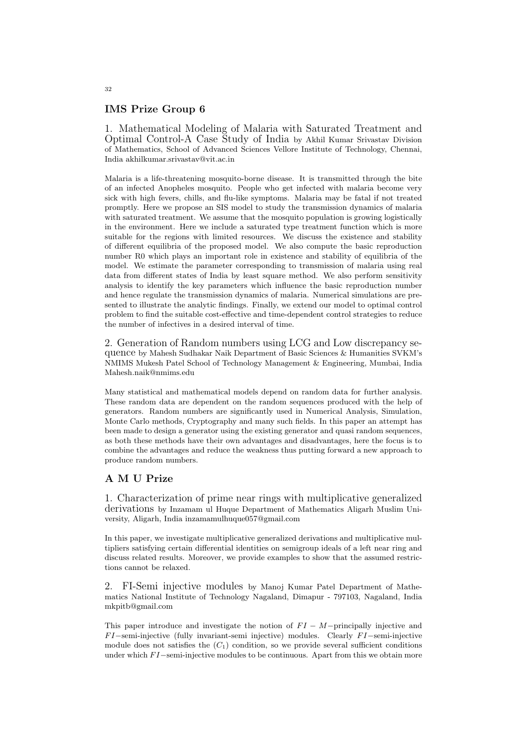## IMS Prize Group 6

1. Mathematical Modeling of Malaria with Saturated Treatment and Optimal Control-A Case Study of India by Akhil Kumar Srivastav Division of Mathematics, School of Advanced Sciences Vellore Institute of Technology, Chennai, India akhilkumar.srivastav@vit.ac.in

Malaria is a life-threatening mosquito-borne disease. It is transmitted through the bite of an infected Anopheles mosquito. People who get infected with malaria become very sick with high fevers, chills, and flu-like symptoms. Malaria may be fatal if not treated promptly. Here we propose an SIS model to study the transmission dynamics of malaria with saturated treatment. We assume that the mosquito population is growing logistically in the environment. Here we include a saturated type treatment function which is more suitable for the regions with limited resources. We discuss the existence and stability of different equilibria of the proposed model. We also compute the basic reproduction number R0 which plays an important role in existence and stability of equilibria of the model. We estimate the parameter corresponding to transmission of malaria using real data from different states of India by least square method. We also perform sensitivity analysis to identify the key parameters which influence the basic reproduction number and hence regulate the transmission dynamics of malaria. Numerical simulations are presented to illustrate the analytic findings. Finally, we extend our model to optimal control problem to find the suitable cost-effective and time-dependent control strategies to reduce the number of infectives in a desired interval of time.

2. Generation of Random numbers using LCG and Low discrepancy sequence by Mahesh Sudhakar Naik Department of Basic Sciences & Humanities SVKM's NMIMS Mukesh Patel School of Technology Management & Engineering, Mumbai, India Mahesh.naik@nmims.edu

Many statistical and mathematical models depend on random data for further analysis. These random data are dependent on the random sequences produced with the help of generators. Random numbers are significantly used in Numerical Analysis, Simulation, Monte Carlo methods, Cryptography and many such fields. In this paper an attempt has been made to design a generator using the existing generator and quasi random sequences, as both these methods have their own advantages and disadvantages, here the focus is to combine the advantages and reduce the weakness thus putting forward a new approach to produce random numbers.

## A M U Prize

1. Characterization of prime near rings with multiplicative generalized derivations by Inzamam ul Huque Department of Mathematics Aligarh Muslim University, Aligarh, India inzamamulhuque057@gmail.com

In this paper, we investigate multiplicative generalized derivations and multiplicative multipliers satisfying certain differential identities on semigroup ideals of a left near ring and discuss related results. Moreover, we provide examples to show that the assumed restrictions cannot be relaxed.

2. FI-Semi injective modules by Manoj Kumar Patel Department of Mathematics National Institute of Technology Nagaland, Dimapur - 797103, Nagaland, India mkpitb@gmail.com

This paper introduce and investigate the notion of $FI-M-$principally injective and $FI-$semi-injective (fully invariant-semi injective) modules. Clearly $FI-$semi-injective module does not satisfies the $(C_1)$ condition, so we provide several sufficient conditions under which $FI-$semi-injective modules to be continuous. Apart from this we obtain more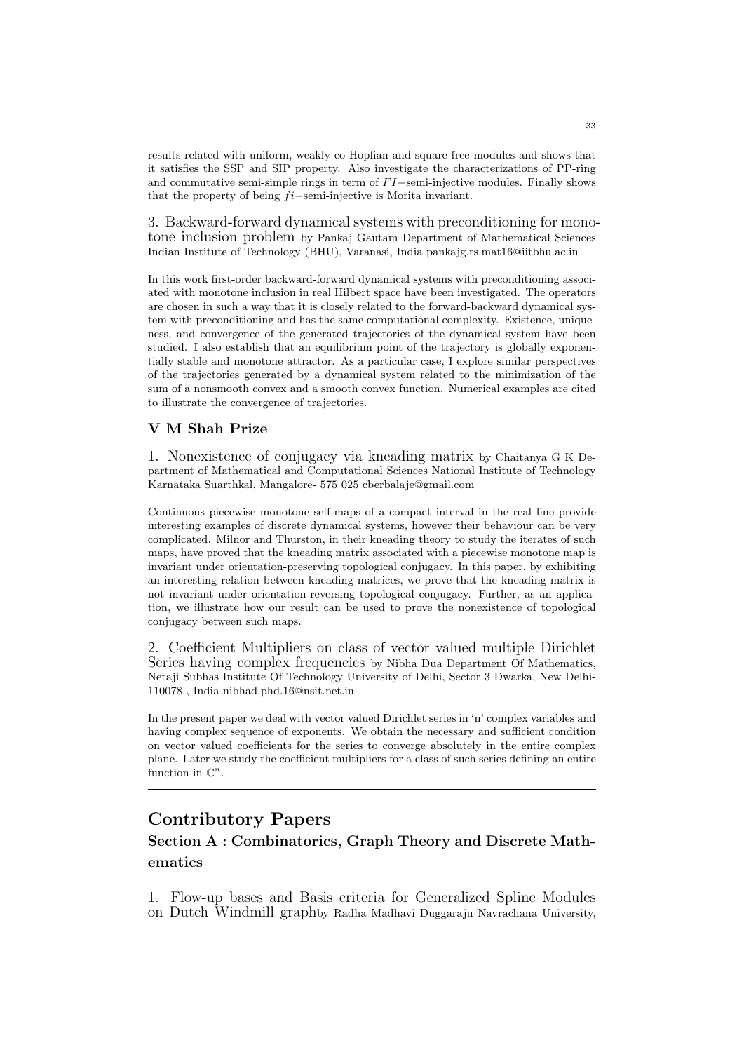results related with uniform, weakly co-Hopfian and square free modules and shows that it satisfies the SSP and SIP property. Also investigate the characterizations of PP-ring and commutative semi-simple rings in term of $FI-$semi-injective modules. Finally shows that the property of being $fi-$semi-injective is Morita invariant.

3. Backward-forward dynamical systems with preconditioning for monotone inclusion problem by Pankaj Gautam Department of Mathematical Sciences Indian Institute of Technology (BHU), Varanasi, India pankajg.rs.mat16@iitbhu.ac.in

In this work first-order backward-forward dynamical systems with preconditioning associated with monotone inclusion in real Hilbert space have been investigated. The operators are chosen in such a way that it is closely related to the forward-backward dynamical system with preconditioning and has the same computational complexity. Existence, uniqueness, and convergence of the generated trajectories of the dynamical system have been studied. I also establish that an equilibrium point of the trajectory is globally exponentially stable and monotone attractor. As a particular case, I explore similar perspectives of the trajectories generated by a dynamical system related to the minimization of the sum of a nonsmooth convex and a smooth convex function. Numerical examples are cited to illustrate the convergence of trajectories.

### V M Shah Prize

1. Nonexistence of conjugacy via kneading matrix by Chaitanya G K Department of Mathematical and Computational Sciences National Institute of Technology Karnataka Suarthkal, Mangalore- 575 025 cberbalaje@gmail.com

Continuous piecewise monotone self-maps of a compact interval in the real line provide interesting examples of discrete dynamical systems, however their behaviour can be very complicated. Milnor and Thurston, in their kneading theory to study the iterates of such maps, have proved that the kneading matrix associated with a piecewise monotone map is invariant under orientation-preserving topological conjugacy. In this paper, by exhibiting an interesting relation between kneading matrices, we prove that the kneading matrix is not invariant under orientation-reversing topological conjugacy. Further, as an application, we illustrate how our result can be used to prove the nonexistence of topological conjugacy between such maps.

2. Coefficient Multipliers on class of vector valued multiple Dirichlet Series having complex frequencies by Nibha Dua Department Of Mathematics, Netaji Subhas Institute Of Technology University of Delhi, Sector 3 Dwarka, New Delhi-110078 , India nibhad.phd.16@nsit.net.in

In the present paper we deal with vector valued Dirichlet series in 'n' complex variables and having complex sequence of exponents. We obtain the necessary and sufficient condition on vector valued coefficients for the series to converge absolutely in the entire complex plane. Later we study the coefficient multipliers for a class of such series defining an entire function in $\mathbb{C}^n$.

---

## Contributory Papers

### Section A : Combinatorics, Graph Theory and Discrete Mathematics

1. Flow-up bases and Basis criteria for Generalized Spline Modules on Dutch Windmill graphby Radha Madhavi Duggaraju Navrachana University,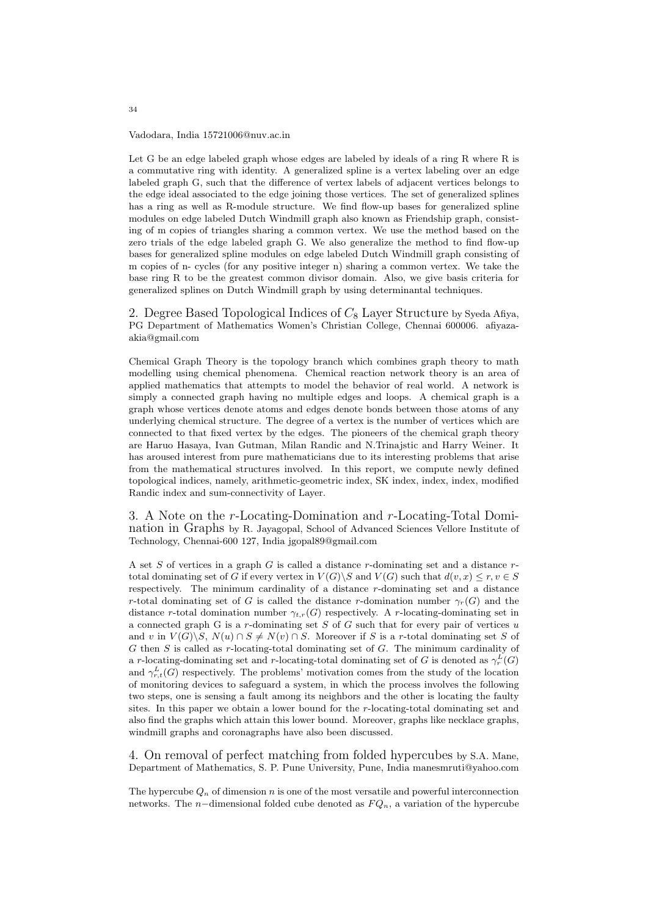Vadodara, India 15721006@nuv.ac.in

Let G be an edge labeled graph whose edges are labeled by ideals of a ring R where R is a commutative ring with identity. A generalized spline is a vertex labeling over an edge labeled graph G, such that the difference of vertex labels of adjacent vertices belongs to the edge ideal associated to the edge joining those vertices. The set of generalized splines has a ring as well as R-module structure. We find flow-up bases for generalized spline modules on edge labeled Dutch Windmill graph also known as Friendship graph, consisting of m copies of triangles sharing a common vertex. We use the method based on the zero trials of the edge labeled graph G. We also generalize the method to find flow-up bases for generalized spline modules on edge labeled Dutch Windmill graph consisting of m copies of n- cycles (for any positive integer n) sharing a common vertex. We take the base ring R to be the greatest common divisor domain. Also, we give basis criteria for generalized splines on Dutch Windmill graph by using determinantal techniques.

## 2. Degree Based Topological Indices of $C_8$ Layer Structure by Syeda Afiya, PG Department of Mathematics Women's Christian College, Chennai 600006. afiyazaakia@gmail.com

Chemical Graph Theory is the topology branch which combines graph theory to math modelling using chemical phenomena. Chemical reaction network theory is an area of applied mathematics that attempts to model the behavior of real world. A network is simply a connected graph having no multiple edges and loops. A chemical graph is a graph whose vertices denote atoms and edges denote bonds between those atoms of any underlying chemical structure. The degree of a vertex is the number of vertices which are connected to that fixed vertex by the edges. The pioneers of the chemical graph theory are Haruo Hasaya, Ivan Gutman, Milan Randic and N.Trinajstic and Harry Weiner. It has aroused interest from pure mathematicians due to its interesting problems that arise from the mathematical structures involved. In this report, we compute newly defined topological indices, namely, arithmetic-geometric index, SK index, index, index, modified Randic index and sum-connectivity of Layer.

## 3. A Note on the $r$-Locating-Domination and $r$-Locating-Total Domination in Graphs by R. Jayagopal, School of Advanced Sciences Vellore Institute of Technology, Chennai-600 127, India jgopal89@gmail.com

A set $S$ of vertices in a graph $G$ is called a distance $r$-dominating set and a distance $r$-total dominating set of $G$ if every vertex in $V(G)\backslash S$ and $V(G)$ such that $d(v,x) \leq r, v \in S$ respectively. The minimum cardinality of a distance $r$-dominating set and a distance $r$-total dominating set of $G$ is called the distance $r$-domination number $\gamma_r(G)$ and the distance $r$-total domination number $\gamma_{t,r}(G)$ respectively. A $r$-locating-dominating set in a connected graph G is a $r$-dominating set $S$ of $G$ such that for every pair of vertices $u$ and $v$ in $V(G)\backslash S$, $N(u) \cap S \neq N(v) \cap S$. Moreover if $S$ is a $r$-total dominating set $S$ of $G$ then $S$ is called as $r$-locating-total dominating set of $G$. The minimum cardinality of a $r$-locating-dominating set and $r$-locating-total dominating set of $G$ is denoted as $\gamma_r^L(G)$ and $\gamma_{r,t}^L(G)$ respectively. The problems' motivation comes from the study of the location of monitoring devices to safeguard a system, in which the process involves the following two steps, one is sensing a fault among its neighbors and the other is locating the faulty sites. In this paper we obtain a lower bound for the $r$-locating-total dominating set and also find the graphs which attain this lower bound. Moreover, graphs like necklace graphs, windmill graphs and coronagraphs have also been discussed.

## 4. On removal of perfect matching from folded hypercubes by S.A. Mane, Department of Mathematics, S. P. Pune University, Pune, India manesmruti@yahoo.com

The hypercube $Q_n$ of dimension $n$ is one of the most versatile and powerful interconnection networks. The $n-$dimensional folded cube denoted as $FQ_n$, a variation of the hypercube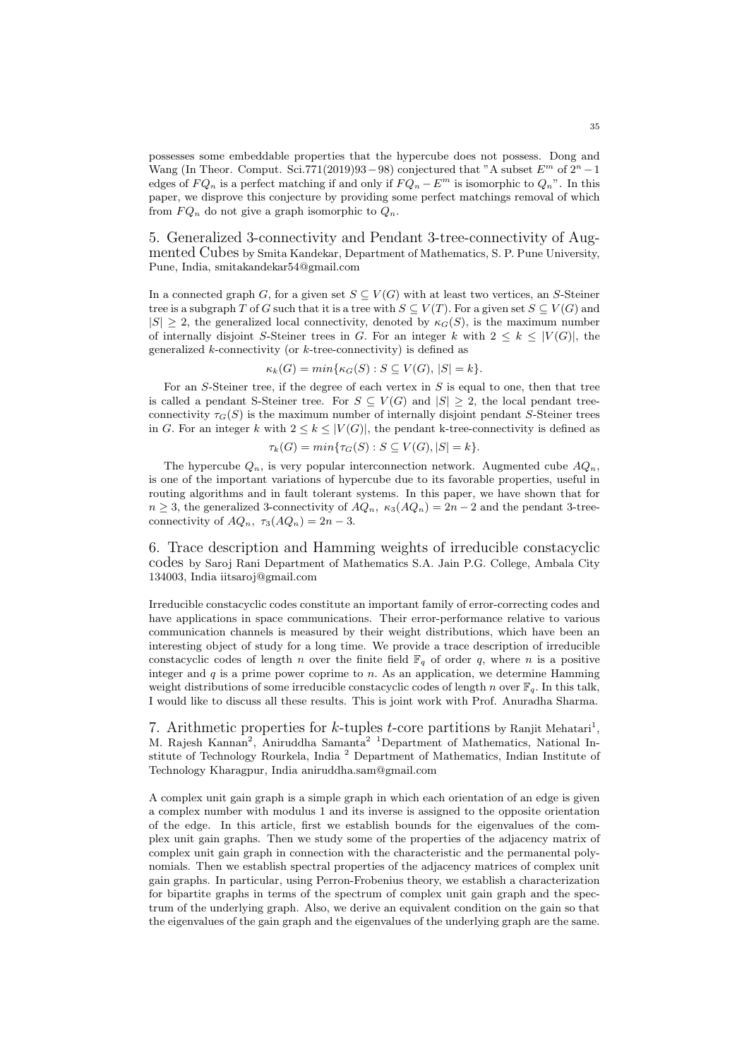possesses some embeddable properties that the hypercube does not possess. Dong and Wang (In Theor. Comput. Sci.771(2019)93 − 98) conjectured that "A subset $E^m$ of $2^n - 1$ edges of $FQ_n$ is a perfect matching if and only if $FQ_n - E^m$ is isomorphic to $Q_n$". In this paper, we disprove this conjecture by providing some perfect matchings removal of which from $FQ_n$ do not give a graph isomorphic to $Q_n$.

## 5. Generalized 3-connectivity and Pendant 3-tree-connectivity of Augmented Cubes by Smita Kandekar, Department of Mathematics, S. P. Pune University, Pune, India, smitakandekar54@gmail.com

In a connected graph $G$, for a given set $S \subseteq V(G)$ with at least two vertices, an $S$-Steiner tree is a subgraph $T$ of $G$ such that it is a tree with $S \subseteq V(T)$. For a given set $S \subseteq V(G)$ and $|S| \geq 2$, the generalized local connectivity, denoted by $\kappa_G(S)$, is the maximum number of internally disjoint $S$-Steiner trees in $G$. For an integer $k$ with $2 \leq k \leq |V(G)|$, the generalized $k$-connectivity (or $k$-tree-connectivity) is defined as

$$\kappa_k(G) = min\{\kappa_G(S) : S \subseteq V(G), |S| = k\}.$$

For an $S$-Steiner tree, if the degree of each vertex in $S$ is equal to one, then that tree is called a pendant S-Steiner tree. For $S \subseteq V(G)$ and $|S| \geq 2$, the local pendant tree-connectivity $\tau_G(S)$ is the maximum number of internally disjoint pendant $S$-Steiner trees in $G$. For an integer $k$ with $2 \leq k \leq |V(G)|$, the pendant k-tree-connectivity is defined as

$$\tau_k(G) = min\{\tau_G(S) : S \subseteq V(G), |S| = k\}.$$

The hypercube $Q_n$, is very popular interconnection network. Augmented cube $AQ_n$, is one of the important variations of hypercube due to its favorable properties, useful in routing algorithms and in fault tolerant systems. In this paper, we have shown that for $n \geq 3$, the generalized 3-connectivity of $AQ_n$, $\kappa_3(AQ_n) = 2n - 2$ and the pendant 3-tree-connectivity of $AQ_n$, $\tau_3(AQ_n) = 2n - 3$.

## 6. Trace description and Hamming weights of irreducible constacyclic codes by Saroj Rani Department of Mathematics S.A. Jain P.G. College, Ambala City 134003, India iitsaroj@gmail.com

Irreducible constacyclic codes constitute an important family of error-correcting codes and have applications in space communications. Their error-performance relative to various communication channels is measured by their weight distributions, which have been an interesting object of study for a long time. We provide a trace description of irreducible constacyclic codes of length $n$ over the finite field $\mathbb{F}_q$ of order $q$, where $n$ is a positive integer and $q$ is a prime power coprime to $n$. As an application, we determine Hamming weight distributions of some irreducible constacyclic codes of length $n$ over $\mathbb{F}_q$. In this talk, I would like to discuss all these results. This is joint work with Prof. Anuradha Sharma.

## 7. Arithmetic properties for $k$-tuples $t$-core partitions by Ranjit Mehatari[1], M. Rajesh Kannan[2], Aniruddha Samanta[2] [1]Department of Mathematics, National Institute of Technology Rourkela, India [2] Department of Mathematics, Indian Institute of Technology Kharagpur, India aniruddha.sam@gmail.com

A complex unit gain graph is a simple graph in which each orientation of an edge is given a complex number with modulus 1 and its inverse is assigned to the opposite orientation of the edge. In this article, first we establish bounds for the eigenvalues of the complex unit gain graphs. Then we study some of the properties of the adjacency matrix of complex unit gain graph in connection with the characteristic and the permanental polynomials. Then we establish spectral properties of the adjacency matrices of complex unit gain graphs. In particular, using Perron-Frobenius theory, we establish a characterization for bipartite graphs in terms of the spectrum of complex unit gain graph and the spectrum of the underlying graph. Also, we derive an equivalent condition on the gain so that the eigenvalues of the gain graph and the eigenvalues of the underlying graph are the same.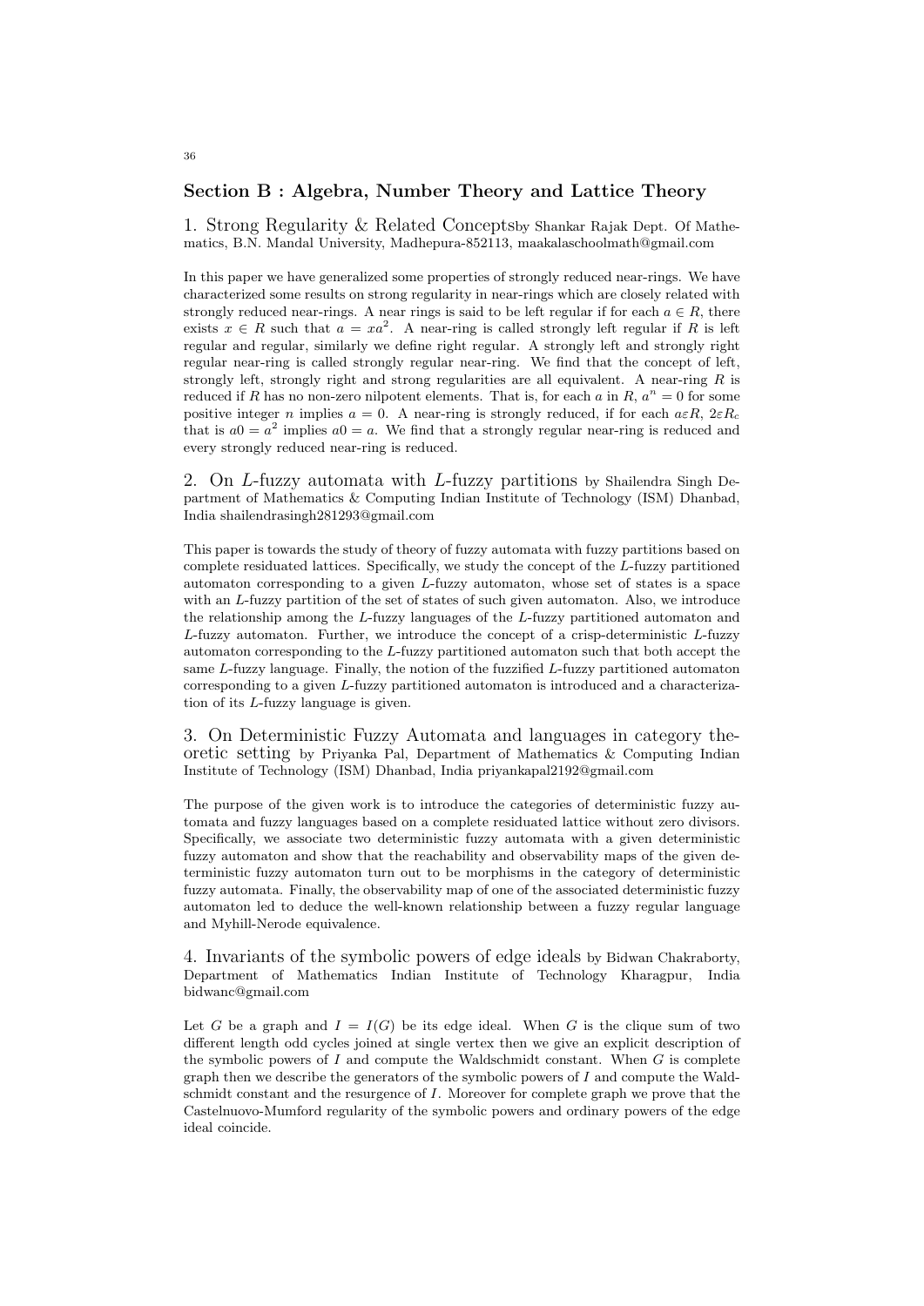## Section B : Algebra, Number Theory and Lattice Theory

### 1. Strong Regularity & Related Concepts

by Shankar Rajak Dept. Of Mathematics, B.N. Mandal University, Madhepura-852113, maakalaschoolmath@gmail.com

In this paper we have generalized some properties of strongly reduced near-rings. We have characterized some results on strong regularity in near-rings which are closely related with strongly reduced near-rings. A near rings is said to be left regular if for each $a \in R$, there exists $x \in R$ such that $a = xa^2$. A near-ring is called strongly left regular if $R$ is left regular and regular, similarly we define right regular. A strongly left and strongly right regular near-ring is called strongly regular near-ring. We find that the concept of left, strongly left, strongly right and strong regularities are all equivalent. A near-ring $R$ is reduced if $R$ has no non-zero nilpotent elements. That is, for each $a$ in $R$, $a^n = 0$ for some positive integer $n$ implies $a = 0$. A near-ring is strongly reduced, if for each $a \varepsilon R$, $2 \varepsilon R_c$ that is $a0 = a^2$ implies $a0 = a$. We find that a strongly regular near-ring is reduced and every strongly reduced near-ring is reduced.

### 2. On $L$-fuzzy automata with $L$-fuzzy partitions

by Shailendra Singh Department of Mathematics & Computing Indian Institute of Technology (ISM) Dhanbad, India shailendrasingh281293@gmail.com

This paper is towards the study of theory of fuzzy automata with fuzzy partitions based on complete residuated lattices. Specifically, we study the concept of the $L$-fuzzy partitioned automaton corresponding to a given $L$-fuzzy automaton, whose set of states is a space with an $L$-fuzzy partition of the set of states of such given automaton. Also, we introduce the relationship among the $L$-fuzzy languages of the $L$-fuzzy partitioned automaton and $L$-fuzzy automaton. Further, we introduce the concept of a crisp-deterministic $L$-fuzzy automaton corresponding to the $L$-fuzzy partitioned automaton such that both accept the same $L$-fuzzy language. Finally, the notion of the fuzzified $L$-fuzzy partitioned automaton corresponding to a given $L$-fuzzy partitioned automaton is introduced and a characterization of its $L$-fuzzy language is given.

### 3. On Deterministic Fuzzy Automata and languages in category theoretic setting

by Priyanka Pal, Department of Mathematics & Computing Indian Institute of Technology (ISM) Dhanbad, India priyankapal2192@gmail.com

The purpose of the given work is to introduce the categories of deterministic fuzzy automata and fuzzy languages based on a complete residuated lattice without zero divisors. Specifically, we associate two deterministic fuzzy automata with a given deterministic fuzzy automaton and show that the reachability and observability maps of the given deterministic fuzzy automaton turn out to be morphisms in the category of deterministic fuzzy automata. Finally, the observability map of one of the associated deterministic fuzzy automaton led to deduce the well-known relationship between a fuzzy regular language and Myhill-Nerode equivalence.

### 4. Invariants of the symbolic powers of edge ideals

by Bidwan Chakraborty, Department of Mathematics Indian Institute of Technology Kharagpur, India bidwanc@gmail.com

Let $G$ be a graph and $I = I(G)$ be its edge ideal. When $G$ is the clique sum of two different length odd cycles joined at single vertex then we give an explicit description of the symbolic powers of $I$ and compute the Waldschmidt constant. When $G$ is complete graph then we describe the generators of the symbolic powers of $I$ and compute the Waldschmidt constant and the resurgence of $I$. Moreover for complete graph we prove that the Castelnuovo-Mumford regularity of the symbolic powers and ordinary powers of the edge ideal coincide.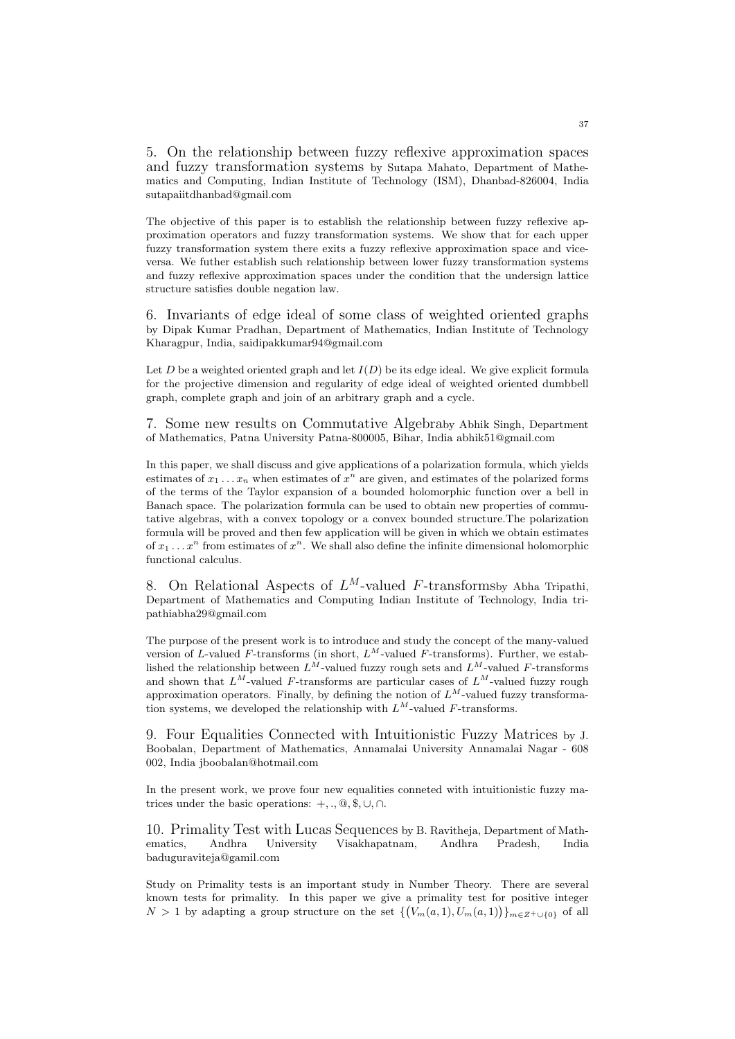5. On the relationship between fuzzy reflexive approximation spaces and fuzzy transformation systems by Sutapa Mahato, Department of Mathematics and Computing, Indian Institute of Technology (ISM), Dhanbad-826004, India sutapaiitdhanbad@gmail.com

The objective of this paper is to establish the relationship between fuzzy reflexive approximation operators and fuzzy transformation systems. We show that for each upper fuzzy transformation system there exits a fuzzy reflexive approximation space and vice-versa. We futher establish such relationship between lower fuzzy transformation systems and fuzzy reflexive approximation spaces under the condition that the undersign lattice structure satisfies double negation law.

6. Invariants of edge ideal of some class of weighted oriented graphs by Dipak Kumar Pradhan, Department of Mathematics, Indian Institute of Technology Kharagpur, India, saidipakkumar94@gmail.com

Let $D$ be a weighted oriented graph and let $I(D)$ be its edge ideal. We give explicit formula for the projective dimension and regularity of edge ideal of weighted oriented dumbbell graph, complete graph and join of an arbitrary graph and a cycle.

7. Some new results on Commutative Algebraby Abhik Singh, Department of Mathematics, Patna University Patna-800005, Bihar, India abhik51@gmail.com

In this paper, we shall discuss and give applications of a polarization formula, which yields estimates of $x_1 \dots x_n$ when estimates of $x^n$ are given, and estimates of the polarized forms of the terms of the Taylor expansion of a bounded holomorphic function over a bell in Banach space. The polarization formula can be used to obtain new properties of commutative algebras, with a convex topology or a convex bounded structure.The polarization formula will be proved and then few application will be given in which we obtain estimates of $x_1 \dots x^n$ from estimates of $x^n$. We shall also define the infinite dimensional holomorphic functional calculus.

8. On Relational Aspects of $L^M$-valued $F$-transformsby Abha Tripathi, Department of Mathematics and Computing Indian Institute of Technology, India tripathiabha29@gmail.com

The purpose of the present work is to introduce and study the concept of the many-valued version of $L$-valued $F$-transforms (in short, $L^M$-valued $F$-transforms). Further, we established the relationship between $L^M$-valued fuzzy rough sets and $L^M$-valued $F$-transforms and shown that $L^M$-valued $F$-transforms are particular cases of $L^M$-valued fuzzy rough approximation operators. Finally, by defining the notion of $L^M$-valued fuzzy transformation systems, we developed the relationship with $L^M$-valued $F$-transforms.

9. Four Equalities Connected with Intuitionistic Fuzzy Matrices by J. Boobalan, Department of Mathematics, Annamalai University Annamalai Nagar - 608 002, India jboobalan@hotmail.com

In the present work, we prove four new equalities conneted with intuitionistic fuzzy matrices under the basic operations: $+, ., @, \$, \cup, \cap$.

10. Primality Test with Lucas Sequences by B. Ravitheja, Department of Mathematics, Andhra University Visakhapatnam, Andhra Pradesh, India baduguraviteja@gamil.com

Study on Primality tests is an important study in Number Theory. There are several known tests for primality. In this paper we give a primality test for positive integer $N > 1$ by adapting a group structure on the set $\{(V_m(a,1), U_m(a,1))\}_{m \in Z^+ \cup \{0\}}$ of all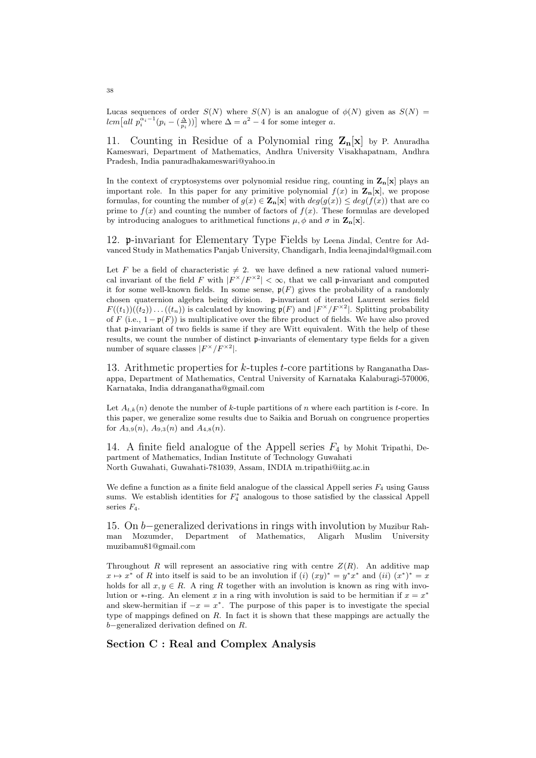Lucas sequences of order $S(N)$ where $S(N)$ is an analogue of $\phi(N)$ given as $S(N) = lcm\big[all\ p_i^{\alpha_i - 1}(p_i - (\frac{\Delta}{p_i}))\big]$ where $\Delta = a^2 - 4$ for some integer $a$.

## 11. Counting in Residue of a Polynomial ring $\mathbf{Z_n[x]}$ by P. Anuradha Kameswari, Department of Mathematics, Andhra University Visakhapatnam, Andhra Pradesh, India panuradhakameswari@yahoo.in

In the context of cryptosystems over polynomial residue ring, counting in $\mathbf{Z_n[x]}$ plays an important role. In this paper for any primitive polynomial $f(x)$ in $\mathbf{Z_n[x]}$, we propose formulas, for counting the number of $g(x) \in \mathbf{Z_n[x]}$ with $deg(g(x)) \leq deg(f(x))$ that are co prime to $f(x)$ and counting the number of factors of $f(x)$. These formulas are developed by introducing analogues to arithmetical functions $\mu, \phi$ and $\sigma$ in $\mathbf{Z_n[x]}$.

## 12. $\mathfrak{p}$-invariant for Elementary Type Fields by Leena Jindal, Centre for Advanced Study in Mathematics Panjab University, Chandigarh, India leenajindal@gmail.com

Let $F$ be a field of characteristic $\neq 2$. we have defined a new rational valued numerical invariant of the field $F$ with $|F^{\times}/F^{\times 2}| < \infty$, that we call $\mathfrak{p}$-invariant and computed it for some well-known fields. In some sense, $\mathfrak{p}(F)$ gives the probability of a randomly chosen quaternion algebra being division. $\mathfrak{p}$-invariant of iterated Laurent series field $F((t_1))((t_2))\dots((t_n))$ is calculated by knowing $\mathfrak{p}(F)$ and $|F^{\times}/F^{\times 2}|$. Splitting probability of $F$ (i.e., $1 - \mathfrak{p}(F)$) is multiplicative over the fibre product of fields. We have also proved that $\mathfrak{p}$-invariant of two fields is same if they are Witt equivalent. With the help of these results, we count the number of distinct $\mathfrak{p}$-invariants of elementary type fields for a given number of square classes $|F^{\times}/F^{\times 2}|$.

## 13. Arithmetic properties for $k$-tuples $t$-core partitions by Ranganatha Dasappa, Department of Mathematics, Central University of Karnataka Kalaburagi-570006, Karnataka, India ddranganatha@gmail.com

Let $A_{t,k}(n)$ denote the number of $k$-tuple partitions of $n$ where each partition is $t$-core. In this paper, we generalize some results due to Saikia and Boruah on congruence properties for $A_{3,9}(n)$, $A_{9,3}(n)$ and $A_{4,8}(n)$.

## 14. A finite field analogue of the Appell series $F_4$ by Mohit Tripathi, Department of Mathematics, Indian Institute of Technology Guwahati North Guwahati, Guwahati-781039, Assam, INDIA m.tripathi@iitg.ac.in

We define a function as a finite field analogue of the classical Appell series $F_4$ using Gauss sums. We establish identities for $F_4^*$ analogous to those satisfied by the classical Appell series $F_4$.

## 15. On $b-$generalized derivations in rings with involution by Muzibur Rahman Mozumder, Department of Mathematics, Aligarh Muslim University muzibamu81@gmail.com

Throughout $R$ will represent an associative ring with centre $Z(R)$. An additive map $x \mapsto x^*$ of $R$ into itself is said to be an involution if $(i)$ $(xy)^* = y^*x^*$ and $(ii)$ $(x^*)^* = x$ holds for all $x, y \in R$. A ring $R$ together with an involution is known as ring with involution or $*$-ring. An element $x$ in a ring with involution is said to be hermitian if $x = x^*$ and skew-hermitian if $-x = x^*$. The purpose of this paper is to investigate the special type of mappings defined on $R$. In fact it is shown that these mappings are actually the $b-$generalized derivation defined on $R$.

# Section C : Real and Complex Analysis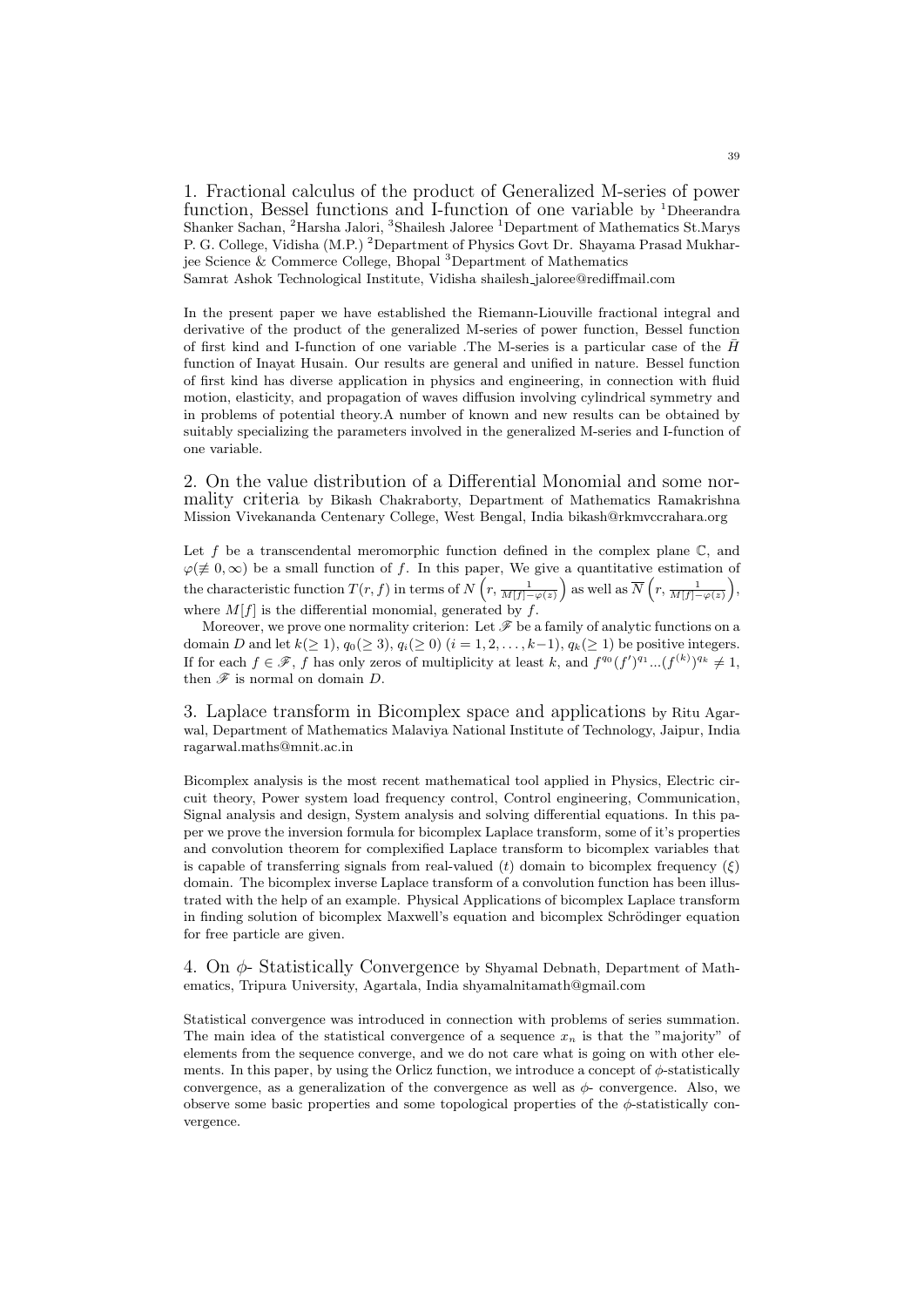## 1. Fractional calculus of the product of Generalized M-series of power function, Bessel functions and I-function of one variable

by [1]Dheerandra Shanker Sachan, [2]Harsha Jalori, [3]Shailesh Jaloree [1]Department of Mathematics St.Marys P. G. College, Vidisha (M.P.) [2]Department of Physics Govt Dr. Shayama Prasad Mukharjee Science & Commerce College, Bhopal [3]Department of Mathematics Samrat Ashok Technological Institute, Vidisha shailesh_jaloree@rediffmail.com

In the present paper we have established the Riemann-Liouville fractional integral and derivative of the product of the generalized M-series of power function, Bessel function of first kind and I-function of one variable .The M-series is a particular case of the $\bar{H}$ function of Inayat Husain. Our results are general and unified in nature. Bessel function of first kind has diverse application in physics and engineering, in connection with fluid motion, elasticity, and propagation of waves diffusion involving cylindrical symmetry and in problems of potential theory.A number of known and new results can be obtained by suitably specializing the parameters involved in the generalized M-series and I-function of one variable.

## 2. On the value distribution of a Differential Monomial and some normality criteria

by Bikash Chakraborty, Department of Mathematics Ramakrishna Mission Vivekananda Centenary College, West Bengal, India bikash@rkmvccrahara.org

Let $f$ be a transcendental meromorphic function defined in the complex plane $\mathbb{C}$, and $\varphi(\not\equiv 0, \infty)$ be a small function of $f$. In this paper, We give a quantitative estimation of the characteristic function $T(r, f)$ in terms of $N\left(r, \frac{1}{M[f]-\varphi(z)}\right)$ as well as $\overline{N}\left(r, \frac{1}{M[f]-\varphi(z)}\right)$, where $M[f]$ is the differential monomial, generated by $f$.

Moreover, we prove one normality criterion: Let $\mathscr{F}$ be a family of analytic functions on a domain $D$ and let $k(\geq 1)$, $q_0(\geq 3)$, $q_i(\geq 0)$ $(i = 1, 2, \ldots, k-1)$, $q_k(\geq 1)$ be positive integers. If for each $f \in \mathscr{F}$, $f$ has only zeros of multiplicity at least $k$, and $f^{q_0}(f')^{q_1}...(f^{(k)})^{q_k} \neq 1$, then $\mathscr{F}$ is normal on domain $D$.

## 3. Laplace transform in Bicomplex space and applications

by Ritu Agarwal, Department of Mathematics Malaviya National Institute of Technology, Jaipur, India ragarwal.maths@mnit.ac.in

Bicomplex analysis is the most recent mathematical tool applied in Physics, Electric circuit theory, Power system load frequency control, Control engineering, Communication, Signal analysis and design, System analysis and solving differential equations. In this paper we prove the inversion formula for bicomplex Laplace transform, some of it's properties and convolution theorem for complexified Laplace transform to bicomplex variables that is capable of transferring signals from real-valued $(t)$ domain to bicomplex frequency $(\xi)$ domain. The bicomplex inverse Laplace transform of a convolution function has been illustrated with the help of an example. Physical Applications of bicomplex Laplace transform in finding solution of bicomplex Maxwell's equation and bicomplex Schrödinger equation for free particle are given.

## 4. On $\phi$- Statistically Convergence

by Shyamal Debnath, Department of Mathematics, Tripura University, Agartala, India shyamalnitamath@gmail.com

Statistical convergence was introduced in connection with problems of series summation. The main idea of the statistical convergence of a sequence $x_n$ is that the "majority" of elements from the sequence converge, and we do not care what is going on with other elements. In this paper, by using the Orlicz function, we introduce a concept of $\phi$-statistically convergence, as a generalization of the convergence as well as $\phi$- convergence. Also, we observe some basic properties and some topological properties of the $\phi$-statistically convergence.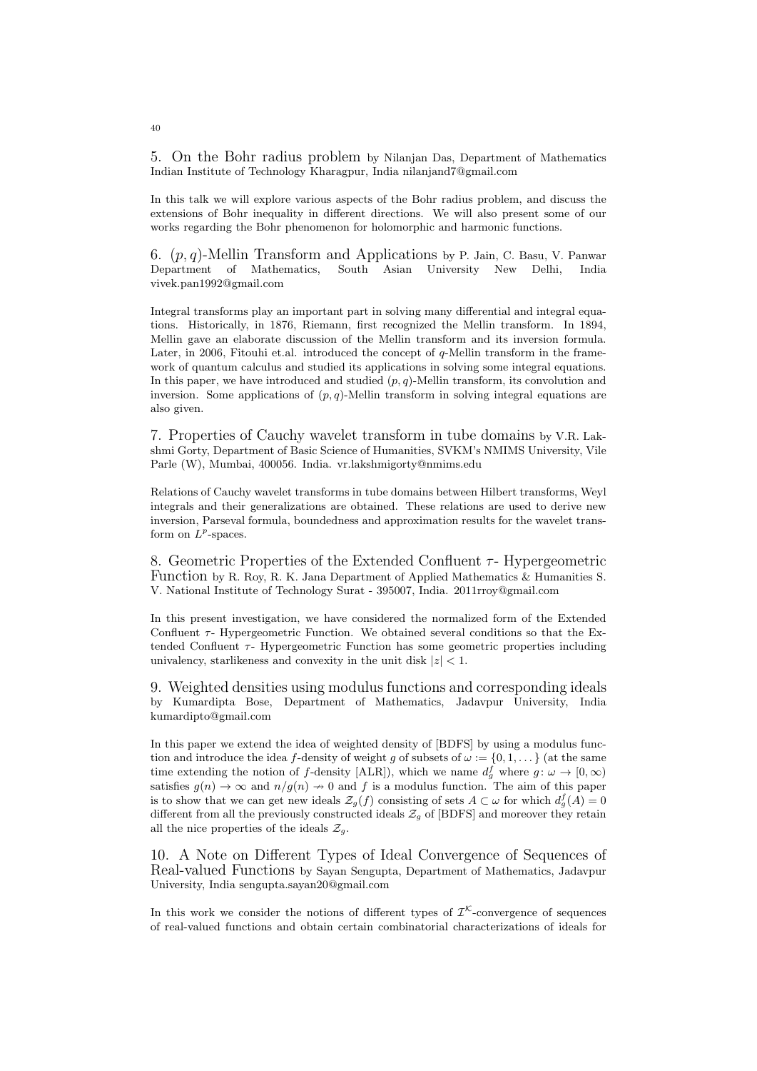5. On the Bohr radius problem by Nilanjan Das, Department of Mathematics Indian Institute of Technology Kharagpur, India nilanjand7@gmail.com

In this talk we will explore various aspects of the Bohr radius problem, and discuss the extensions of Bohr inequality in different directions. We will also present some of our works regarding the Bohr phenomenon for holomorphic and harmonic functions.

6. $(p,q)$-Mellin Transform and Applications by P. Jain, C. Basu, V. Panwar Department of Mathematics, South Asian University New Delhi, India vivek.pan1992@gmail.com

Integral transforms play an important part in solving many differential and integral equations. Historically, in 1876, Riemann, first recognized the Mellin transform. In 1894, Mellin gave an elaborate discussion of the Mellin transform and its inversion formula. Later, in 2006, Fitouhi et.al. introduced the concept of $q$-Mellin transform in the framework of quantum calculus and studied its applications in solving some integral equations. In this paper, we have introduced and studied $(p,q)$-Mellin transform, its convolution and inversion. Some applications of $(p,q)$-Mellin transform in solving integral equations are also given.

7. Properties of Cauchy wavelet transform in tube domains by V.R. Lakshmi Gorty, Department of Basic Science of Humanities, SVKM's NMIMS University, Vile Parle (W), Mumbai, 400056. India. vr.lakshmigorty@nmims.edu

Relations of Cauchy wavelet transforms in tube domains between Hilbert transforms, Weyl integrals and their generalizations are obtained. These relations are used to derive new inversion, Parseval formula, boundedness and approximation results for the wavelet transform on $L^p$-spaces.

8. Geometric Properties of the Extended Confluent $\tau$- Hypergeometric Function by R. Roy, R. K. Jana Department of Applied Mathematics & Humanities S. V. National Institute of Technology Surat - 395007, India. 2011rroy@gmail.com

In this present investigation, we have considered the normalized form of the Extended Confluent $\tau$- Hypergeometric Function. We obtained several conditions so that the Extended Confluent $\tau$- Hypergeometric Function has some geometric properties including univalency, starlikeness and convexity in the unit disk $|z| < 1$.

9. Weighted densities using modulus functions and corresponding ideals by Kumardipta Bose, Department of Mathematics, Jadavpur University, India kumardipto@gmail.com

In this paper we extend the idea of weighted density of [BDFS] by using a modulus function and introduce the idea $f$-density of weight $g$ of subsets of $\omega := \{0, 1, \dots\}$ (at the same time extending the notion of $f$-density [ALR]), which we name $d_g^f$ where $g\colon \omega \to [0, \infty)$ satisfies $g(n) \to \infty$ and $n/g(n) \nrightarrow 0$ and $f$ is a modulus function. The aim of this paper is to show that we can get new ideals $\mathcal{Z}_g(f)$ consisting of sets $A \subset \omega$ for which $d_g^f(A) = 0$ different from all the previously constructed ideals $\mathcal{Z}_g$ of [BDFS] and moreover they retain all the nice properties of the ideals $\mathcal{Z}_g$.

10. A Note on Different Types of Ideal Convergence of Sequences of Real-valued Functions by Sayan Sengupta, Department of Mathematics, Jadavpur University, India sengupta.sayan20@gmail.com

In this work we consider the notions of different types of $\mathcal{I}^{\mathcal{K}}$-convergence of sequences of real-valued functions and obtain certain combinatorial characterizations of ideals for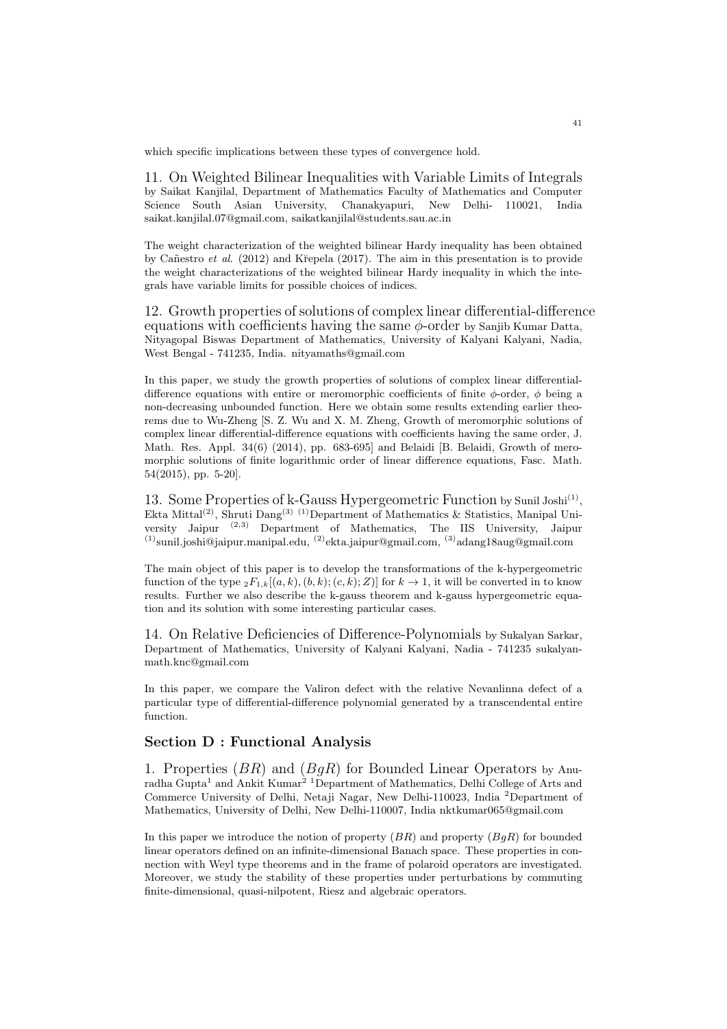which specific implications between these types of convergence hold.

11. On Weighted Bilinear Inequalities with Variable Limits of Integrals by Saikat Kanjilal, Department of Mathematics Faculty of Mathematics and Computer Science South Asian University, Chanakyapuri, New Delhi- 110021, India saikat.kanjilal.07@gmail.com, saikatkanjilal@students.sau.ac.in

The weight characterization of the weighted bilinear Hardy inequality has been obtained by Cañestro *et al.* (2012) and Křepela (2017). The aim in this presentation is to provide the weight characterizations of the weighted bilinear Hardy inequality in which the integrals have variable limits for possible choices of indices.

12. Growth properties of solutions of complex linear differential-difference equations with coefficients having the same $\phi$-order by Sanjib Kumar Datta, Nityagopal Biswas Department of Mathematics, University of Kalyani Kalyani, Nadia, West Bengal - 741235, India. nityamaths@gmail.com

In this paper, we study the growth properties of solutions of complex linear differential-difference equations with entire or meromorphic coefficients of finite $\phi$-order, $\phi$ being a non-decreasing unbounded function. Here we obtain some results extending earlier theorems due to Wu-Zheng [S. Z. Wu and X. M. Zheng, Growth of meromorphic solutions of complex linear differential-difference equations with coefficients having the same order, J. Math. Res. Appl. 34(6) (2014), pp. 683-695] and Belaidi [B. Belaidi, Growth of meromorphic solutions of finite logarithmic order of linear difference equations, Fasc. Math. 54(2015), pp. 5-20].

13. Some Properties of k-Gauss Hypergeometric Function by Sunil Joshi(1), Ekta Mittal(2), Shruti Dang(3) (1)Department of Mathematics & Statistics, Manipal University Jaipur (2,3) Department of Mathematics, The IIS University, Jaipur (1)sunil.joshi@jaipur.manipal.edu, (2)ekta.jaipur@gmail.com, (3)adang18aug@gmail.com

The main object of this paper is to develop the transformations of the k-hypergeometric function of the type ${}_2F_{1,k}[(a,k),(b,k);(c,k);Z)]$ for $k \to 1$, it will be converted in to know results. Further we also describe the k-gauss theorem and k-gauss hypergeometric equation and its solution with some interesting particular cases.

14. On Relative Deficiencies of Difference-Polynomials by Sukalyan Sarkar, Department of Mathematics, University of Kalyani Kalyani, Nadia - 741235 sukalyanmath.knc@gmail.com

In this paper, we compare the Valiron defect with the relative Nevanlinna defect of a particular type of differential-difference polynomial generated by a transcendental entire function.

## Section D : Functional Analysis

1. Properties $(BR)$ and $(BgR)$ for Bounded Linear Operators by Anuradha Gupta[1] and Ankit Kumar[2] [1]Department of Mathematics, Delhi College of Arts and Commerce University of Delhi, Netaji Nagar, New Delhi-110023, India [2]Department of Mathematics, University of Delhi, New Delhi-110007, India nktkumar065@gmail.com

In this paper we introduce the notion of property $(BR)$ and property $(BgR)$ for bounded linear operators defined on an infinite-dimensional Banach space. These properties in connection with Weyl type theorems and in the frame of polaroid operators are investigated. Moreover, we study the stability of these properties under perturbations by commuting finite-dimensional, quasi-nilpotent, Riesz and algebraic operators.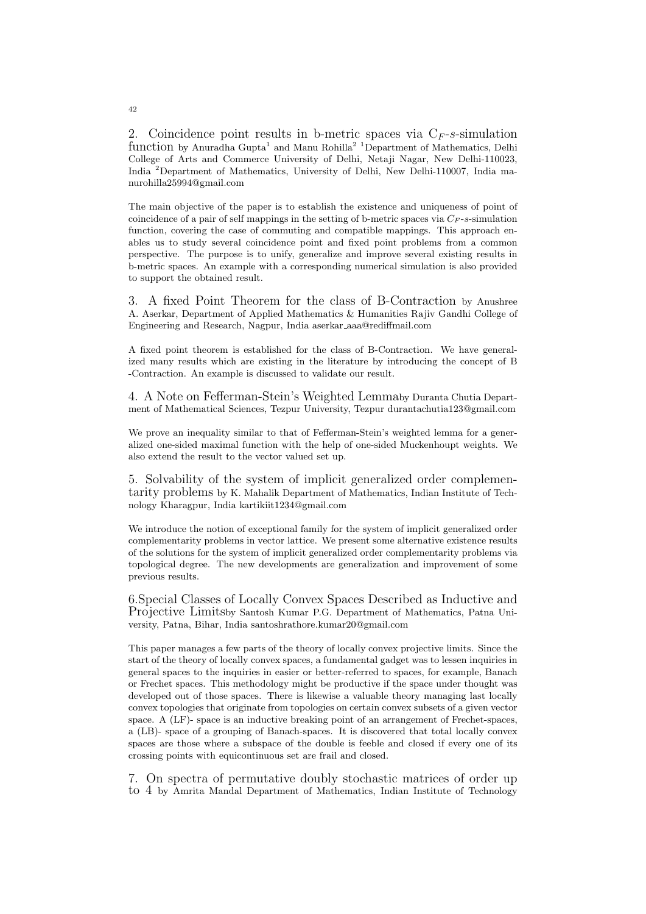2. Coincidence point results in b-metric spaces via $C_F$-$s$-simulation function by Anuradha Gupta[1] and Manu Rohilla[2] [1]Department of Mathematics, Delhi College of Arts and Commerce University of Delhi, Netaji Nagar, New Delhi-110023, India [2]Department of Mathematics, University of Delhi, New Delhi-110007, India manurohilla25994@gmail.com

The main objective of the paper is to establish the existence and uniqueness of point of coincidence of a pair of self mappings in the setting of b-metric spaces via $C_F$-$s$-simulation function, covering the case of commuting and compatible mappings. This approach enables us to study several coincidence point and fixed point problems from a common perspective. The purpose is to unify, generalize and improve several existing results in b-metric spaces. An example with a corresponding numerical simulation is also provided to support the obtained result.

3. A fixed Point Theorem for the class of B-Contraction by Anushree A. Aserkar, Department of Applied Mathematics & Humanities Rajiv Gandhi College of Engineering and Research, Nagpur, India aserkar_aaa@rediffmail.com

A fixed point theorem is established for the class of B-Contraction. We have generalized many results which are existing in the literature by introducing the concept of B -Contraction. An example is discussed to validate our result.

4. A Note on Fefferman-Stein's Weighted Lemmaby Duranta Chutia Department of Mathematical Sciences, Tezpur University, Tezpur durantachutia123@gmail.com

We prove an inequality similar to that of Fefferman-Stein's weighted lemma for a generalized one-sided maximal function with the help of one-sided Muckenhoupt weights. We also extend the result to the vector valued set up.

5. Solvability of the system of implicit generalized order complementarity problems by K. Mahalik Department of Mathematics, Indian Institute of Technology Kharagpur, India kartikiit1234@gmail.com

We introduce the notion of exceptional family for the system of implicit generalized order complementarity problems in vector lattice. We present some alternative existence results of the solutions for the system of implicit generalized order complementarity problems via topological degree. The new developments are generalization and improvement of some previous results.

6.Special Classes of Locally Convex Spaces Described as Inductive and Projective Limitsby Santosh Kumar P.G. Department of Mathematics, Patna University, Patna, Bihar, India santoshrathore.kumar20@gmail.com

This paper manages a few parts of the theory of locally convex projective limits. Since the start of the theory of locally convex spaces, a fundamental gadget was to lessen inquiries in general spaces to the inquiries in easier or better-referred to spaces, for example, Banach or Frechet spaces. This methodology might be productive if the space under thought was developed out of those spaces. There is likewise a valuable theory managing last locally convex topologies that originate from topologies on certain convex subsets of a given vector space. A (LF)- space is an inductive breaking point of an arrangement of Frechet-spaces, a (LB)- space of a grouping of Banach-spaces. It is discovered that total locally convex spaces are those where a subspace of the double is feeble and closed if every one of its crossing points with equicontinuous set are frail and closed.

7. On spectra of permutative doubly stochastic matrices of order up to 4 by Amrita Mandal Department of Mathematics, Indian Institute of Technology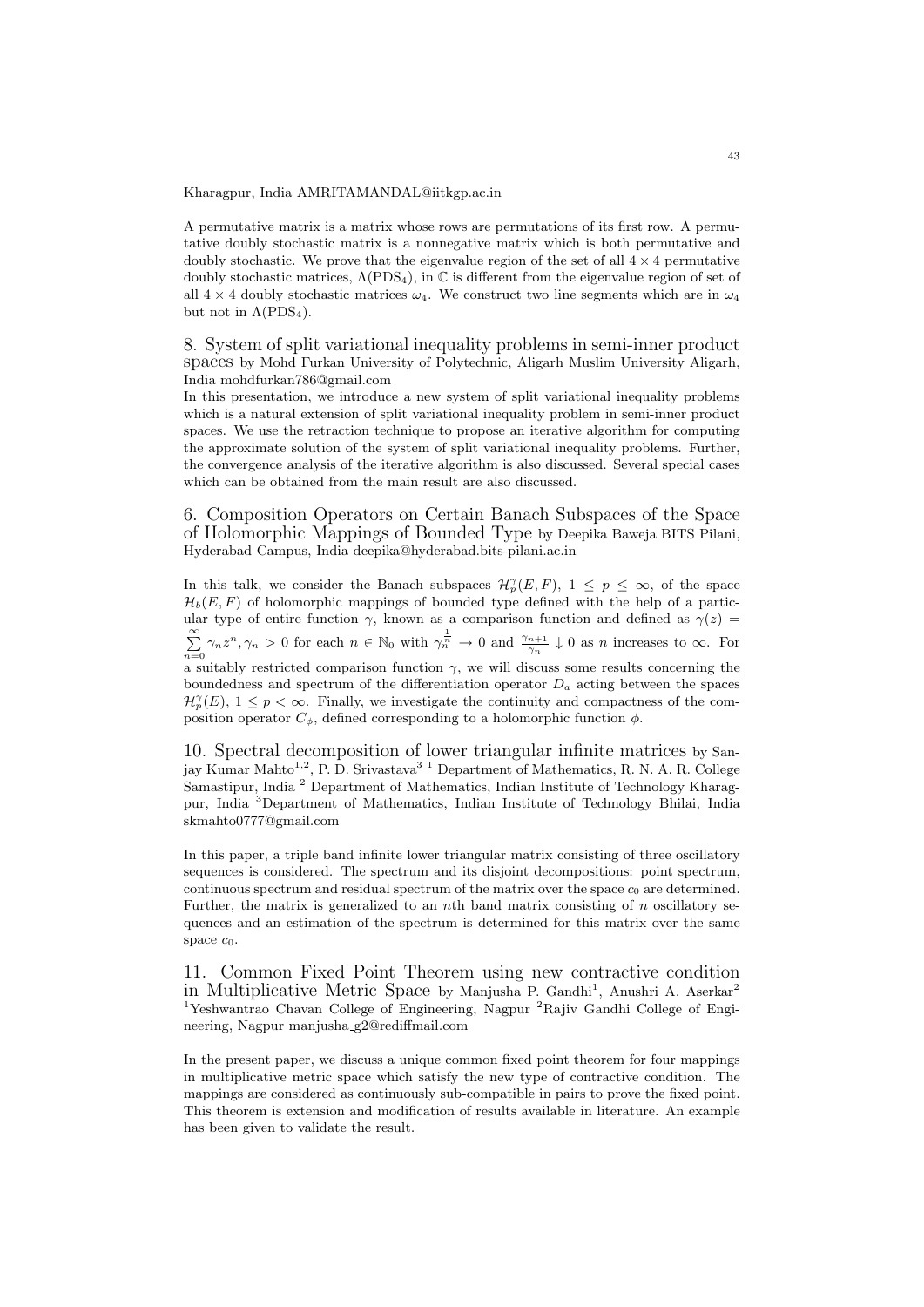Kharagpur, India AMRITAMANDAL@iitkgp.ac.in

A permutative matrix is a matrix whose rows are permutations of its first row. A permutative doubly stochastic matrix is a nonnegative matrix which is both permutative and doubly stochastic. We prove that the eigenvalue region of the set of all $4 \times 4$ permutative doubly stochastic matrices, $\Lambda(\mathrm{PDS}_4)$, in $\mathbb{C}$ is different from the eigenvalue region of set of all $4 \times 4$ doubly stochastic matrices $\omega_4$. We construct two line segments which are in $\omega_4$ but not in $\Lambda(\mathrm{PDS}_4)$.

## 8. System of split variational inequality problems in semi-inner product spaces

by Mohd Furkan University of Polytechnic, Aligarh Muslim University Aligarh, India mohdfurkan786@gmail.com

In this presentation, we introduce a new system of split variational inequality problems which is a natural extension of split variational inequality problem in semi-inner product spaces. We use the retraction technique to propose an iterative algorithm for computing the approximate solution of the system of split variational inequality problems. Further, the convergence analysis of the iterative algorithm is also discussed. Several special cases which can be obtained from the main result are also discussed.

## 6. Composition Operators on Certain Banach Subspaces of the Space of Holomorphic Mappings of Bounded Type

by Deepika Baweja BITS Pilani, Hyderabad Campus, India deepika@hyderabad.bits-pilani.ac.in

In this talk, we consider the Banach subspaces $\mathcal{H}_p^\gamma(E,F)$, $1 \leq p \leq \infty$, of the space $\mathcal{H}_b(E,F)$ of holomorphic mappings of bounded type defined with the help of a particular type of entire function $\gamma$, known as a comparison function and defined as $\gamma(z) = \sum_{n=0}^{\infty} \gamma_n z^n, \gamma_n > 0$ for each $n \in \mathbb{N}_0$ with $\gamma_n^{\frac{1}{n}} \to 0$ and $\frac{\gamma_{n+1}}{\gamma_n} \downarrow 0$ as $n$ increases to $\infty$. For a suitably restricted comparison function $\gamma$, we will discuss some results concerning the boundedness and spectrum of the differentiation operator $D_a$ acting between the spaces $\mathcal{H}_p^\gamma(E)$, $1 \leq p < \infty$. Finally, we investigate the continuity and compactness of the composition operator $C_\phi$, defined corresponding to a holomorphic function $\phi$.

## 10. Spectral decomposition of lower triangular infinite matrices

by Sanjay Kumar Mahto[1,2], P. D. Srivastava[3] [1] Department of Mathematics, R. N. A. R. College Samastipur, India [2] Department of Mathematics, Indian Institute of Technology Kharagpur, India [3]Department of Mathematics, Indian Institute of Technology Bhilai, India skmahto0777@gmail.com

In this paper, a triple band infinite lower triangular matrix consisting of three oscillatory sequences is considered. The spectrum and its disjoint decompositions: point spectrum, continuous spectrum and residual spectrum of the matrix over the space $c_0$ are determined. Further, the matrix is generalized to an $n$th band matrix consisting of $n$ oscillatory sequences and an estimation of the spectrum is determined for this matrix over the same space $c_0$.

## 11. Common Fixed Point Theorem using new contractive condition in Multiplicative Metric Space

by Manjusha P. Gandhi[1], Anushri A. Aserkar[2] [1]Yeshwantrao Chavan College of Engineering, Nagpur [2]Rajiv Gandhi College of Engineering, Nagpur manjusha_g2@rediffmail.com

In the present paper, we discuss a unique common fixed point theorem for four mappings in multiplicative metric space which satisfy the new type of contractive condition. The mappings are considered as continuously sub-compatible in pairs to prove the fixed point. This theorem is extension and modification of results available in literature. An example has been given to validate the result.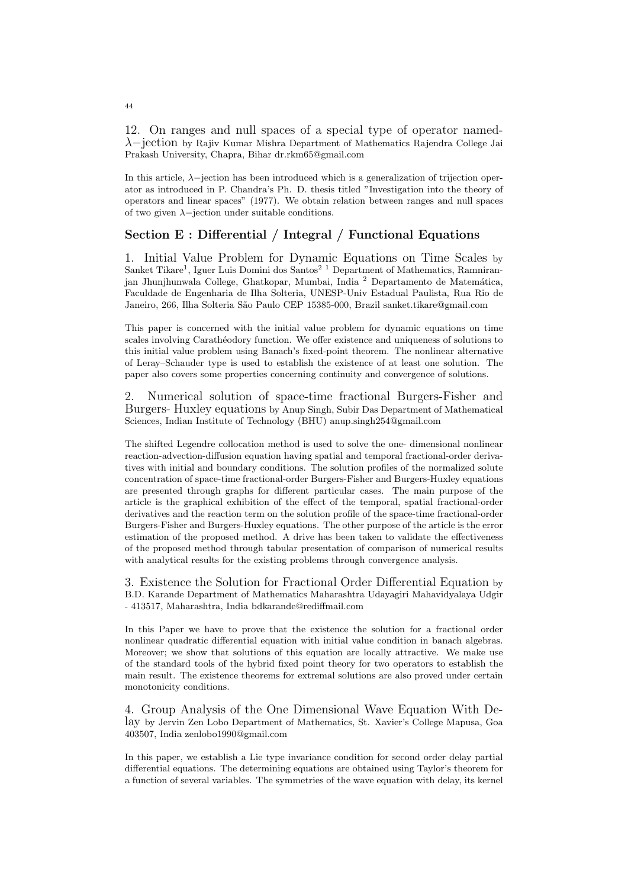12. On ranges and null spaces of a special type of operator named- $\lambda-$jection by Rajiv Kumar Mishra Department of Mathematics Rajendra College Jai Prakash University, Chapra, Bihar dr.rkm65@gmail.com

In this article, $\lambda-$jection has been introduced which is a generalization of trijection operator as introduced in P. Chandra's Ph. D. thesis titled "Investigation into the theory of operators and linear spaces" (1977). We obtain relation between ranges and null spaces of two given $\lambda-$jection under suitable conditions.

## Section E : Differential / Integral / Functional Equations

1. Initial Value Problem for Dynamic Equations on Time Scales by Sanket Tikare[1], Iguer Luis Domini dos Santos[2] [1] Department of Mathematics, Ramniranjan Jhunjhunwala College, Ghatkopar, Mumbai, India [2] Departamento de Matemática, Faculdade de Engenharia de Ilha Solteria, UNESP-Univ Estadual Paulista, Rua Rio de Janeiro, 266, Ilha Solteria São Paulo CEP 15385-000, Brazil sanket.tikare@gmail.com

This paper is concerned with the initial value problem for dynamic equations on time scales involving Carathéodory function. We offer existence and uniqueness of solutions to this initial value problem using Banach's fixed-point theorem. The nonlinear alternative of Leray–Schauder type is used to establish the existence of at least one solution. The paper also covers some properties concerning continuity and convergence of solutions.

2. Numerical solution of space-time fractional Burgers-Fisher and Burgers- Huxley equations by Anup Singh, Subir Das Department of Mathematical Sciences, Indian Institute of Technology (BHU) anup.singh254@gmail.com

The shifted Legendre collocation method is used to solve the one- dimensional nonlinear reaction-advection-diffusion equation having spatial and temporal fractional-order derivatives with initial and boundary conditions. The solution profiles of the normalized solute concentration of space-time fractional-order Burgers-Fisher and Burgers-Huxley equations are presented through graphs for different particular cases. The main purpose of the article is the graphical exhibition of the effect of the temporal, spatial fractional-order derivatives and the reaction term on the solution profile of the space-time fractional-order Burgers-Fisher and Burgers-Huxley equations. The other purpose of the article is the error estimation of the proposed method. A drive has been taken to validate the effectiveness of the proposed method through tabular presentation of comparison of numerical results with analytical results for the existing problems through convergence analysis.

3. Existence the Solution for Fractional Order Differential Equation by B.D. Karande Department of Mathematics Maharashtra Udayagiri Mahavidyalaya Udgir - 413517, Maharashtra, India bdkarande@rediffmail.com

In this Paper we have to prove that the existence the solution for a fractional order nonlinear quadratic differential equation with initial value condition in banach algebras. Moreover; we show that solutions of this equation are locally attractive. We make use of the standard tools of the hybrid fixed point theory for two operators to establish the main result. The existence theorems for extremal solutions are also proved under certain monotonicity conditions.

4. Group Analysis of the One Dimensional Wave Equation With Delay by Jervin Zen Lobo Department of Mathematics, St. Xavier's College Mapusa, Goa 403507, India zenlobo1990@gmail.com

In this paper, we establish a Lie type invariance condition for second order delay partial differential equations. The determining equations are obtained using Taylor's theorem for a function of several variables. The symmetries of the wave equation with delay, its kernel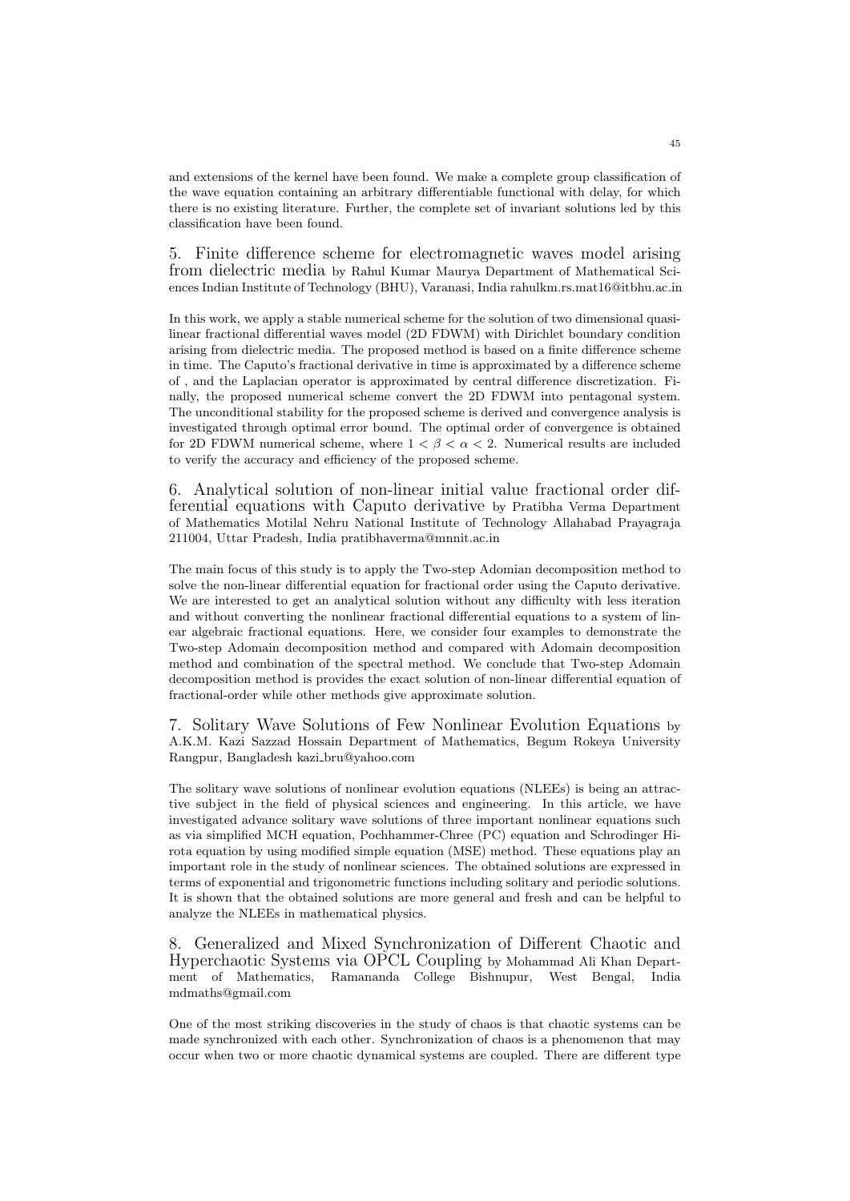and extensions of the kernel have been found. We make a complete group classification of the wave equation containing an arbitrary differentiable functional with delay, for which there is no existing literature. Further, the complete set of invariant solutions led by this classification have been found.

### 5. Finite difference scheme for electromagnetic waves model arising from dielectric media

by Rahul Kumar Maurya Department of Mathematical Sciences Indian Institute of Technology (BHU), Varanasi, India rahulkm.rs.mat16@itbhu.ac.in

In this work, we apply a stable numerical scheme for the solution of two dimensional quasi-linear fractional differential waves model (2D FDWM) with Dirichlet boundary condition arising from dielectric media. The proposed method is based on a finite difference scheme in time. The Caputo's fractional derivative in time is approximated by a difference scheme of , and the Laplacian operator is approximated by central difference discretization. Finally, the proposed numerical scheme convert the 2D FDWM into pentagonal system. The unconditional stability for the proposed scheme is derived and convergence analysis is investigated through optimal error bound. The optimal order of convergence is obtained for 2D FDWM numerical scheme, where $1 < \beta < \alpha < 2$. Numerical results are included to verify the accuracy and efficiency of the proposed scheme.

### 6. Analytical solution of non-linear initial value fractional order differential equations with Caputo derivative

by Pratibha Verma Department of Mathematics Motilal Nehru National Institute of Technology Allahabad Prayagraja 211004, Uttar Pradesh, India pratibhaverma@mnnit.ac.in

The main focus of this study is to apply the Two-step Adomian decomposition method to solve the non-linear differential equation for fractional order using the Caputo derivative. We are interested to get an analytical solution without any difficulty with less iteration and without converting the nonlinear fractional differential equations to a system of linear algebraic fractional equations. Here, we consider four examples to demonstrate the Two-step Adomain decomposition method and compared with Adomain decomposition method and combination of the spectral method. We conclude that Two-step Adomain decomposition method is provides the exact solution of non-linear differential equation of fractional-order while other methods give approximate solution.

### 7. Solitary Wave Solutions of Few Nonlinear Evolution Equations

by A.K.M. Kazi Sazzad Hossain Department of Mathematics, Begum Rokeya University Rangpur, Bangladesh kazi_bru@yahoo.com

The solitary wave solutions of nonlinear evolution equations (NLEEs) is being an attractive subject in the field of physical sciences and engineering. In this article, we have investigated advance solitary wave solutions of three important nonlinear equations such as via simplified MCH equation, Pochhammer-Chree (PC) equation and Schrodinger Hirota equation by using modified simple equation (MSE) method. These equations play an important role in the study of nonlinear sciences. The obtained solutions are expressed in terms of exponential and trigonometric functions including solitary and periodic solutions. It is shown that the obtained solutions are more general and fresh and can be helpful to analyze the NLEEs in mathematical physics.

### 8. Generalized and Mixed Synchronization of Different Chaotic and Hyperchaotic Systems via OPCL Coupling

by Mohammad Ali Khan Department of Mathematics, Ramananda College Bishnupur, West Bengal, India mdmaths@gmail.com

One of the most striking discoveries in the study of chaos is that chaotic systems can be made synchronized with each other. Synchronization of chaos is a phenomenon that may occur when two or more chaotic dynamical systems are coupled. There are different type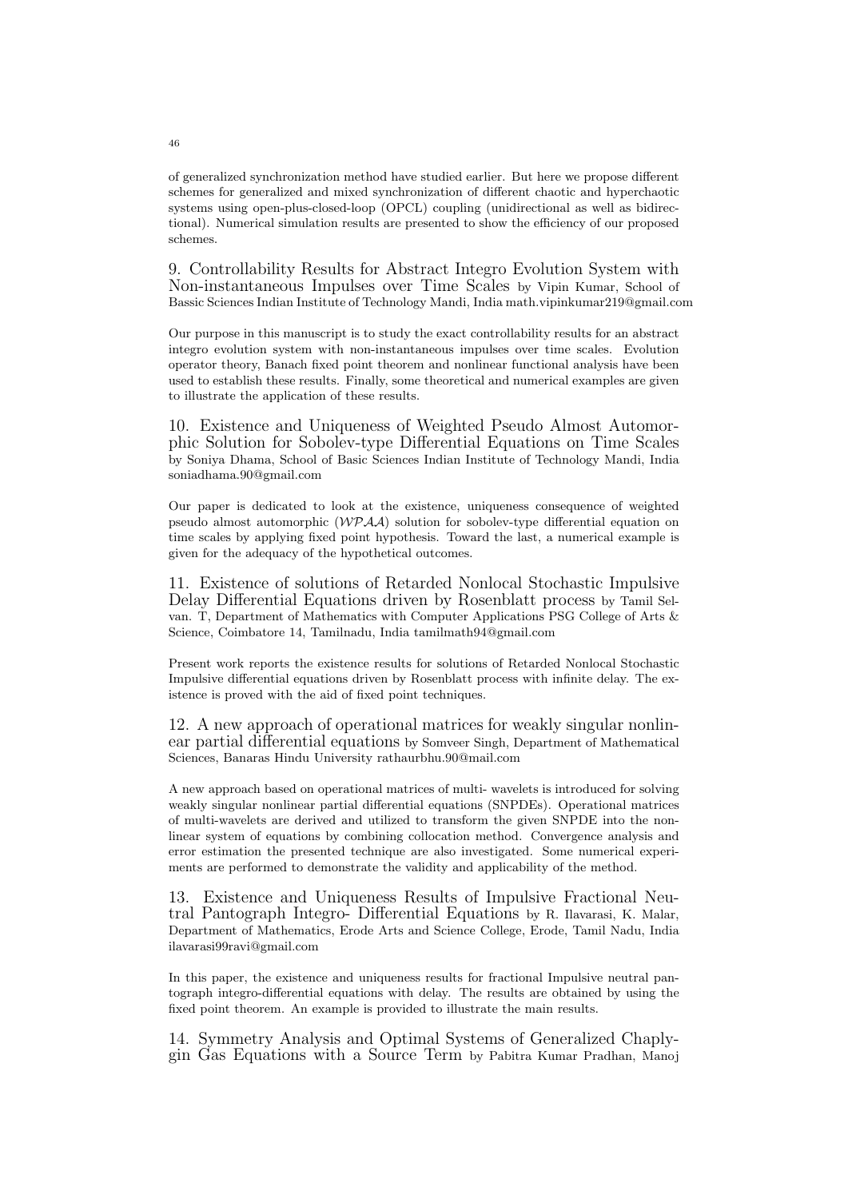of generalized synchronization method have studied earlier. But here we propose different schemes for generalized and mixed synchronization of different chaotic and hyperchaotic systems using open-plus-closed-loop (OPCL) coupling (unidirectional as well as bidirectional). Numerical simulation results are presented to show the efficiency of our proposed schemes.

## 9. Controllability Results for Abstract Integro Evolution System with Non-instantaneous Impulses over Time Scales

by Vipin Kumar, School of Bassic Sciences Indian Institute of Technology Mandi, India math.vipinkumar219@gmail.com

Our purpose in this manuscript is to study the exact controllability results for an abstract integro evolution system with non-instantaneous impulses over time scales. Evolution operator theory, Banach fixed point theorem and nonlinear functional analysis have been used to establish these results. Finally, some theoretical and numerical examples are given to illustrate the application of these results.

## 10. Existence and Uniqueness of Weighted Pseudo Almost Automorphic Solution for Sobolev-type Differential Equations on Time Scales

by Soniya Dhama, School of Basic Sciences Indian Institute of Technology Mandi, India soniadhama.90@gmail.com

Our paper is dedicated to look at the existence, uniqueness consequence of weighted pseudo almost automorphic ($\mathcal{WPAA}$) solution for sobolev-type differential equation on time scales by applying fixed point hypothesis. Toward the last, a numerical example is given for the adequacy of the hypothetical outcomes.

## 11. Existence of solutions of Retarded Nonlocal Stochastic Impulsive Delay Differential Equations driven by Rosenblatt process

by Tamil Selvan. T, Department of Mathematics with Computer Applications PSG College of Arts & Science, Coimbatore 14, Tamilnadu, India tamilmath94@gmail.com

Present work reports the existence results for solutions of Retarded Nonlocal Stochastic Impulsive differential equations driven by Rosenblatt process with infinite delay. The existence is proved with the aid of fixed point techniques.

## 12. A new approach of operational matrices for weakly singular nonlinear partial differential equations

by Somveer Singh, Department of Mathematical Sciences, Banaras Hindu University rathaurbhu.90@mail.com

A new approach based on operational matrices of multi- wavelets is introduced for solving weakly singular nonlinear partial differential equations (SNPDEs). Operational matrices of multi-wavelets are derived and utilized to transform the given SNPDE into the nonlinear system of equations by combining collocation method. Convergence analysis and error estimation the presented technique are also investigated. Some numerical experiments are performed to demonstrate the validity and applicability of the method.

## 13. Existence and Uniqueness Results of Impulsive Fractional Neutral Pantograph Integro- Differential Equations

by R. Ilavarasi, K. Malar, Department of Mathematics, Erode Arts and Science College, Erode, Tamil Nadu, India ilavarasi99ravi@gmail.com

In this paper, the existence and uniqueness results for fractional Impulsive neutral pantograph integro-differential equations with delay. The results are obtained by using the fixed point theorem. An example is provided to illustrate the main results.

## 14. Symmetry Analysis and Optimal Systems of Generalized Chaplygin Gas Equations with a Source Term

by Pabitra Kumar Pradhan, Manoj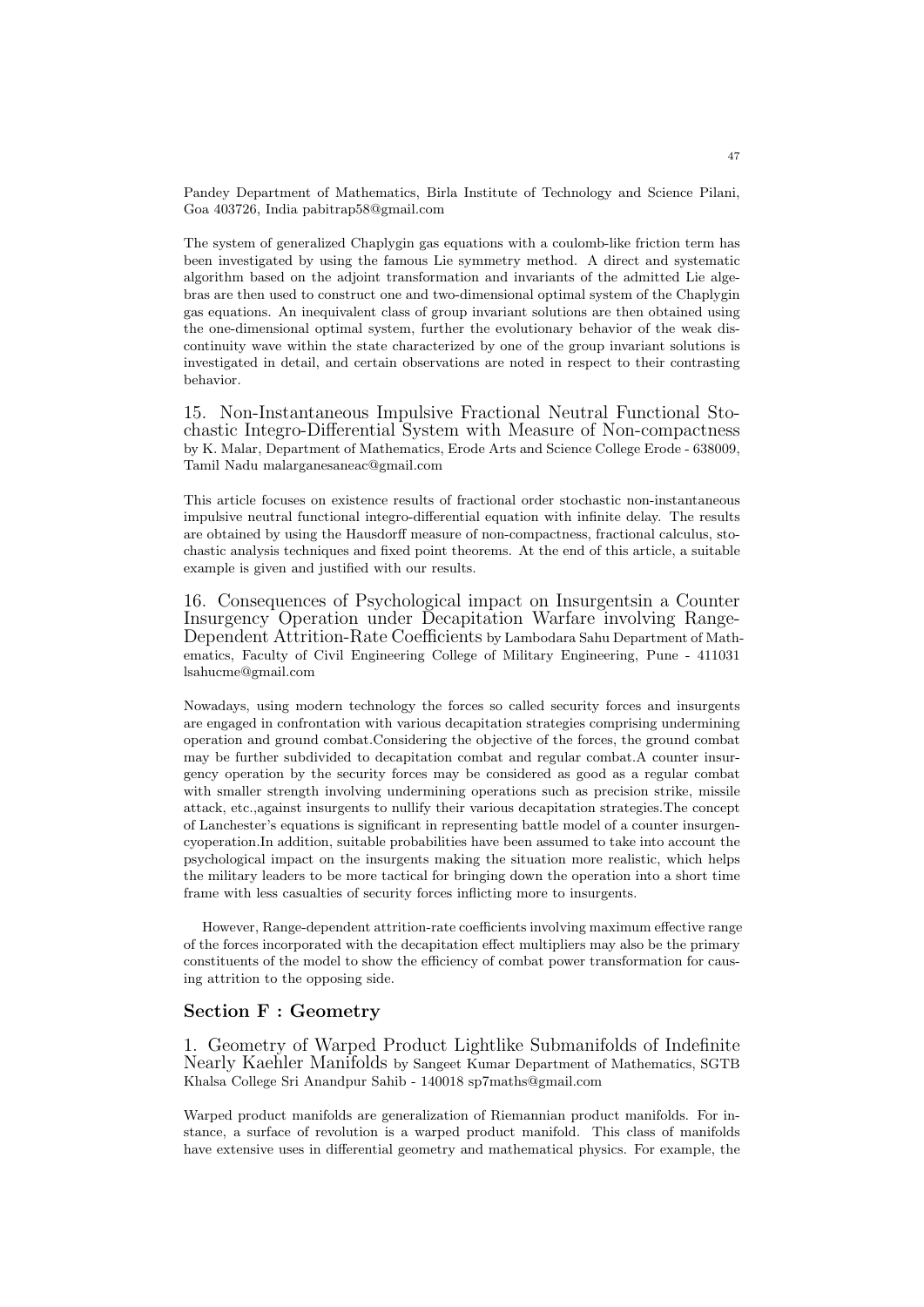Pandey Department of Mathematics, Birla Institute of Technology and Science Pilani, Goa 403726, India pabitrap58@gmail.com

The system of generalized Chaplygin gas equations with a coulomb-like friction term has been investigated by using the famous Lie symmetry method. A direct and systematic algorithm based on the adjoint transformation and invariants of the admitted Lie algebras are then used to construct one and two-dimensional optimal system of the Chaplygin gas equations. An inequivalent class of group invariant solutions are then obtained using the one-dimensional optimal system, further the evolutionary behavior of the weak discontinuity wave within the state characterized by one of the group invariant solutions is investigated in detail, and certain observations are noted in respect to their contrasting behavior.

15. Non-Instantaneous Impulsive Fractional Neutral Functional Stochastic Integro-Differential System with Measure of Non-compactness by K. Malar, Department of Mathematics, Erode Arts and Science College Erode - 638009, Tamil Nadu malarganesaneac@gmail.com

This article focuses on existence results of fractional order stochastic non-instantaneous impulsive neutral functional integro-differential equation with infinite delay. The results are obtained by using the Hausdorff measure of non-compactness, fractional calculus, stochastic analysis techniques and fixed point theorems. At the end of this article, a suitable example is given and justified with our results.

16. Consequences of Psychological impact on Insurgentsin a Counter Insurgency Operation under Decapitation Warfare involving Range-Dependent Attrition-Rate Coefficients by Lambodara Sahu Department of Mathematics, Faculty of Civil Engineering College of Military Engineering, Pune - 411031 lsahucme@gmail.com

Nowadays, using modern technology the forces so called security forces and insurgents are engaged in confrontation with various decapitation strategies comprising undermining operation and ground combat.Considering the objective of the forces, the ground combat may be further subdivided to decapitation combat and regular combat.A counter insurgency operation by the security forces may be considered as good as a regular combat with smaller strength involving undermining operations such as precision strike, missile attack, etc.,against insurgents to nullify their various decapitation strategies.The concept of Lanchester's equations is significant in representing battle model of a counter insurgencyoperation.In addition, suitable probabilities have been assumed to take into account the psychological impact on the insurgents making the situation more realistic, which helps the military leaders to be more tactical for bringing down the operation into a short time frame with less casualties of security forces inflicting more to insurgents.

However, Range-dependent attrition-rate coefficients involving maximum effective range of the forces incorporated with the decapitation effect multipliers may also be the primary constituents of the model to show the efficiency of combat power transformation for causing attrition to the opposing side.

## Section F : Geometry

1. Geometry of Warped Product Lightlike Submanifolds of Indefinite Nearly Kaehler Manifolds by Sangeet Kumar Department of Mathematics, SGTB Khalsa College Sri Anandpur Sahib - 140018 sp7maths@gmail.com

Warped product manifolds are generalization of Riemannian product manifolds. For instance, a surface of revolution is a warped product manifold. This class of manifolds have extensive uses in differential geometry and mathematical physics. For example, the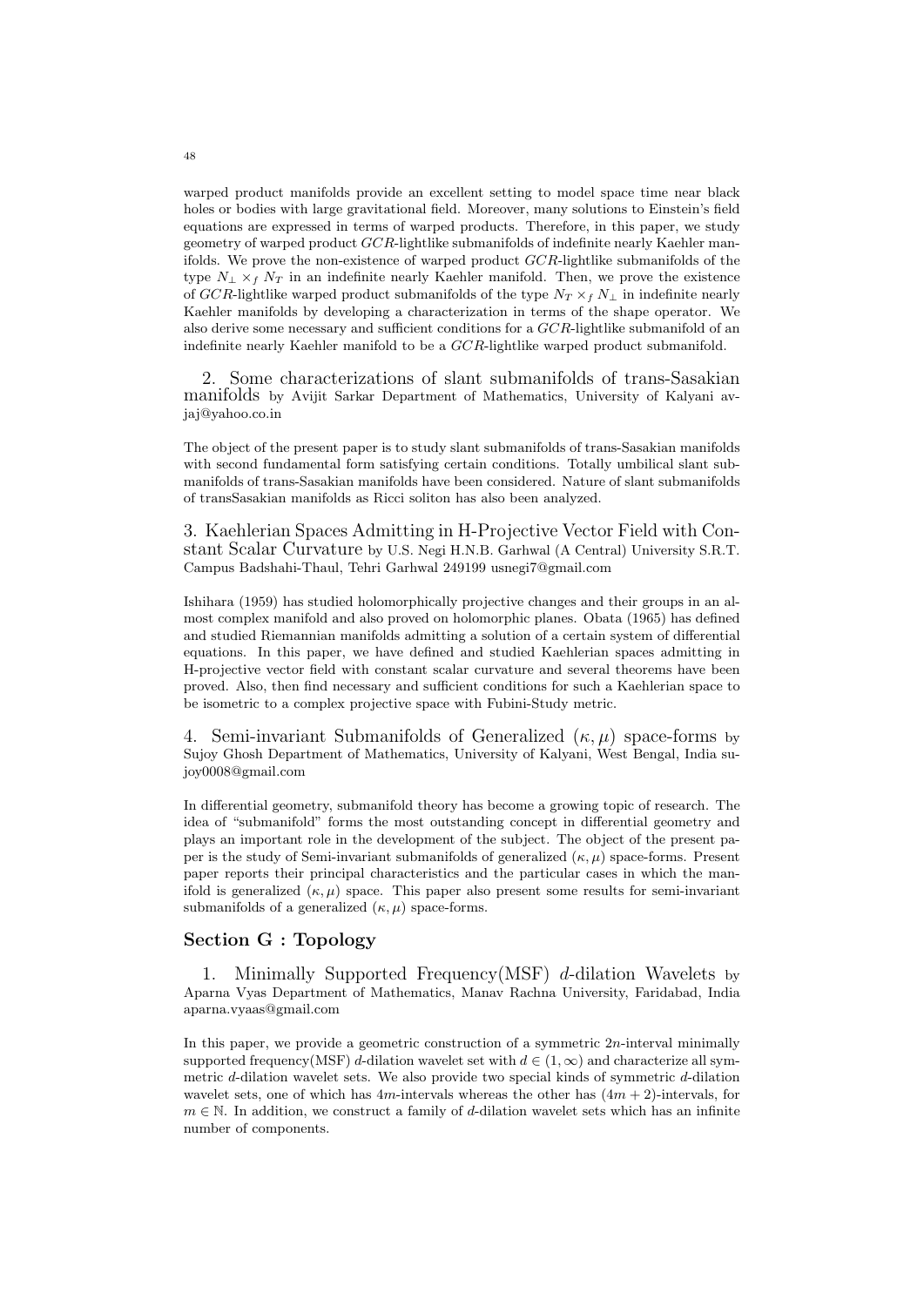warped product manifolds provide an excellent setting to model space time near black holes or bodies with large gravitational field. Moreover, many solutions to Einstein's field equations are expressed in terms of warped products. Therefore, in this paper, we study geometry of warped product $GCR$-lightlike submanifolds of indefinite nearly Kaehler manifolds. We prove the non-existence of warped product $GCR$-lightlike submanifolds of the type $N_{\perp} \times_f N_T$ in an indefinite nearly Kaehler manifold. Then, we prove the existence of $GCR$-lightlike warped product submanifolds of the type $N_T \times_f N_{\perp}$ in indefinite nearly Kaehler manifolds by developing a characterization in terms of the shape operator. We also derive some necessary and sufficient conditions for a $GCR$-lightlike submanifold of an indefinite nearly Kaehler manifold to be a $GCR$-lightlike warped product submanifold.

2. Some characterizations of slant submanifolds of trans-Sasakian manifolds by Avijit Sarkar Department of Mathematics, University of Kalyani avjaj@yahoo.co.in

The object of the present paper is to study slant submanifolds of trans-Sasakian manifolds with second fundamental form satisfying certain conditions. Totally umbilical slant submanifolds of trans-Sasakian manifolds have been considered. Nature of slant submanifolds of transSasakian manifolds as Ricci soliton has also been analyzed.

3. Kaehlerian Spaces Admitting in H-Projective Vector Field with Constant Scalar Curvature by U.S. Negi H.N.B. Garhwal (A Central) University S.R.T. Campus Badshahi-Thaul, Tehri Garhwal 249199 usnegi7@gmail.com

Ishihara (1959) has studied holomorphically projective changes and their groups in an almost complex manifold and also proved on holomorphic planes. Obata (1965) has defined and studied Riemannian manifolds admitting a solution of a certain system of differential equations. In this paper, we have defined and studied Kaehlerian spaces admitting in H-projective vector field with constant scalar curvature and several theorems have been proved. Also, then find necessary and sufficient conditions for such a Kaehlerian space to be isometric to a complex projective space with Fubini-Study metric.

4. Semi-invariant Submanifolds of Generalized $(\kappa, \mu)$ space-forms by Sujoy Ghosh Department of Mathematics, University of Kalyani, West Bengal, India sujoy0008@gmail.com

In differential geometry, submanifold theory has become a growing topic of research. The idea of "submanifold" forms the most outstanding concept in differential geometry and plays an important role in the development of the subject. The object of the present paper is the study of Semi-invariant submanifolds of generalized $(\kappa, \mu)$ space-forms. Present paper reports their principal characteristics and the particular cases in which the manifold is generalized $(\kappa, \mu)$ space. This paper also present some results for semi-invariant submanifolds of a generalized $(\kappa, \mu)$ space-forms.

## Section G : Topology

1. Minimally Supported Frequency(MSF) $d$-dilation Wavelets by Aparna Vyas Department of Mathematics, Manav Rachna University, Faridabad, India aparna.vyaas@gmail.com

In this paper, we provide a geometric construction of a symmetric $2n$-interval minimally supported frequency(MSF) $d$-dilation wavelet set with $d \in (1, \infty)$ and characterize all symmetric $d$-dilation wavelet sets. We also provide two special kinds of symmetric $d$-dilation wavelet sets, one of which has $4m$-intervals whereas the other has $(4m + 2)$-intervals, for $m \in \mathbb{N}$. In addition, we construct a family of $d$-dilation wavelet sets which has an infinite number of components.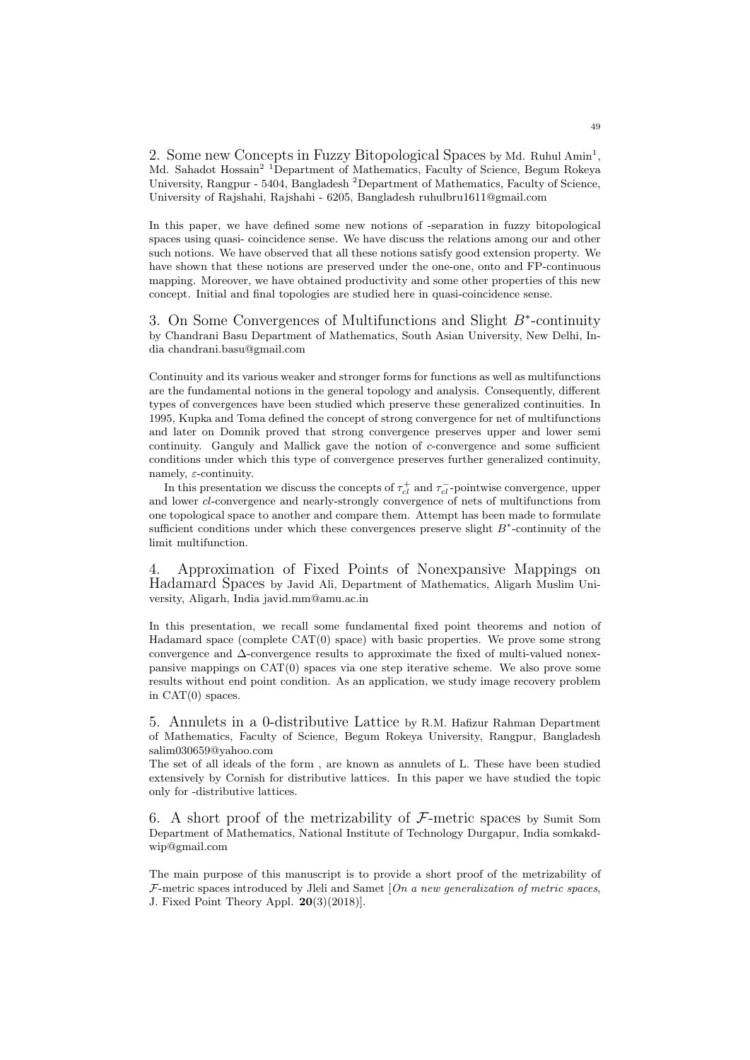2. Some new Concepts in Fuzzy Bitopological Spaces by Md. Ruhul Amin[1], Md. Sahadot Hossain[2] [1]Department of Mathematics, Faculty of Science, Begum Rokeya University, Rangpur - 5404, Bangladesh [2]Department of Mathematics, Faculty of Science, University of Rajshahi, Rajshahi - 6205, Bangladesh ruhulbru1611@gmail.com

In this paper, we have defined some new notions of -separation in fuzzy bitopological spaces using quasi- coincidence sense. We have discuss the relations among our and other such notions. We have observed that all these notions satisfy good extension property. We have shown that these notions are preserved under the one-one, onto and FP-continuous mapping. Moreover, we have obtained productivity and some other properties of this new concept. Initial and final topologies are studied here in quasi-coincidence sense.

3. On Some Convergences of Multifunctions and Slight $B^*$-continuity by Chandrani Basu Department of Mathematics, South Asian University, New Delhi, India chandrani.basu@gmail.com

Continuity and its various weaker and stronger forms for functions as well as multifunctions are the fundamental notions in the general topology and analysis. Consequently, different types of convergences have been studied which preserve these generalized continuities. In 1995, Kupka and Toma defined the concept of strong convergence for net of multifunctions and later on Domnik proved that strong convergence preserves upper and lower semi continuity. Ganguly and Mallick gave the notion of $c$-convergence and some sufficient conditions under which this type of convergence preserves further generalized continuity, namely, $\varepsilon$-continuity.

In this presentation we discuss the concepts of $\tau_{cl}^{+}$ and $\tau_{cl}^{-}$-pointwise convergence, upper and lower $cl$-convergence and nearly-strongly convergence of nets of multifunctions from one topological space to another and compare them. Attempt has been made to formulate sufficient conditions under which these convergences preserve slight $B^*$-continuity of the limit multifunction.

4. Approximation of Fixed Points of Nonexpansive Mappings on Hadamard Spaces by Javid Ali, Department of Mathematics, Aligarh Muslim University, Aligarh, India javid.mm@amu.ac.in

In this presentation, we recall some fundamental fixed point theorems and notion of Hadamard space (complete CAT(0) space) with basic properties. We prove some strong convergence and $\Delta$-convergence results to approximate the fixed of multi-valued nonexpansive mappings on CAT(0) spaces via one step iterative scheme. We also prove some results without end point condition. As an application, we study image recovery problem in CAT(0) spaces.

5. Annulets in a 0-distributive Lattice by R.M. Hafizur Rahman Department of Mathematics, Faculty of Science, Begum Rokeya University, Rangpur, Bangladesh salim030659@yahoo.com

The set of all ideals of the form , are known as annulets of L. These have been studied extensively by Cornish for distributive lattices. In this paper we have studied the topic only for -distributive lattices.

6. A short proof of the metrizability of $\mathcal{F}$-metric spaces by Sumit Som Department of Mathematics, National Institute of Technology Durgapur, India somkakdwip@gmail.com

The main purpose of this manuscript is to provide a short proof of the metrizability of $\mathcal{F}$-metric spaces introduced by Jleli and Samet [*On a new generalization of metric spaces*, J. Fixed Point Theory Appl. **20**(3)(2018)].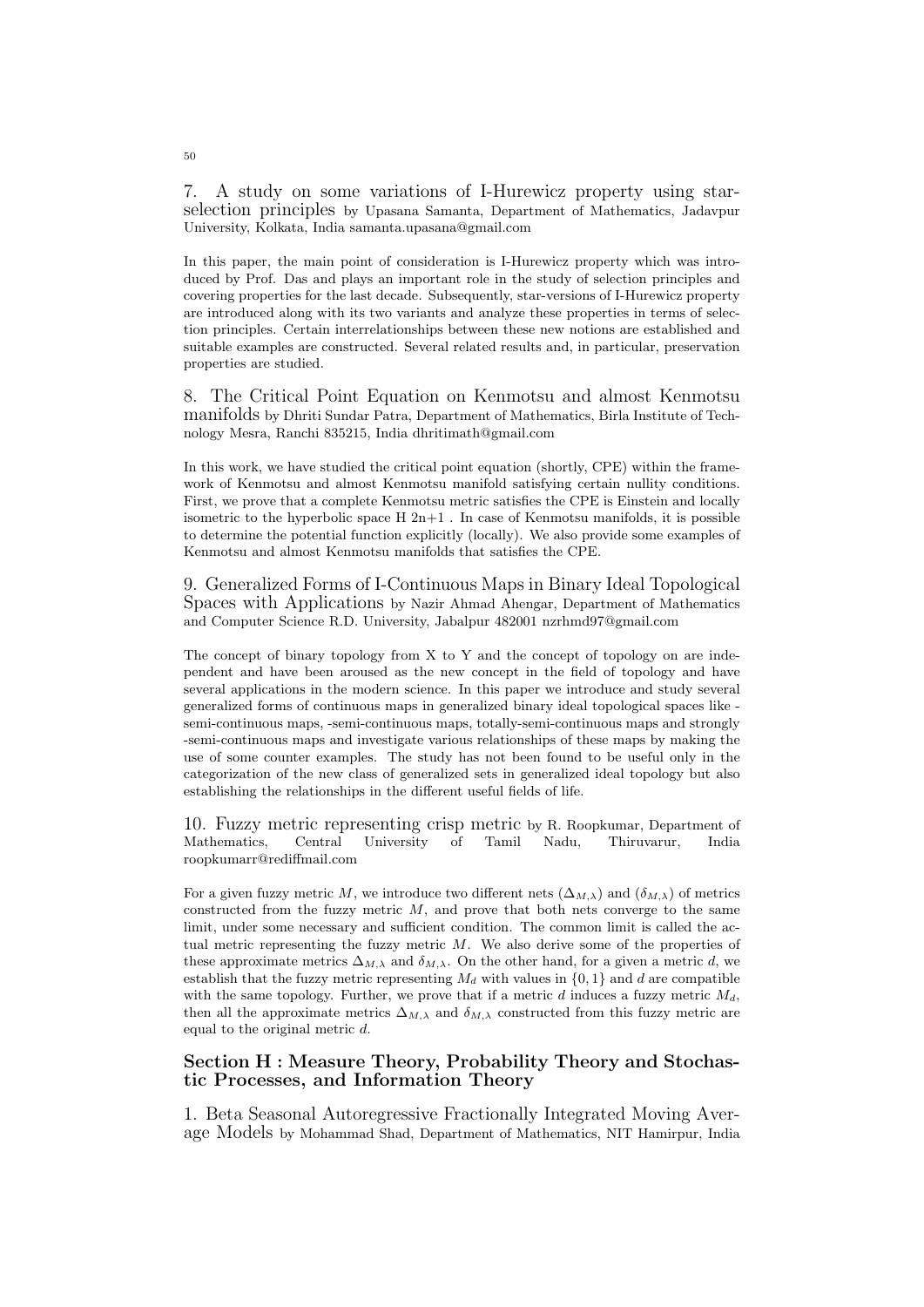7. A study on some variations of I-Hurewicz property using star-selection principles by Upasana Samanta, Department of Mathematics, Jadavpur University, Kolkata, India samanta.upasana@gmail.com

In this paper, the main point of consideration is I-Hurewicz property which was introduced by Prof. Das and plays an important role in the study of selection principles and covering properties for the last decade. Subsequently, star-versions of I-Hurewicz property are introduced along with its two variants and analyze these properties in terms of selection principles. Certain interrelationships between these new notions are established and suitable examples are constructed. Several related results and, in particular, preservation properties are studied.

8. The Critical Point Equation on Kenmotsu and almost Kenmotsu manifolds by Dhriti Sundar Patra, Department of Mathematics, Birla Institute of Technology Mesra, Ranchi 835215, India dhritimath@gmail.com

In this work, we have studied the critical point equation (shortly, CPE) within the framework of Kenmotsu and almost Kenmotsu manifold satisfying certain nullity conditions. First, we prove that a complete Kenmotsu metric satisfies the CPE is Einstein and locally isometric to the hyperbolic space H 2n+1 . In case of Kenmotsu manifolds, it is possible to determine the potential function explicitly (locally). We also provide some examples of Kenmotsu and almost Kenmotsu manifolds that satisfies the CPE.

9. Generalized Forms of I-Continuous Maps in Binary Ideal Topological Spaces with Applications by Nazir Ahmad Ahengar, Department of Mathematics and Computer Science R.D. University, Jabalpur 482001 nzrhmd97@gmail.com

The concept of binary topology from X to Y and the concept of topology on are independent and have been aroused as the new concept in the field of topology and have several applications in the modern science. In this paper we introduce and study several generalized forms of continuous maps in generalized binary ideal topological spaces like -semi-continuous maps, -semi-continuous maps, totally-semi-continuous maps and strongly -semi-continuous maps and investigate various relationships of these maps by making the use of some counter examples. The study has not been found to be useful only in the categorization of the new class of generalized sets in generalized ideal topology but also establishing the relationships in the different useful fields of life.

10. Fuzzy metric representing crisp metric by R. Roopkumar, Department of Mathematics, Central University of Tamil Nadu, Thiruvarur, India roopkumarr@rediffmail.com

For a given fuzzy metric $M$, we introduce two different nets $(\Delta_{M,\lambda})$ and $(\delta_{M,\lambda})$ of metrics constructed from the fuzzy metric $M$, and prove that both nets converge to the same limit, under some necessary and sufficient condition. The common limit is called the actual metric representing the fuzzy metric $M$. We also derive some of the properties of these approximate metrics $\Delta_{M,\lambda}$ and $\delta_{M,\lambda}$. On the other hand, for a given a metric $d$, we establish that the fuzzy metric representing $M_d$ with values in $\{0, 1\}$ and $d$ are compatible with the same topology. Further, we prove that if a metric $d$ induces a fuzzy metric $M_d$, then all the approximate metrics $\Delta_{M,\lambda}$ and $\delta_{M,\lambda}$ constructed from this fuzzy metric are equal to the original metric $d$.

## Section H : Measure Theory, Probability Theory and Stochastic Processes, and Information Theory

1. Beta Seasonal Autoregressive Fractionally Integrated Moving Average Models by Mohammad Shad, Department of Mathematics, NIT Hamirpur, India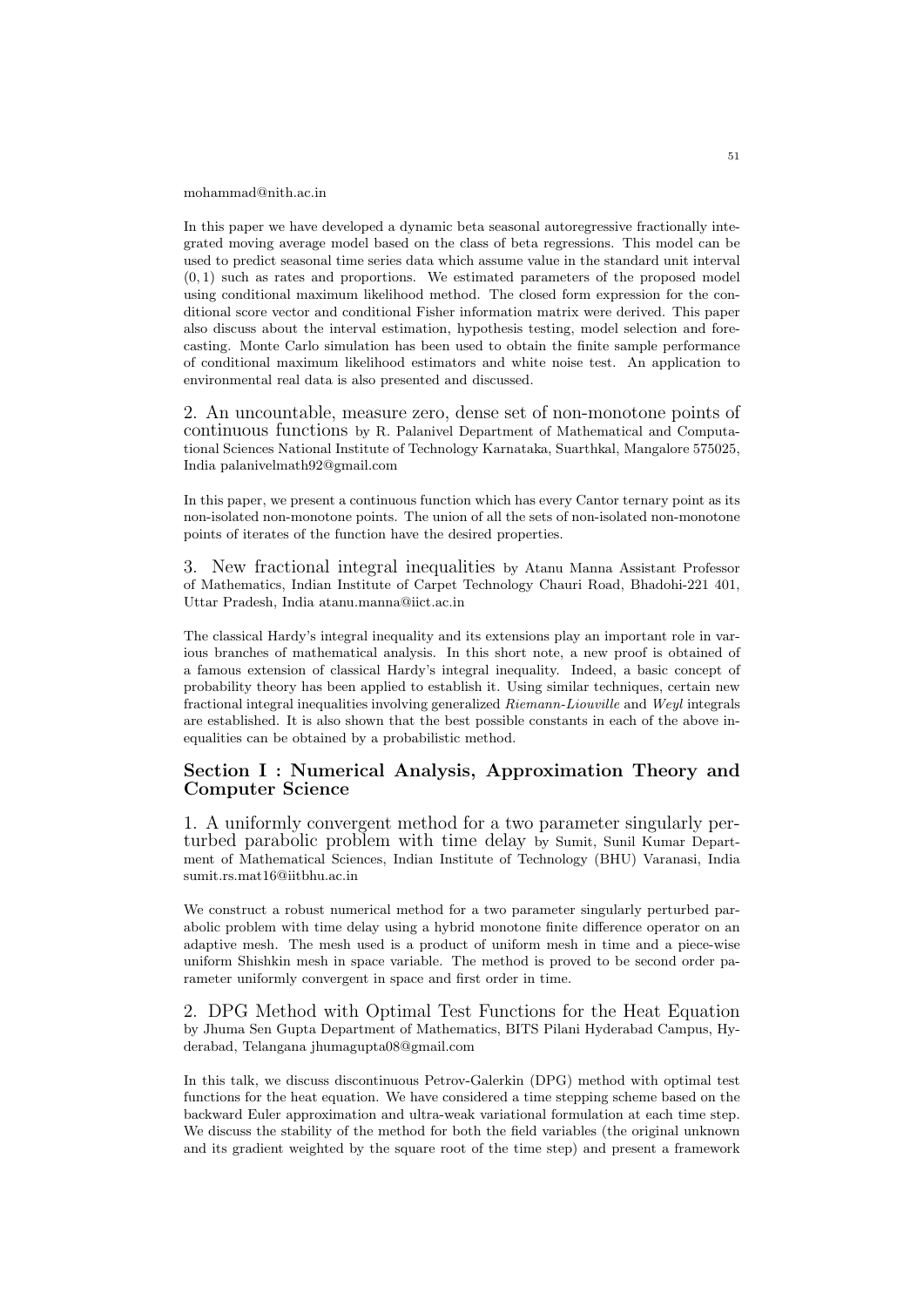mohammad@nith.ac.in

In this paper we have developed a dynamic beta seasonal autoregressive fractionally integrated moving average model based on the class of beta regressions. This model can be used to predict seasonal time series data which assume value in the standard unit interval $(0,1)$ such as rates and proportions. We estimated parameters of the proposed model using conditional maximum likelihood method. The closed form expression for the conditional score vector and conditional Fisher information matrix were derived. This paper also discuss about the interval estimation, hypothesis testing, model selection and forecasting. Monte Carlo simulation has been used to obtain the finite sample performance of conditional maximum likelihood estimators and white noise test. An application to environmental real data is also presented and discussed.

2. An uncountable, measure zero, dense set of non-monotone points of continuous functions by R. Palanivel Department of Mathematical and Computational Sciences National Institute of Technology Karnataka, Suarthkal, Mangalore 575025, India palanivelmath92@gmail.com

In this paper, we present a continuous function which has every Cantor ternary point as its non-isolated non-monotone points. The union of all the sets of non-isolated non-monotone points of iterates of the function have the desired properties.

3. New fractional integral inequalities by Atanu Manna Assistant Professor of Mathematics, Indian Institute of Carpet Technology Chauri Road, Bhadohi-221 401, Uttar Pradesh, India atanu.manna@iict.ac.in

The classical Hardy's integral inequality and its extensions play an important role in various branches of mathematical analysis. In this short note, a new proof is obtained of a famous extension of classical Hardy's integral inequality. Indeed, a basic concept of probability theory has been applied to establish it. Using similar techniques, certain new fractional integral inequalities involving generalized *Riemann-Liouville* and *Weyl* integrals are established. It is also shown that the best possible constants in each of the above inequalities can be obtained by a probabilistic method.

## Section I : Numerical Analysis, Approximation Theory and Computer Science

1. A uniformly convergent method for a two parameter singularly perturbed parabolic problem with time delay by Sumit, Sunil Kumar Department of Mathematical Sciences, Indian Institute of Technology (BHU) Varanasi, India sumit.rs.mat16@iitbhu.ac.in

We construct a robust numerical method for a two parameter singularly perturbed parabolic problem with time delay using a hybrid monotone finite difference operator on an adaptive mesh. The mesh used is a product of uniform mesh in time and a piece-wise uniform Shishkin mesh in space variable. The method is proved to be second order parameter uniformly convergent in space and first order in time.

2. DPG Method with Optimal Test Functions for the Heat Equation by Jhuma Sen Gupta Department of Mathematics, BITS Pilani Hyderabad Campus, Hyderabad, Telangana jhumagupta08@gmail.com

In this talk, we discuss discontinuous Petrov-Galerkin (DPG) method with optimal test functions for the heat equation. We have considered a time stepping scheme based on the backward Euler approximation and ultra-weak variational formulation at each time step. We discuss the stability of the method for both the field variables (the original unknown and its gradient weighted by the square root of the time step) and present a framework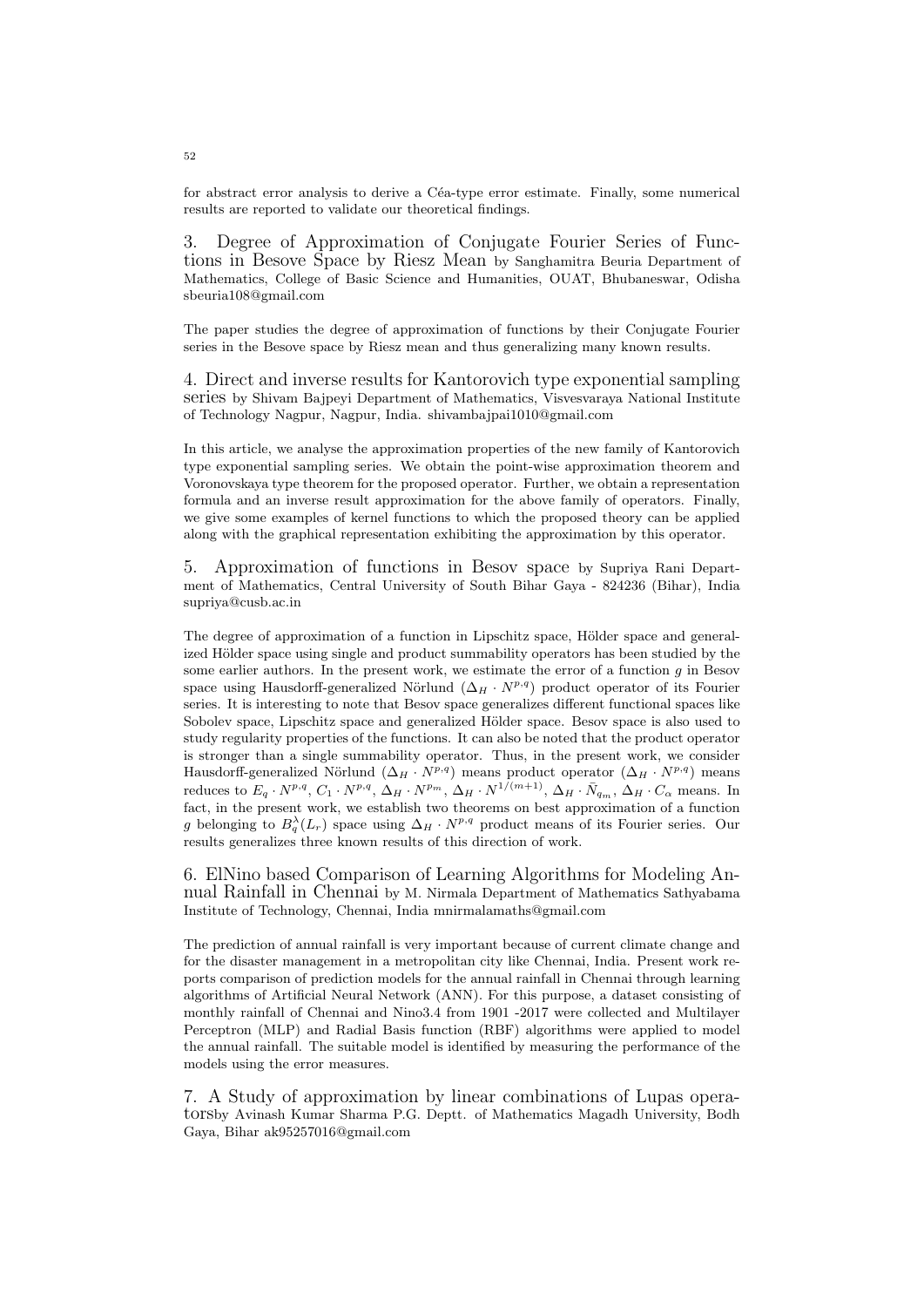for abstract error analysis to derive a Céa-type error estimate. Finally, some numerical results are reported to validate our theoretical findings.

### 3. Degree of Approximation of Conjugate Fourier Series of Functions in Besove Space by Riesz Mean

by Sanghamitra Beuria Department of Mathematics, College of Basic Science and Humanities, OUAT, Bhubaneswar, Odisha sbeuria108@gmail.com

The paper studies the degree of approximation of functions by their Conjugate Fourier series in the Besove space by Riesz mean and thus generalizing many known results.

### 4. Direct and inverse results for Kantorovich type exponential sampling series

by Shivam Bajpeyi Department of Mathematics, Visvesvaraya National Institute of Technology Nagpur, Nagpur, India. shivambajpai1010@gmail.com

In this article, we analyse the approximation properties of the new family of Kantorovich type exponential sampling series. We obtain the point-wise approximation theorem and Voronovskaya type theorem for the proposed operator. Further, we obtain a representation formula and an inverse result approximation for the above family of operators. Finally, we give some examples of kernel functions to which the proposed theory can be applied along with the graphical representation exhibiting the approximation by this operator.

### 5. Approximation of functions in Besov space

by Supriya Rani Department of Mathematics, Central University of South Bihar Gaya - 824236 (Bihar), India supriya@cusb.ac.in

The degree of approximation of a function in Lipschitz space, Hölder space and generalized Hölder space using single and product summability operators has been studied by the some earlier authors. In the present work, we estimate the error of a function $g$ in Besov space using Hausdorff-generalized Nörlund $(\Delta_H \cdot N^{p,q})$ product operator of its Fourier series. It is interesting to note that Besov space generalizes different functional spaces like Sobolev space, Lipschitz space and generalized Hölder space. Besov space is also used to study regularity properties of the functions. It can also be noted that the product operator is stronger than a single summability operator. Thus, in the present work, we consider Hausdorff-generalized Nörlund $(\Delta_H \cdot N^{p,q})$ means product operator $(\Delta_H \cdot N^{p,q})$ means reduces to $E_q \cdot N^{p,q}$, $C_1 \cdot N^{p,q}$, $\Delta_H \cdot N^{p_m}$, $\Delta_H \cdot N^{1/(m+1)}$, $\Delta_H \cdot \bar{N}_{q_m}$, $\Delta_H \cdot C_\alpha$ means. In fact, in the present work, we establish two theorems on best approximation of a function $g$ belonging to $B^\lambda_q(L_r)$ space using $\Delta_H \cdot N^{p,q}$ product means of its Fourier series. Our results generalizes three known results of this direction of work.

### 6. ElNino based Comparison of Learning Algorithms for Modeling Annual Rainfall in Chennai

by M. Nirmala Department of Mathematics Sathyabama Institute of Technology, Chennai, India mnirmalamaths@gmail.com

The prediction of annual rainfall is very important because of current climate change and for the disaster management in a metropolitan city like Chennai, India. Present work reports comparison of prediction models for the annual rainfall in Chennai through learning algorithms of Artificial Neural Network (ANN). For this purpose, a dataset consisting of monthly rainfall of Chennai and Nino3.4 from 1901 -2017 were collected and Multilayer Perceptron (MLP) and Radial Basis function (RBF) algorithms were applied to model the annual rainfall. The suitable model is identified by measuring the performance of the models using the error measures.

### 7. A Study of approximation by linear combinations of Lupas operators

by Avinash Kumar Sharma P.G. Deptt. of Mathematics Magadh University, Bodh Gaya, Bihar ak95257016@gmail.com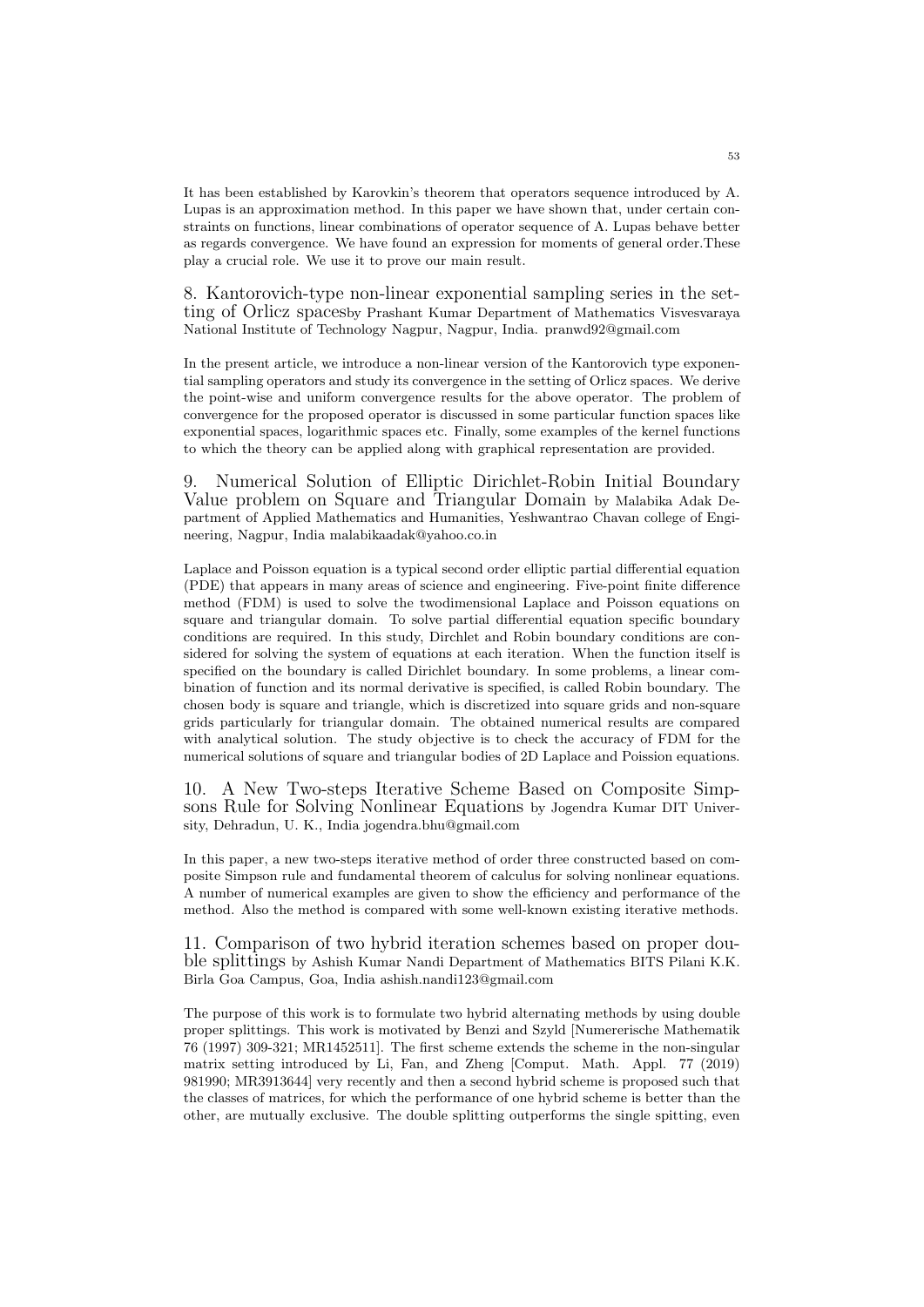It has been established by Karovkin's theorem that operators sequence introduced by A. Lupas is an approximation method. In this paper we have shown that, under certain constraints on functions, linear combinations of operator sequence of A. Lupas behave better as regards convergence. We have found an expression for moments of general order.These play a crucial role. We use it to prove our main result.

## 8. Kantorovich-type non-linear exponential sampling series in the setting of Orlicz spacesby Prashant Kumar Department of Mathematics Visvesvaraya National Institute of Technology Nagpur, Nagpur, India. pranwd92@gmail.com

In the present article, we introduce a non-linear version of the Kantorovich type exponential sampling operators and study its convergence in the setting of Orlicz spaces. We derive the point-wise and uniform convergence results for the above operator. The problem of convergence for the proposed operator is discussed in some particular function spaces like exponential spaces, logarithmic spaces etc. Finally, some examples of the kernel functions to which the theory can be applied along with graphical representation are provided.

## 9. Numerical Solution of Elliptic Dirichlet-Robin Initial Boundary Value problem on Square and Triangular Domain by Malabika Adak Department of Applied Mathematics and Humanities, Yeshwantrao Chavan college of Engineering, Nagpur, India malabikaadak@yahoo.co.in

Laplace and Poisson equation is a typical second order elliptic partial differential equation (PDE) that appears in many areas of science and engineering. Five-point finite difference method (FDM) is used to solve the twodimensional Laplace and Poisson equations on square and triangular domain. To solve partial differential equation specific boundary conditions are required. In this study, Dirchlet and Robin boundary conditions are considered for solving the system of equations at each iteration. When the function itself is specified on the boundary is called Dirichlet boundary. In some problems, a linear combination of function and its normal derivative is specified, is called Robin boundary. The chosen body is square and triangle, which is discretized into square grids and non-square grids particularly for triangular domain. The obtained numerical results are compared with analytical solution. The study objective is to check the accuracy of FDM for the numerical solutions of square and triangular bodies of 2D Laplace and Poission equations.

## 10. A New Two-steps Iterative Scheme Based on Composite Simpsons Rule for Solving Nonlinear Equations by Jogendra Kumar DIT University, Dehradun, U. K., India jogendra.bhu@gmail.com

In this paper, a new two-steps iterative method of order three constructed based on composite Simpson rule and fundamental theorem of calculus for solving nonlinear equations. A number of numerical examples are given to show the efficiency and performance of the method. Also the method is compared with some well-known existing iterative methods.

## 11. Comparison of two hybrid iteration schemes based on proper double splittings by Ashish Kumar Nandi Department of Mathematics BITS Pilani K.K. Birla Goa Campus, Goa, India ashish.nandi123@gmail.com

The purpose of this work is to formulate two hybrid alternating methods by using double proper splittings. This work is motivated by Benzi and Szyld [Numererische Mathematik 76 (1997) 309-321; MR1452511]. The first scheme extends the scheme in the non-singular matrix setting introduced by Li, Fan, and Zheng [Comput. Math. Appl. 77 (2019) 981990; MR3913644] very recently and then a second hybrid scheme is proposed such that the classes of matrices, for which the performance of one hybrid scheme is better than the other, are mutually exclusive. The double splitting outperforms the single spitting, even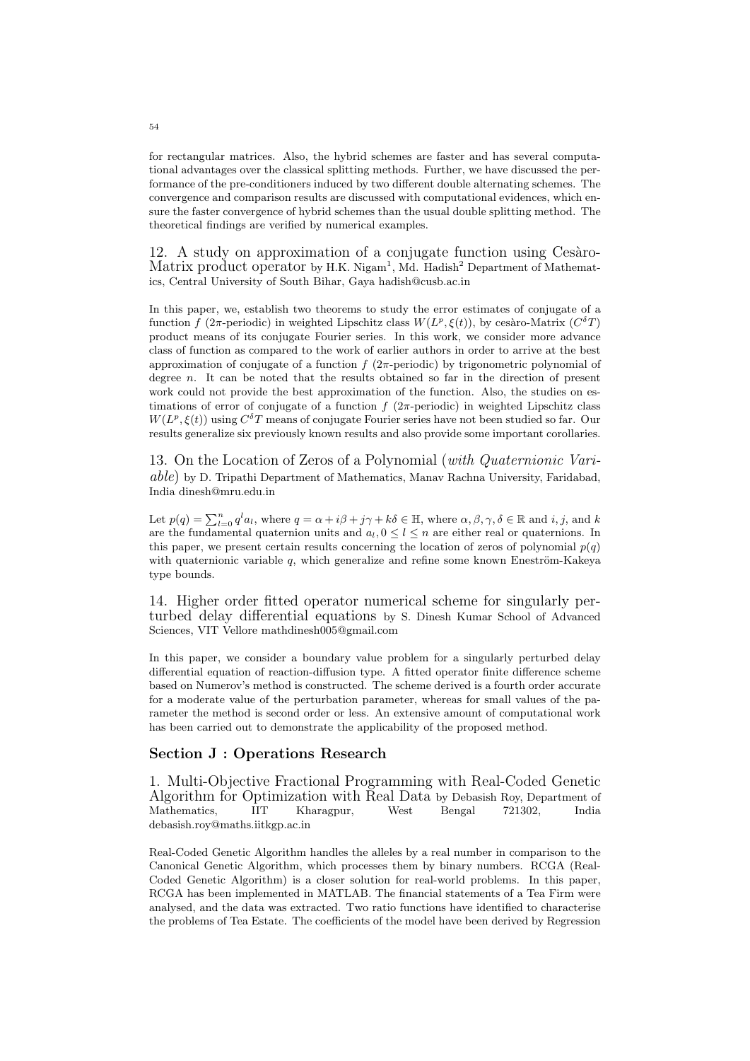for rectangular matrices. Also, the hybrid schemes are faster and has several computational advantages over the classical splitting methods. Further, we have discussed the performance of the pre-conditioners induced by two different double alternating schemes. The convergence and comparison results are discussed with computational evidences, which ensure the faster convergence of hybrid schemes than the usual double splitting method. The theoretical findings are verified by numerical examples.

12. A study on approximation of a conjugate function using Cesàro-Matrix product operator by H.K. Nigam[1], Md. Hadish[2] Department of Mathematics, Central University of South Bihar, Gaya hadish@cusb.ac.in

In this paper, we, establish two theorems to study the error estimates of conjugate of a function $f$ ($2\pi$-periodic) in weighted Lipschitz class $W(L^p, \xi(t))$, by cesàro-Matrix ($C^\delta T$) product means of its conjugate Fourier series. In this work, we consider more advance class of function as compared to the work of earlier authors in order to arrive at the best approximation of conjugate of a function $f$ ($2\pi$-periodic) by trigonometric polynomial of degree $n$. It can be noted that the results obtained so far in the direction of present work could not provide the best approximation of the function. Also, the studies on estimations of error of conjugate of a function $f$ ($2\pi$-periodic) in weighted Lipschitz class $W(L^p, \xi(t))$ using $C^\delta T$ means of conjugate Fourier series have not been studied so far. Our results generalize six previously known results and also provide some important corollaries.

13. On the Location of Zeros of a Polynomial (*with Quaternionic Variable*) by D. Tripathi Department of Mathematics, Manav Rachna University, Faridabad, India dinesh@mru.edu.in

Let $p(q) = \sum_{l=0}^{n} q^l a_l$, where $q = \alpha + i\beta + j\gamma + k\delta \in \mathbb{H}$, where $\alpha, \beta, \gamma, \delta \in \mathbb{R}$ and $i, j$, and $k$ are the fundamental quaternion units and $a_l, 0 \leq l \leq n$ are either real or quaternions. In this paper, we present certain results concerning the location of zeros of polynomial $p(q)$ with quaternionic variable $q$, which generalize and refine some known Eneström-Kakeya type bounds.

14. Higher order fitted operator numerical scheme for singularly perturbed delay differential equations by S. Dinesh Kumar School of Advanced Sciences, VIT Vellore mathdinesh005@gmail.com

In this paper, we consider a boundary value problem for a singularly perturbed delay differential equation of reaction-diffusion type. A fitted operator finite difference scheme based on Numerov's method is constructed. The scheme derived is a fourth order accurate for a moderate value of the perturbation parameter, whereas for small values of the parameter the method is second order or less. An extensive amount of computational work has been carried out to demonstrate the applicability of the proposed method.

## Section J : Operations Research

1. Multi-Objective Fractional Programming with Real-Coded Genetic Algorithm for Optimization with Real Data by Debasish Roy, Department of Mathematics, IIT Kharagpur, West Bengal 721302, India debasish.roy@maths.iitkgp.ac.in

Real-Coded Genetic Algorithm handles the alleles by a real number in comparison to the Canonical Genetic Algorithm, which processes them by binary numbers. RCGA (Real-Coded Genetic Algorithm) is a closer solution for real-world problems. In this paper, RCGA has been implemented in MATLAB. The financial statements of a Tea Firm were analysed, and the data was extracted. Two ratio functions have identified to characterise the problems of Tea Estate. The coefficients of the model have been derived by Regression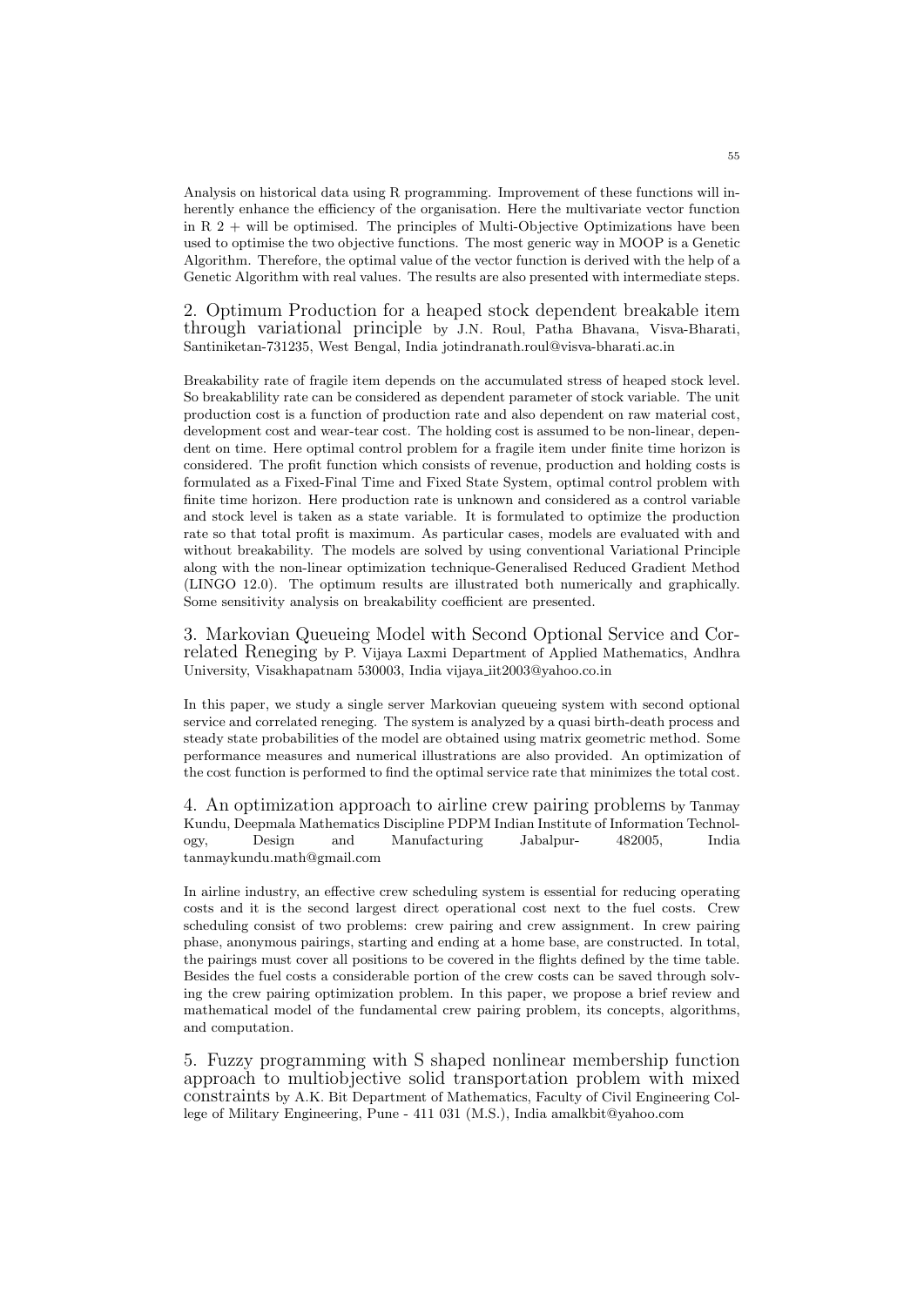Analysis on historical data using R programming. Improvement of these functions will inherently enhance the efficiency of the organisation. Here the multivariate vector function in R 2 + will be optimised. The principles of Multi-Objective Optimizations have been used to optimise the two objective functions. The most generic way in MOOP is a Genetic Algorithm. Therefore, the optimal value of the vector function is derived with the help of a Genetic Algorithm with real values. The results are also presented with intermediate steps.

## 2. Optimum Production for a heaped stock dependent breakable item through variational principle

by J.N. Roul, Patha Bhavana, Visva-Bharati, Santiniketan-731235, West Bengal, India jotindranath.roul@visva-bharati.ac.in

Breakability rate of fragile item depends on the accumulated stress of heaped stock level. So breakablility rate can be considered as dependent parameter of stock variable. The unit production cost is a function of production rate and also dependent on raw material cost, development cost and wear-tear cost. The holding cost is assumed to be non-linear, dependent on time. Here optimal control problem for a fragile item under finite time horizon is considered. The profit function which consists of revenue, production and holding costs is formulated as a Fixed-Final Time and Fixed State System, optimal control problem with finite time horizon. Here production rate is unknown and considered as a control variable and stock level is taken as a state variable. It is formulated to optimize the production rate so that total profit is maximum. As particular cases, models are evaluated with and without breakability. The models are solved by using conventional Variational Principle along with the non-linear optimization technique-Generalised Reduced Gradient Method (LINGO 12.0). The optimum results are illustrated both numerically and graphically. Some sensitivity analysis on breakability coefficient are presented.

## 3. Markovian Queueing Model with Second Optional Service and Correlated Reneging

by P. Vijaya Laxmi Department of Applied Mathematics, Andhra University, Visakhapatnam 530003, India vijaya_iit2003@yahoo.co.in

In this paper, we study a single server Markovian queueing system with second optional service and correlated reneging. The system is analyzed by a quasi birth-death process and steady state probabilities of the model are obtained using matrix geometric method. Some performance measures and numerical illustrations are also provided. An optimization of the cost function is performed to find the optimal service rate that minimizes the total cost.

## 4. An optimization approach to airline crew pairing problems

by Tanmay Kundu, Deepmala Mathematics Discipline PDPM Indian Institute of Information Technology, Design and Manufacturing Jabalpur- 482005, India tanmaykundu.math@gmail.com

In airline industry, an effective crew scheduling system is essential for reducing operating costs and it is the second largest direct operational cost next to the fuel costs. Crew scheduling consist of two problems: crew pairing and crew assignment. In crew pairing phase, anonymous pairings, starting and ending at a home base, are constructed. In total, the pairings must cover all positions to be covered in the flights defined by the time table. Besides the fuel costs a considerable portion of the crew costs can be saved through solving the crew pairing optimization problem. In this paper, we propose a brief review and mathematical model of the fundamental crew pairing problem, its concepts, algorithms, and computation.

## 5. Fuzzy programming with S shaped nonlinear membership function approach to multiobjective solid transportation problem with mixed constraints

by A.K. Bit Department of Mathematics, Faculty of Civil Engineering College of Military Engineering, Pune - 411 031 (M.S.), India amalkbit@yahoo.com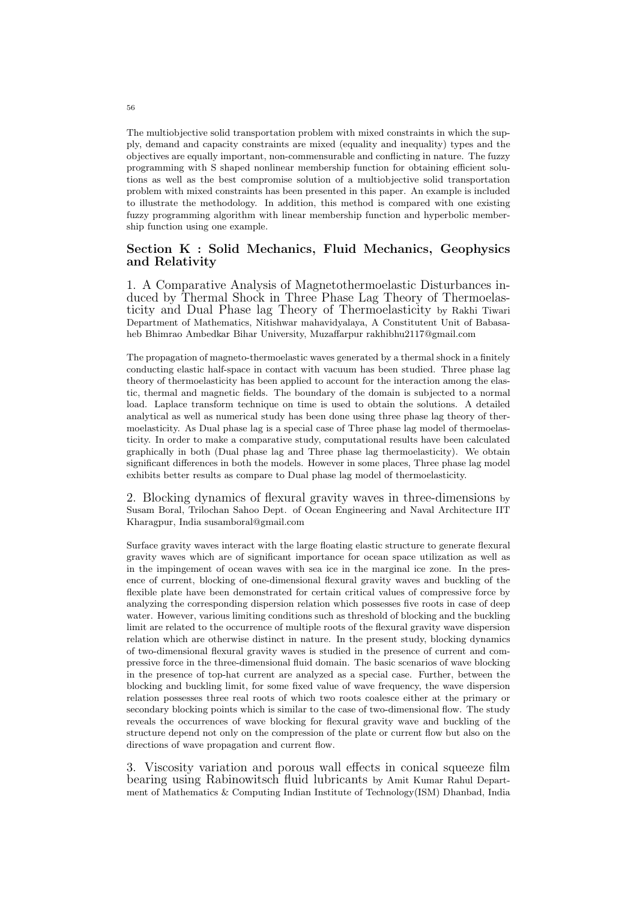The multiobjective solid transportation problem with mixed constraints in which the supply, demand and capacity constraints are mixed (equality and inequality) types and the objectives are equally important, non-commensurable and conflicting in nature. The fuzzy programming with S shaped nonlinear membership function for obtaining efficient solutions as well as the best compromise solution of a multiobjective solid transportation problem with mixed constraints has been presented in this paper. An example is included to illustrate the methodology. In addition, this method is compared with one existing fuzzy programming algorithm with linear membership function and hyperbolic membership function using one example.

## Section K : Solid Mechanics, Fluid Mechanics, Geophysics and Relativity

### 1. A Comparative Analysis of Magnetothermoelastic Disturbances induced by Thermal Shock in Three Phase Lag Theory of Thermoelasticity and Dual Phase lag Theory of Thermoelasticity by Rakhi Tiwari Department of Mathematics, Nitishwar mahavidyalaya, A Constitutent Unit of Babasaheb Bhimrao Ambedkar Bihar University, Muzaffarpur rakhibhu2117@gmail.com

The propagation of magneto-thermoelastic waves generated by a thermal shock in a finitely conducting elastic half-space in contact with vacuum has been studied. Three phase lag theory of thermoelasticity has been applied to account for the interaction among the elastic, thermal and magnetic fields. The boundary of the domain is subjected to a normal load. Laplace transform technique on time is used to obtain the solutions. A detailed analytical as well as numerical study has been done using three phase lag theory of thermoelasticity. As Dual phase lag is a special case of Three phase lag model of thermoelasticity. In order to make a comparative study, computational results have been calculated graphically in both (Dual phase lag and Three phase lag thermoelasticity). We obtain significant differences in both the models. However in some places, Three phase lag model exhibits better results as compare to Dual phase lag model of thermoelasticity.

### 2. Blocking dynamics of flexural gravity waves in three-dimensions by Susam Boral, Trilochan Sahoo Dept. of Ocean Engineering and Naval Architecture IIT Kharagpur, India susamboral@gmail.com

Surface gravity waves interact with the large floating elastic structure to generate flexural gravity waves which are of significant importance for ocean space utilization as well as in the impingement of ocean waves with sea ice in the marginal ice zone. In the presence of current, blocking of one-dimensional flexural gravity waves and buckling of the flexible plate have been demonstrated for certain critical values of compressive force by analyzing the corresponding dispersion relation which possesses five roots in case of deep water. However, various limiting conditions such as threshold of blocking and the buckling limit are related to the occurrence of multiple roots of the flexural gravity wave dispersion relation which are otherwise distinct in nature. In the present study, blocking dynamics of two-dimensional flexural gravity waves is studied in the presence of current and compressive force in the three-dimensional fluid domain. The basic scenarios of wave blocking in the presence of top-hat current are analyzed as a special case. Further, between the blocking and buckling limit, for some fixed value of wave frequency, the wave dispersion relation possesses three real roots of which two roots coalesce either at the primary or secondary blocking points which is similar to the case of two-dimensional flow. The study reveals the occurrences of wave blocking for flexural gravity wave and buckling of the structure depend not only on the compression of the plate or current flow but also on the directions of wave propagation and current flow.

### 3. Viscosity variation and porous wall effects in conical squeeze film bearing using Rabinowitsch fluid lubricants by Amit Kumar Rahul Department of Mathematics & Computing Indian Institute of Technology(ISM) Dhanbad, India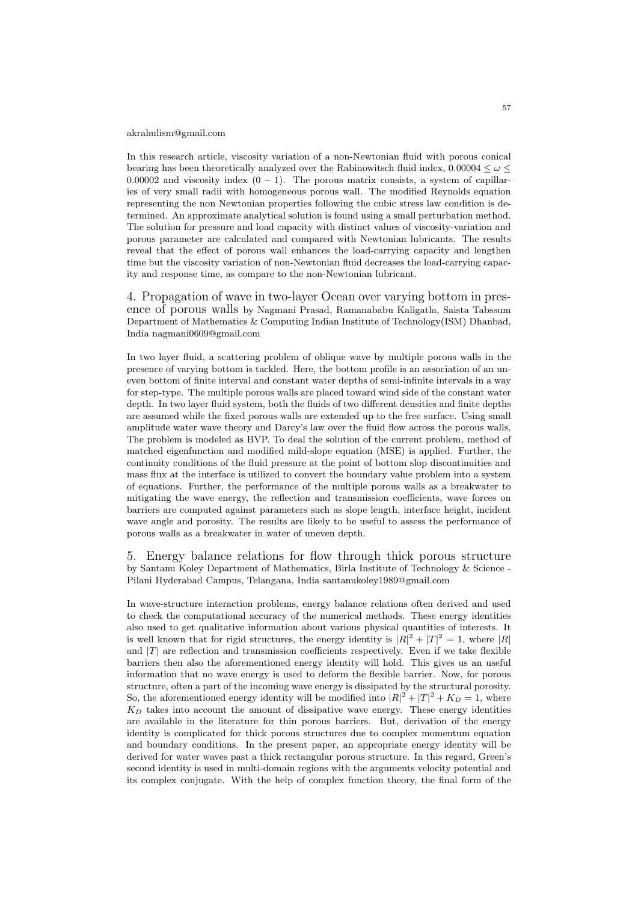akrahulism@gmail.com

In this research article, viscosity variation of a non-Newtonian fluid with porous conical bearing has been theoretically analyzed over the Rabinowitsch fluid index, $0.00004 \leq \omega \leq 0.00002$ and viscosity index $(0-1)$. The porous matrix consists, a system of capillaries of very small radii with homogeneous porous wall. The modified Reynolds equation representing the non Newtonian properties following the cubic stress law condition is determined. An approximate analytical solution is found using a small perturbation method. The solution for pressure and load capacity with distinct values of viscosity-variation and porous parameter are calculated and compared with Newtonian lubricants. The results reveal that the effect of porous wall enhances the load-carrying capacity and lengthen time but the viscosity variation of non-Newtonian fluid decreases the load-carrying capacity and response time, as compare to the non-Newtonian lubricant.

## 4. Propagation of wave in two-layer Ocean over varying bottom in presence of porous walls

by Nagmani Prasad, Ramanababu Kaligatla, Saista Tabssum Department of Mathematics & Computing Indian Institute of Technology(ISM) Dhanbad, India nagmani0609@gmail.com

In two layer fluid, a scattering problem of oblique wave by multiple porous walls in the presence of varying bottom is tackled. Here, the bottom profile is an association of an uneven bottom of finite interval and constant water depths of semi-infinite intervals in a way for step-type. The multiple porous walls are placed toward wind side of the constant water depth. In two layer fluid system, both the fluids of two different densities and finite depths are assumed while the fixed porous walls are extended up to the free surface. Using small amplitude water wave theory and Darcy's law over the fluid flow across the porous walls, The problem is modeled as BVP. To deal the solution of the current problem, method of matched eigenfunction and modified mild-slope equation (MSE) is applied. Further, the continuity conditions of the fluid pressure at the point of bottom slop discontinuities and mass flux at the interface is utilized to convert the boundary value problem into a system of equations. Further, the performance of the multiple porous walls as a breakwater to mitigating the wave energy, the reflection and transmission coefficients, wave forces on barriers are computed against parameters such as slope length, interface height, incident wave angle and porosity. The results are likely to be useful to assess the performance of porous walls as a breakwater in water of uneven depth.

## 5. Energy balance relations for flow through thick porous structure

by Santanu Koley Department of Mathematics, Birla Institute of Technology & Science - Pilani Hyderabad Campus, Telangana, India santanukoley1989@gmail.com

In wave-structure interaction problems, energy balance relations often derived and used to check the computational accuracy of the numerical methods. These energy identities also used to get qualitative information about various physical quantities of interests. It is well known that for rigid structures, the energy identity is $|R|^2 + |T|^2 = 1$, where $|R|$ and $|T|$ are reflection and transmission coefficients respectively. Even if we take flexible barriers then also the aforementioned energy identity will hold. This gives us an useful information that no wave energy is used to deform the flexible barrier. Now, for porous structure, often a part of the incoming wave energy is dissipated by the structural porosity. So, the aforementioned energy identity will be modified into $|R|^2 + |T|^2 + K_D = 1$, where $K_D$ takes into account the amount of dissipative wave energy. These energy identities are available in the literature for thin porous barriers. But, derivation of the energy identity is complicated for thick porous structures due to complex momentum equation and boundary conditions. In the present paper, an appropriate energy identity will be derived for water waves past a thick rectangular porous structure. In this regard, Green's second identity is used in multi-domain regions with the arguments velocity potential and its complex conjugate. With the help of complex function theory, the final form of the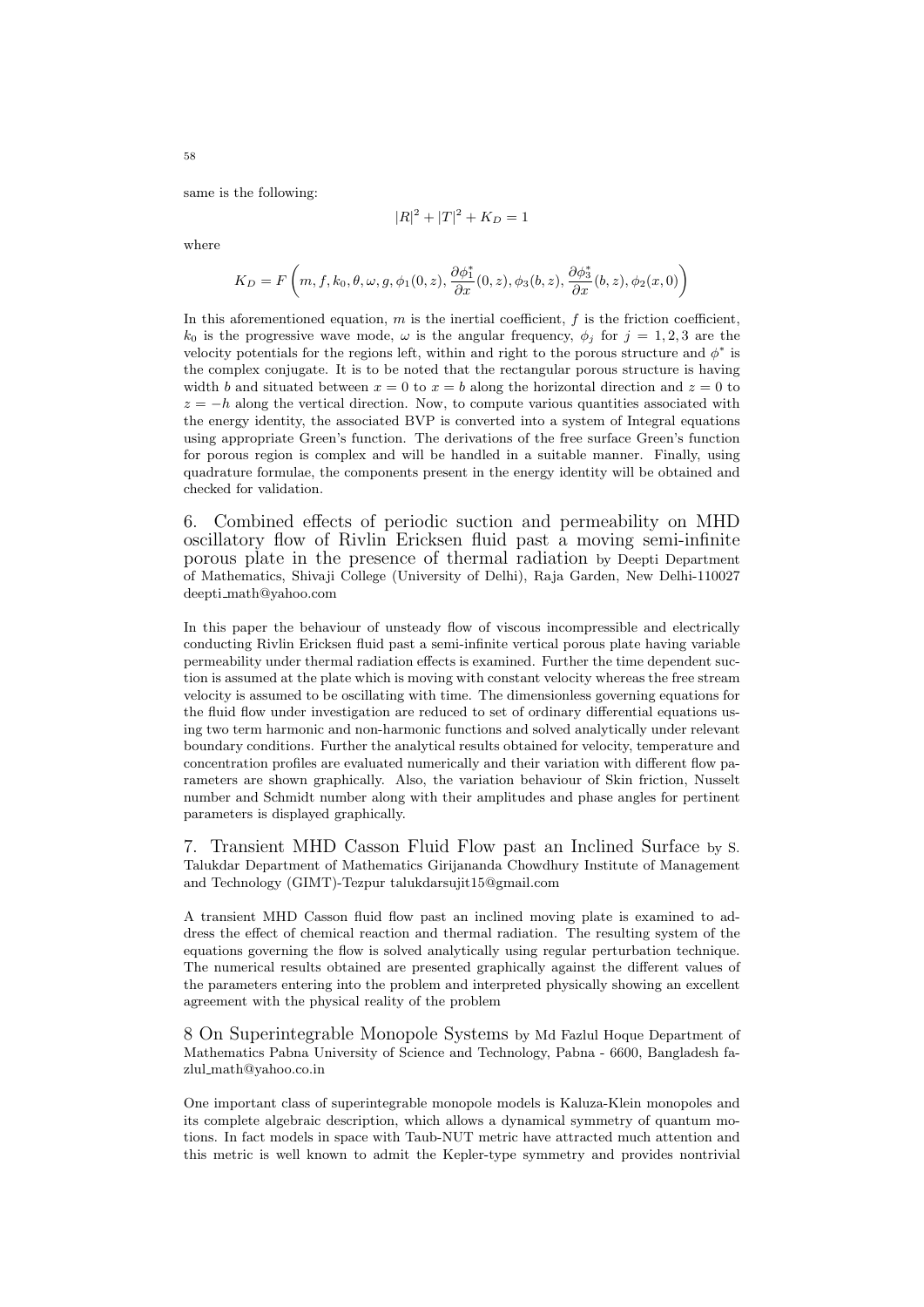same is the following:

$$|R|^2 + |T|^2 + K_D = 1$$

where

$$K_D = F\left(m, f, k_0, \theta, \omega, g, \phi_1(0,z), \frac{\partial \phi_1^*}{\partial x}(0,z), \phi_3(b,z), \frac{\partial \phi_3^*}{\partial x}(b,z), \phi_2(x,0)\right)$$

In this aforementioned equation, $m$ is the inertial coefficient, $f$ is the friction coefficient, $k_0$ is the progressive wave mode, $\omega$ is the angular frequency, $\phi_j$ for $j = 1, 2, 3$ are the velocity potentials for the regions left, within and right to the porous structure and $\phi^*$ is the complex conjugate. It is to be noted that the rectangular porous structure is having width $b$ and situated between $x = 0$ to $x = b$ along the horizontal direction and $z = 0$ to $z = -h$ along the vertical direction. Now, to compute various quantities associated with the energy identity, the associated BVP is converted into a system of Integral equations using appropriate Green's function. The derivations of the free surface Green's function for porous region is complex and will be handled in a suitable manner. Finally, using quadrature formulae, the components present in the energy identity will be obtained and checked for validation.

## 6. Combined effects of periodic suction and permeability on MHD oscillatory flow of Rivlin Ericksen fluid past a moving semi-infinite porous plate in the presence of thermal radiation

by Deepti Department of Mathematics, Shivaji College (University of Delhi), Raja Garden, New Delhi-110027 deepti_math@yahoo.com

In this paper the behaviour of unsteady flow of viscous incompressible and electrically conducting Rivlin Ericksen fluid past a semi-infinite vertical porous plate having variable permeability under thermal radiation effects is examined. Further the time dependent suction is assumed at the plate which is moving with constant velocity whereas the free stream velocity is assumed to be oscillating with time. The dimensionless governing equations for the fluid flow under investigation are reduced to set of ordinary differential equations using two term harmonic and non-harmonic functions and solved analytically under relevant boundary conditions. Further the analytical results obtained for velocity, temperature and concentration profiles are evaluated numerically and their variation with different flow parameters are shown graphically. Also, the variation behaviour of Skin friction, Nusselt number and Schmidt number along with their amplitudes and phase angles for pertinent parameters is displayed graphically.

## 7. Transient MHD Casson Fluid Flow past an Inclined Surface

by S. Talukdar Department of Mathematics Girijananda Chowdhury Institute of Management and Technology (GIMT)-Tezpur talukdarsujit15@gmail.com

A transient MHD Casson fluid flow past an inclined moving plate is examined to address the effect of chemical reaction and thermal radiation. The resulting system of the equations governing the flow is solved analytically using regular perturbation technique. The numerical results obtained are presented graphically against the different values of the parameters entering into the problem and interpreted physically showing an excellent agreement with the physical reality of the problem

## 8 On Superintegrable Monopole Systems

by Md Fazlul Hoque Department of Mathematics Pabna University of Science and Technology, Pabna - 6600, Bangladesh fazlul_math@yahoo.co.in

One important class of superintegrable monopole models is Kaluza-Klein monopoles and its complete algebraic description, which allows a dynamical symmetry of quantum motions. In fact models in space with Taub-NUT metric have attracted much attention and this metric is well known to admit the Kepler-type symmetry and provides nontrivial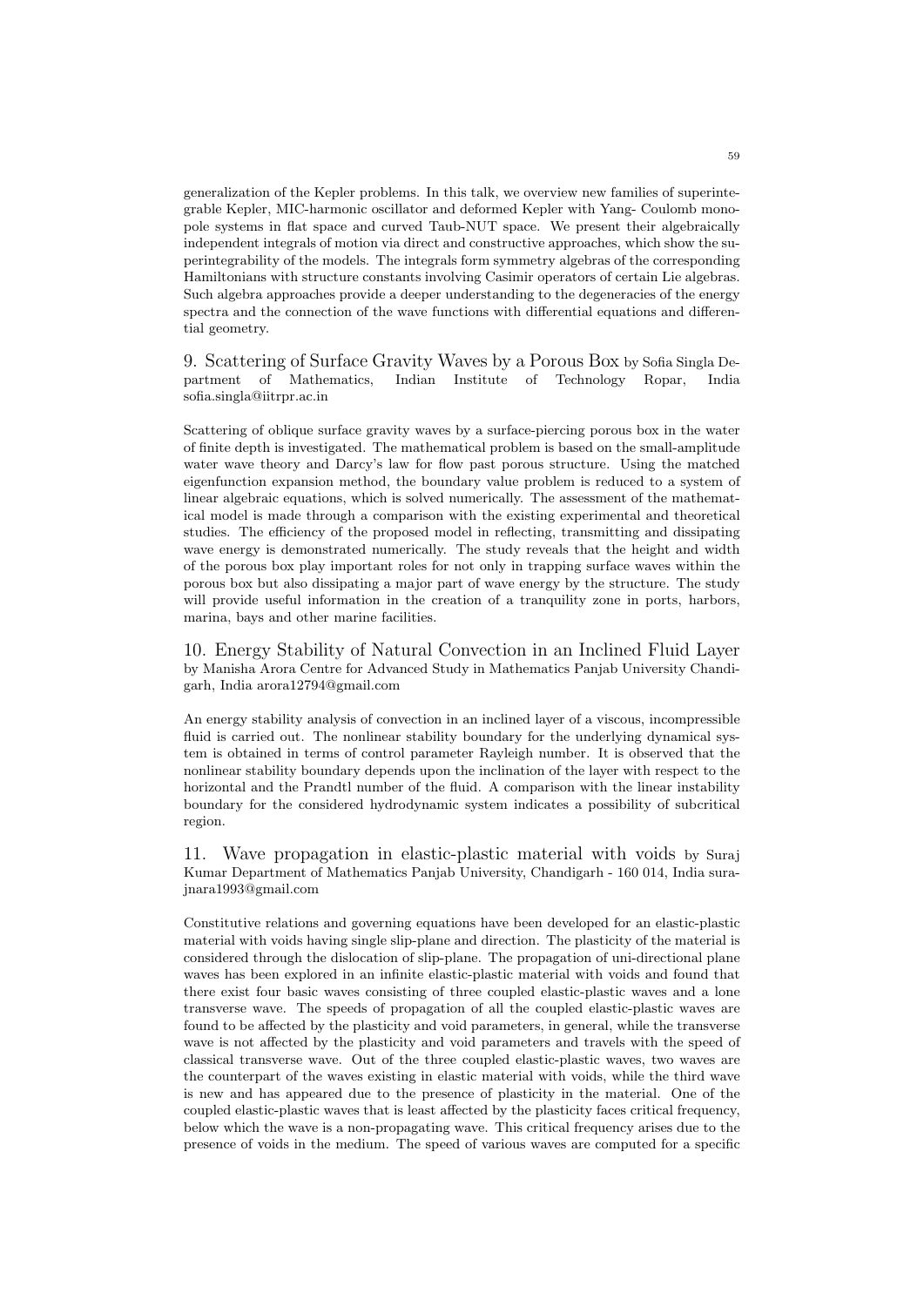generalization of the Kepler problems. In this talk, we overview new families of superintegrable Kepler, MIC-harmonic oscillator and deformed Kepler with Yang- Coulomb monopole systems in flat space and curved Taub-NUT space. We present their algebraically independent integrals of motion via direct and constructive approaches, which show the superintegrability of the models. The integrals form symmetry algebras of the corresponding Hamiltonians with structure constants involving Casimir operators of certain Lie algebras. Such algebra approaches provide a deeper understanding to the degeneracies of the energy spectra and the connection of the wave functions with differential equations and differential geometry.

## 9. Scattering of Surface Gravity Waves by a Porous Box

by Sofia Singla Department of Mathematics, Indian Institute of Technology Ropar, India sofia.singla@iitrpr.ac.in

Scattering of oblique surface gravity waves by a surface-piercing porous box in the water of finite depth is investigated. The mathematical problem is based on the small-amplitude water wave theory and Darcy's law for flow past porous structure. Using the matched eigenfunction expansion method, the boundary value problem is reduced to a system of linear algebraic equations, which is solved numerically. The assessment of the mathematical model is made through a comparison with the existing experimental and theoretical studies. The efficiency of the proposed model in reflecting, transmitting and dissipating wave energy is demonstrated numerically. The study reveals that the height and width of the porous box play important roles for not only in trapping surface waves within the porous box but also dissipating a major part of wave energy by the structure. The study will provide useful information in the creation of a tranquility zone in ports, harbors, marina, bays and other marine facilities.

## 10. Energy Stability of Natural Convection in an Inclined Fluid Layer

by Manisha Arora Centre for Advanced Study in Mathematics Panjab University Chandigarh, India arora12794@gmail.com

An energy stability analysis of convection in an inclined layer of a viscous, incompressible fluid is carried out. The nonlinear stability boundary for the underlying dynamical system is obtained in terms of control parameter Rayleigh number. It is observed that the nonlinear stability boundary depends upon the inclination of the layer with respect to the horizontal and the Prandtl number of the fluid. A comparison with the linear instability boundary for the considered hydrodynamic system indicates a possibility of subcritical region.

## 11. Wave propagation in elastic-plastic material with voids

by Suraj Kumar Department of Mathematics Panjab University, Chandigarh - 160 014, India surajnara1993@gmail.com

Constitutive relations and governing equations have been developed for an elastic-plastic material with voids having single slip-plane and direction. The plasticity of the material is considered through the dislocation of slip-plane. The propagation of uni-directional plane waves has been explored in an infinite elastic-plastic material with voids and found that there exist four basic waves consisting of three coupled elastic-plastic waves and a lone transverse wave. The speeds of propagation of all the coupled elastic-plastic waves are found to be affected by the plasticity and void parameters, in general, while the transverse wave is not affected by the plasticity and void parameters and travels with the speed of classical transverse wave. Out of the three coupled elastic-plastic waves, two waves are the counterpart of the waves existing in elastic material with voids, while the third wave is new and has appeared due to the presence of plasticity in the material. One of the coupled elastic-plastic waves that is least affected by the plasticity faces critical frequency, below which the wave is a non-propagating wave. This critical frequency arises due to the presence of voids in the medium. The speed of various waves are computed for a specific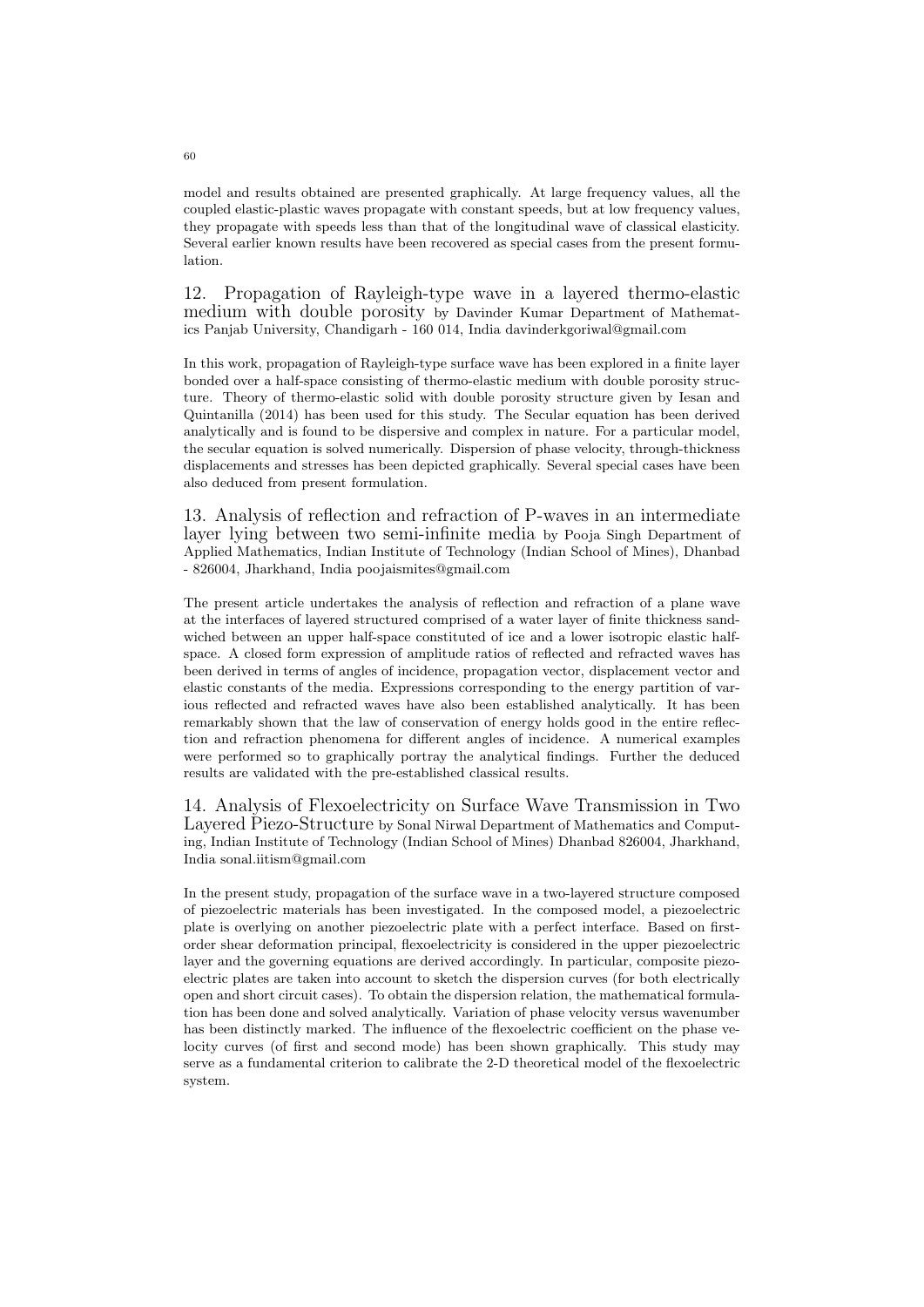model and results obtained are presented graphically. At large frequency values, all the coupled elastic-plastic waves propagate with constant speeds, but at low frequency values, they propagate with speeds less than that of the longitudinal wave of classical elasticity. Several earlier known results have been recovered as special cases from the present formulation.

## 12. Propagation of Rayleigh-type wave in a layered thermo-elastic medium with double porosity

by Davinder Kumar Department of Mathematics Panjab University, Chandigarh - 160 014, India davinderkgoriwal@gmail.com

In this work, propagation of Rayleigh-type surface wave has been explored in a finite layer bonded over a half-space consisting of thermo-elastic medium with double porosity structure. Theory of thermo-elastic solid with double porosity structure given by Iesan and Quintanilla (2014) has been used for this study. The Secular equation has been derived analytically and is found to be dispersive and complex in nature. For a particular model, the secular equation is solved numerically. Dispersion of phase velocity, through-thickness displacements and stresses has been depicted graphically. Several special cases have been also deduced from present formulation.

## 13. Analysis of reflection and refraction of P-waves in an intermediate layer lying between two semi-infinite media

by Pooja Singh Department of Applied Mathematics, Indian Institute of Technology (Indian School of Mines), Dhanbad - 826004, Jharkhand, India poojaismites@gmail.com

The present article undertakes the analysis of reflection and refraction of a plane wave at the interfaces of layered structured comprised of a water layer of finite thickness sandwiched between an upper half-space constituted of ice and a lower isotropic elastic half-space. A closed form expression of amplitude ratios of reflected and refracted waves has been derived in terms of angles of incidence, propagation vector, displacement vector and elastic constants of the media. Expressions corresponding to the energy partition of various reflected and refracted waves have also been established analytically. It has been remarkably shown that the law of conservation of energy holds good in the entire reflection and refraction phenomena for different angles of incidence. A numerical examples were performed so to graphically portray the analytical findings. Further the deduced results are validated with the pre-established classical results.

## 14. Analysis of Flexoelectricity on Surface Wave Transmission in Two Layered Piezo-Structure

by Sonal Nirwal Department of Mathematics and Computing, Indian Institute of Technology (Indian School of Mines) Dhanbad 826004, Jharkhand, India sonal.iitism@gmail.com

In the present study, propagation of the surface wave in a two-layered structure composed of piezoelectric materials has been investigated. In the composed model, a piezoelectric plate is overlying on another piezoelectric plate with a perfect interface. Based on first-order shear deformation principal, flexoelectricity is considered in the upper piezoelectric layer and the governing equations are derived accordingly. In particular, composite piezoelectric plates are taken into account to sketch the dispersion curves (for both electrically open and short circuit cases). To obtain the dispersion relation, the mathematical formulation has been done and solved analytically. Variation of phase velocity versus wavenumber has been distinctly marked. The influence of the flexoelectric coefficient on the phase velocity curves (of first and second mode) has been shown graphically. This study may serve as a fundamental criterion to calibrate the 2-D theoretical model of the flexoelectric system.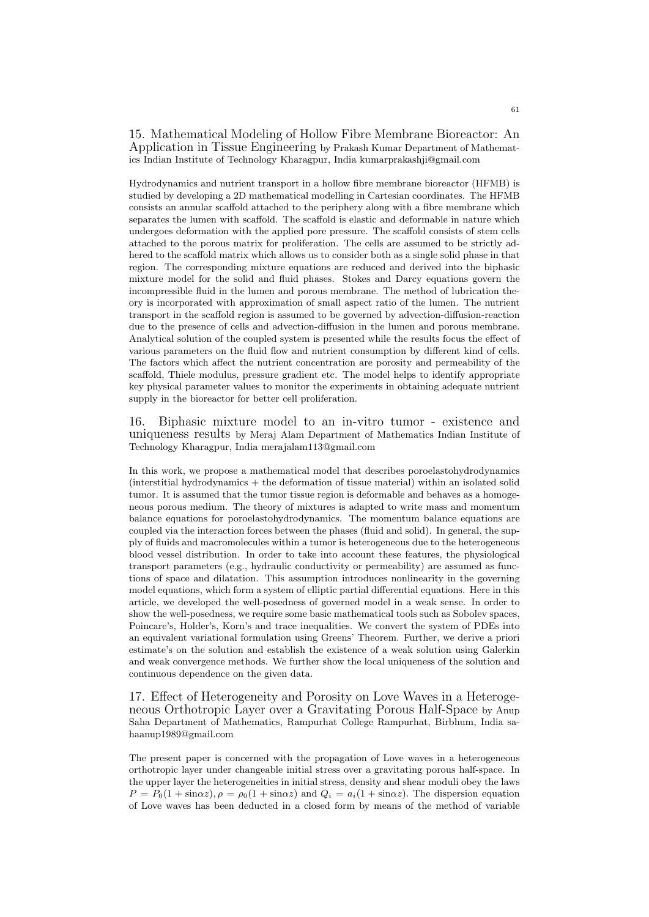## 15. Mathematical Modeling of Hollow Fibre Membrane Bioreactor: An Application in Tissue Engineering by Prakash Kumar Department of Mathematics Indian Institute of Technology Kharagpur, India kumarprakashji@gmail.com

Hydrodynamics and nutrient transport in a hollow fibre membrane bioreactor (HFMB) is studied by developing a 2D mathematical modelling in Cartesian coordinates. The HFMB consists an annular scaffold attached to the periphery along with a fibre membrane which separates the lumen with scaffold. The scaffold is elastic and deformable in nature which undergoes deformation with the applied pore pressure. The scaffold consists of stem cells attached to the porous matrix for proliferation. The cells are assumed to be strictly adhered to the scaffold matrix which allows us to consider both as a single solid phase in that region. The corresponding mixture equations are reduced and derived into the biphasic mixture model for the solid and fluid phases. Stokes and Darcy equations govern the incompressible fluid in the lumen and porous membrane. The method of lubrication theory is incorporated with approximation of small aspect ratio of the lumen. The nutrient transport in the scaffold region is assumed to be governed by advection-diffusion-reaction due to the presence of cells and advection-diffusion in the lumen and porous membrane. Analytical solution of the coupled system is presented while the results focus the effect of various parameters on the fluid flow and nutrient consumption by different kind of cells. The factors which affect the nutrient concentration are porosity and permeability of the scaffold, Thiele modulus, pressure gradient etc. The model helps to identify appropriate key physical parameter values to monitor the experiments in obtaining adequate nutrient supply in the bioreactor for better cell proliferation.

## 16. Biphasic mixture model to an in-vitro tumor - existence and uniqueness results by Meraj Alam Department of Mathematics Indian Institute of Technology Kharagpur, India merajalam113@gmail.com

In this work, we propose a mathematical model that describes poroelastohydrodynamics (interstitial hydrodynamics + the deformation of tissue material) within an isolated solid tumor. It is assumed that the tumor tissue region is deformable and behaves as a homogeneous porous medium. The theory of mixtures is adapted to write mass and momentum balance equations for poroelastohydrodynamics. The momentum balance equations are coupled via the interaction forces between the phases (fluid and solid). In general, the supply of fluids and macromolecules within a tumor is heterogeneous due to the heterogeneous blood vessel distribution. In order to take into account these features, the physiological transport parameters (e.g., hydraulic conductivity or permeability) are assumed as functions of space and dilatation. This assumption introduces nonlinearity in the governing model equations, which form a system of elliptic partial differential equations. Here in this article, we developed the well-posedness of governed model in a weak sense. In order to show the well-posedness, we require some basic mathematical tools such as Sobolev spaces, Poincare's, Holder's, Korn's and trace inequalities. We convert the system of PDEs into an equivalent variational formulation using Greens' Theorem. Further, we derive a priori estimate's on the solution and establish the existence of a weak solution using Galerkin and weak convergence methods. We further show the local uniqueness of the solution and continuous dependence on the given data.

## 17. Effect of Heterogeneity and Porosity on Love Waves in a Heterogeneous Orthotropic Layer over a Gravitating Porous Half-Space by Anup Saha Department of Mathematics, Rampurhat College Rampurhat, Birbhum, India sahaanup1989@gmail.com

The present paper is concerned with the propagation of Love waves in a heterogeneous orthotropic layer under changeable initial stress over a gravitating porous half-space. In the upper layer the heterogeneities in initial stress, density and shear moduli obey the laws $P = P_0(1 + \sin\alpha z), \rho = \rho_0(1 + \sin\alpha z)$ and $Q_i = a_i(1 + \sin\alpha z)$. The dispersion equation of Love waves has been deducted in a closed form by means of the method of variable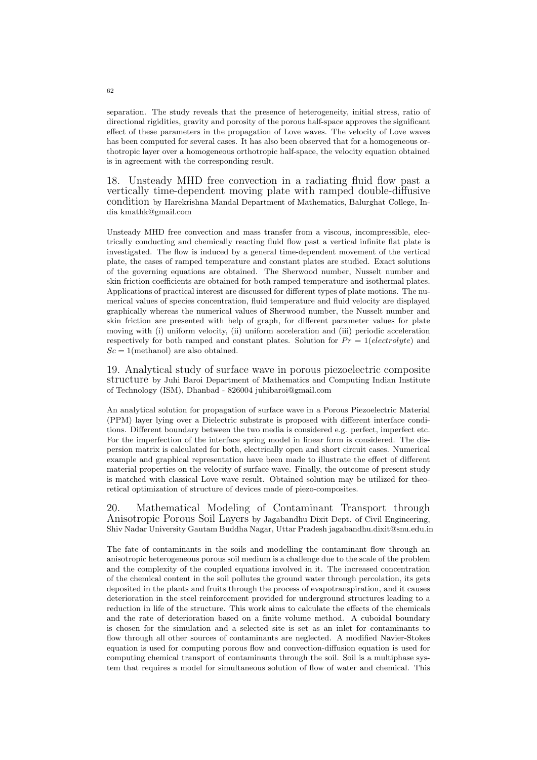separation. The study reveals that the presence of heterogeneity, initial stress, ratio of directional rigidities, gravity and porosity of the porous half-space approves the significant effect of these parameters in the propagation of Love waves. The velocity of Love waves has been computed for several cases. It has also been observed that for a homogeneous orthotropic layer over a homogeneous orthotropic half-space, the velocity equation obtained is in agreement with the corresponding result.

## 18. Unsteady MHD free convection in a radiating fluid flow past a vertically time-dependent moving plate with ramped double-diffusive condition by Harekrishna Mandal Department of Mathematics, Balurghat College, India kmathk@gmail.com

Unsteady MHD free convection and mass transfer from a viscous, incompressible, electrically conducting and chemically reacting fluid flow past a vertical infinite flat plate is investigated. The flow is induced by a general time-dependent movement of the vertical plate, the cases of ramped temperature and constant plates are studied. Exact solutions of the governing equations are obtained. The Sherwood number, Nusselt number and skin friction coefficients are obtained for both ramped temperature and isothermal plates. Applications of practical interest are discussed for different types of plate motions. The numerical values of species concentration, fluid temperature and fluid velocity are displayed graphically whereas the numerical values of Sherwood number, the Nusselt number and skin friction are presented with help of graph, for different parameter values for plate moving with (i) uniform velocity, (ii) uniform acceleration and (iii) periodic acceleration respectively for both ramped and constant plates. Solution for $Pr = 1(electrolyte)$ and $Sc = 1$(methanol) are also obtained.

## 19. Analytical study of surface wave in porous piezoelectric composite structure by Juhi Baroi Department of Mathematics and Computing Indian Institute of Technology (ISM), Dhanbad - 826004 juhibaroi@gmail.com

An analytical solution for propagation of surface wave in a Porous Piezoelectric Material (PPM) layer lying over a Dielectric substrate is proposed with different interface conditions. Different boundary between the two media is considered e.g. perfect, imperfect etc. For the imperfection of the interface spring model in linear form is considered. The dispersion matrix is calculated for both, electrically open and short circuit cases. Numerical example and graphical representation have been made to illustrate the effect of different material properties on the velocity of surface wave. Finally, the outcome of present study is matched with classical Love wave result. Obtained solution may be utilized for theoretical optimization of structure of devices made of piezo-composites.

## 20. Mathematical Modeling of Contaminant Transport through Anisotropic Porous Soil Layers by Jagabandhu Dixit Dept. of Civil Engineering, Shiv Nadar University Gautam Buddha Nagar, Uttar Pradesh jagabandhu.dixit@snu.edu.in

The fate of contaminants in the soils and modelling the contaminant flow through an anisotropic heterogeneous porous soil medium is a challenge due to the scale of the problem and the complexity of the coupled equations involved in it. The increased concentration of the chemical content in the soil pollutes the ground water through percolation, its gets deposited in the plants and fruits through the process of evapotranspiration, and it causes deterioration in the steel reinforcement provided for underground structures leading to a reduction in life of the structure. This work aims to calculate the effects of the chemicals and the rate of deterioration based on a finite volume method. A cuboidal boundary is chosen for the simulation and a selected site is set as an inlet for contaminants to flow through all other sources of contaminants are neglected. A modified Navier-Stokes equation is used for computing porous flow and convection-diffusion equation is used for computing chemical transport of contaminants through the soil. Soil is a multiphase system that requires a model for simultaneous solution of flow of water and chemical. This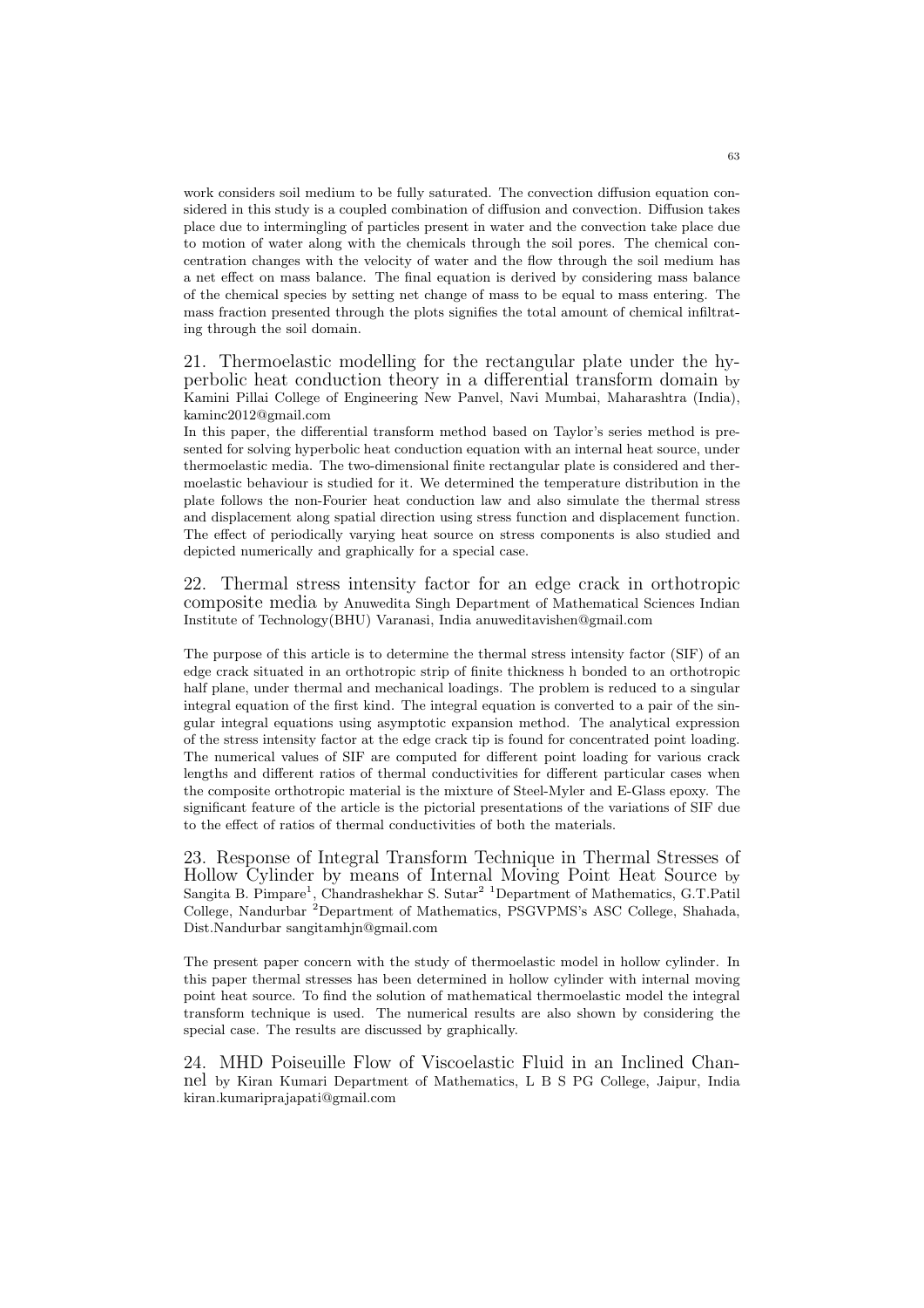work considers soil medium to be fully saturated. The convection diffusion equation considered in this study is a coupled combination of diffusion and convection. Diffusion takes place due to intermingling of particles present in water and the convection take place due to motion of water along with the chemicals through the soil pores. The chemical concentration changes with the velocity of water and the flow through the soil medium has a net effect on mass balance. The final equation is derived by considering mass balance of the chemical species by setting net change of mass to be equal to mass entering. The mass fraction presented through the plots signifies the total amount of chemical infiltrating through the soil domain.

## 21. Thermoelastic modelling for the rectangular plate under the hyperbolic heat conduction theory in a differential transform domain by Kamini Pillai College of Engineering New Panvel, Navi Mumbai, Maharashtra (India), kaminc2012@gmail.com

In this paper, the differential transform method based on Taylor's series method is presented for solving hyperbolic heat conduction equation with an internal heat source, under thermoelastic media. The two-dimensional finite rectangular plate is considered and thermoelastic behaviour is studied for it. We determined the temperature distribution in the plate follows the non-Fourier heat conduction law and also simulate the thermal stress and displacement along spatial direction using stress function and displacement function. The effect of periodically varying heat source on stress components is also studied and depicted numerically and graphically for a special case.

## 22. Thermal stress intensity factor for an edge crack in orthotropic composite media by Anuwedita Singh Department of Mathematical Sciences Indian Institute of Technology(BHU) Varanasi, India anuweditavishen@gmail.com

The purpose of this article is to determine the thermal stress intensity factor (SIF) of an edge crack situated in an orthotropic strip of finite thickness h bonded to an orthotropic half plane, under thermal and mechanical loadings. The problem is reduced to a singular integral equation of the first kind. The integral equation is converted to a pair of the singular integral equations using asymptotic expansion method. The analytical expression of the stress intensity factor at the edge crack tip is found for concentrated point loading. The numerical values of SIF are computed for different point loading for various crack lengths and different ratios of thermal conductivities for different particular cases when the composite orthotropic material is the mixture of Steel-Myler and E-Glass epoxy. The significant feature of the article is the pictorial presentations of the variations of SIF due to the effect of ratios of thermal conductivities of both the materials.

## 23. Response of Integral Transform Technique in Thermal Stresses of Hollow Cylinder by means of Internal Moving Point Heat Source by Sangita B. Pimpare[1], Chandrashekhar S. Sutar[2] [1]Department of Mathematics, G.T.Patil College, Nandurbar [2]Department of Mathematics, PSGVPMS's ASC College, Shahada, Dist.Nandurbar sangitamhjn@gmail.com

The present paper concern with the study of thermoelastic model in hollow cylinder. In this paper thermal stresses has been determined in hollow cylinder with internal moving point heat source. To find the solution of mathematical thermoelastic model the integral transform technique is used. The numerical results are also shown by considering the special case. The results are discussed by graphically.

## 24. MHD Poiseuille Flow of Viscoelastic Fluid in an Inclined Channel by Kiran Kumari Department of Mathematics, L B S PG College, Jaipur, India kiran.kumariprajapati@gmail.com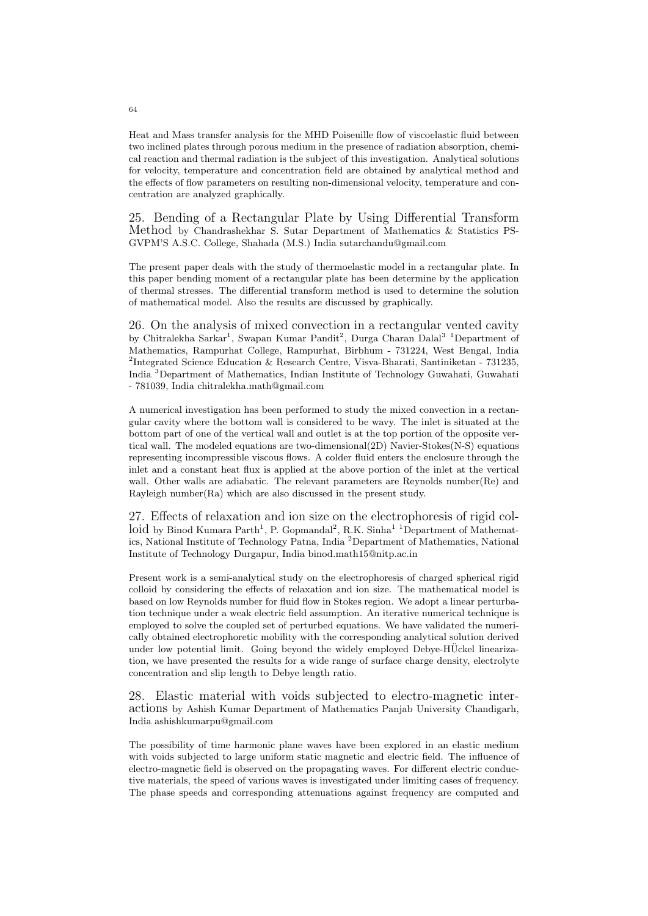Heat and Mass transfer analysis for the MHD Poiseuille flow of viscoelastic fluid between two inclined plates through porous medium in the presence of radiation absorption, chemical reaction and thermal radiation is the subject of this investigation. Analytical solutions for velocity, temperature and concentration field are obtained by analytical method and the effects of flow parameters on resulting non-dimensional velocity, temperature and concentration are analyzed graphically.

## 25. Bending of a Rectangular Plate by Using Differential Transform Method

by Chandrashekhar S. Sutar Department of Mathematics & Statistics PS-GVPM'S A.S.C. College, Shahada (M.S.) India sutarchandu@gmail.com

The present paper deals with the study of thermoelastic model in a rectangular plate. In this paper bending moment of a rectangular plate has been determine by the application of thermal stresses. The differential transform method is used to determine the solution of mathematical model. Also the results are discussed by graphically.

## 26. On the analysis of mixed convection in a rectangular vented cavity

by Chitralekha Sarkar[1], Swapan Kumar Pandit[2], Durga Charan Dalal[3] [1]Department of Mathematics, Rampurhat College, Rampurhat, Birbhum - 731224, West Bengal, India [2]Integrated Science Education & Research Centre, Visva-Bharati, Santiniketan - 731235, India [3]Department of Mathematics, Indian Institute of Technology Guwahati, Guwahati - 781039, India chitralekha.math@gmail.com

A numerical investigation has been performed to study the mixed convection in a rectangular cavity where the bottom wall is considered to be wavy. The inlet is situated at the bottom part of one of the vertical wall and outlet is at the top portion of the opposite vertical wall. The modeled equations are two-dimensional(2D) Navier-Stokes(N-S) equations representing incompressible viscous flows. A colder fluid enters the enclosure through the inlet and a constant heat flux is applied at the above portion of the inlet at the vertical wall. Other walls are adiabatic. The relevant parameters are Reynolds number(Re) and Rayleigh number(Ra) which are also discussed in the present study.

## 27. Effects of relaxation and ion size on the electrophoresis of rigid colloid

by Binod Kumara Parth[1], P. Gopmandal[2], R.K. Sinha[1] [1]Department of Mathematics, National Institute of Technology Patna, India [2]Department of Mathematics, National Institute of Technology Durgapur, India binod.math15@nitp.ac.in

Present work is a semi-analytical study on the electrophoresis of charged spherical rigid colloid by considering the effects of relaxation and ion size. The mathematical model is based on low Reynolds number for fluid flow in Stokes region. We adopt a linear perturbation technique under a weak electric field assumption. An iterative numerical technique is employed to solve the coupled set of perturbed equations. We have validated the numerically obtained electrophoretic mobility with the corresponding analytical solution derived under low potential limit. Going beyond the widely employed Debye-HÜckel linearization, we have presented the results for a wide range of surface charge density, electrolyte concentration and slip length to Debye length ratio.

## 28. Elastic material with voids subjected to electro-magnetic interactions

by Ashish Kumar Department of Mathematics Panjab University Chandigarh, India ashishkumarpu@gmail.com

The possibility of time harmonic plane waves have been explored in an elastic medium with voids subjected to large uniform static magnetic and electric field. The influence of electro-magnetic field is observed on the propagating waves. For different electric conductive materials, the speed of various waves is investigated under limiting cases of frequency. The phase speeds and corresponding attenuations against frequency are computed and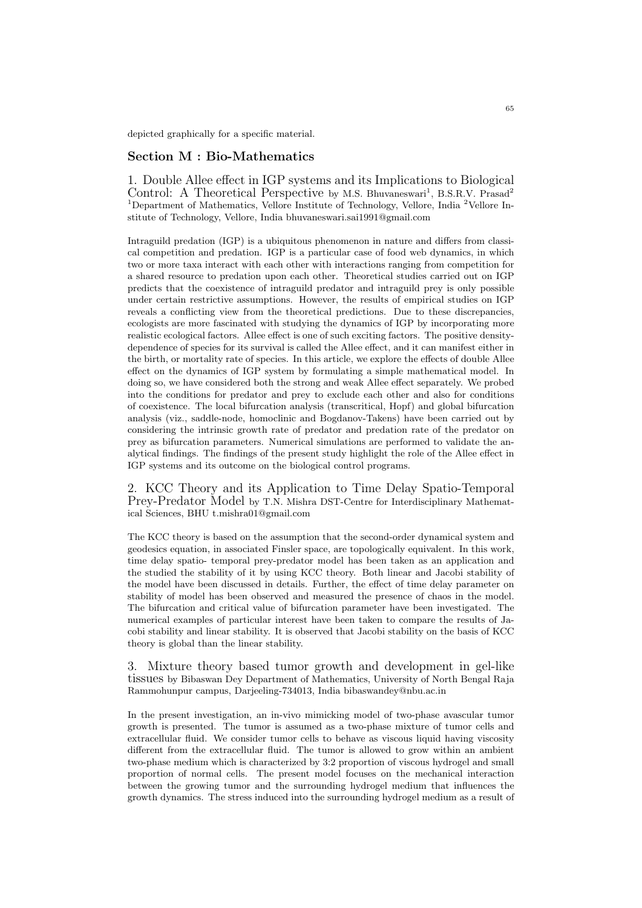depicted graphically for a specific material.

## Section M : Bio-Mathematics

### 1. Double Allee effect in IGP systems and its Implications to Biological Control: A Theoretical Perspective

by M.S. Bhuvaneswari[1], B.S.R.V. Prasad[2]
[1]Department of Mathematics, Vellore Institute of Technology, Vellore, India [2]Vellore Institute of Technology, Vellore, India bhuvaneswari.sai1991@gmail.com

Intraguild predation (IGP) is a ubiquitous phenomenon in nature and differs from classical competition and predation. IGP is a particular case of food web dynamics, in which two or more taxa interact with each other with interactions ranging from competition for a shared resource to predation upon each other. Theoretical studies carried out on IGP predicts that the coexistence of intraguild predator and intraguild prey is only possible under certain restrictive assumptions. However, the results of empirical studies on IGP reveals a conflicting view from the theoretical predictions. Due to these discrepancies, ecologists are more fascinated with studying the dynamics of IGP by incorporating more realistic ecological factors. Allee effect is one of such exciting factors. The positive density-dependence of species for its survival is called the Allee effect, and it can manifest either in the birth, or mortality rate of species. In this article, we explore the effects of double Allee effect on the dynamics of IGP system by formulating a simple mathematical model. In doing so, we have considered both the strong and weak Allee effect separately. We probed into the conditions for predator and prey to exclude each other and also for conditions of coexistence. The local bifurcation analysis (transcritical, Hopf) and global bifurcation analysis (viz., saddle-node, homoclinic and Bogdanov-Takens) have been carried out by considering the intrinsic growth rate of predator and predation rate of the predator on prey as bifurcation parameters. Numerical simulations are performed to validate the analytical findings. The findings of the present study highlight the role of the Allee effect in IGP systems and its outcome on the biological control programs.

### 2. KCC Theory and its Application to Time Delay Spatio-Temporal Prey-Predator Model

by T.N. Mishra DST-Centre for Interdisciplinary Mathematical Sciences, BHU t.mishra01@gmail.com

The KCC theory is based on the assumption that the second-order dynamical system and geodesics equation, in associated Finsler space, are topologically equivalent. In this work, time delay spatio- temporal prey-predator model has been taken as an application and the studied the stability of it by using KCC theory. Both linear and Jacobi stability of the model have been discussed in details. Further, the effect of time delay parameter on stability of model has been observed and measured the presence of chaos in the model. The bifurcation and critical value of bifurcation parameter have been investigated. The numerical examples of particular interest have been taken to compare the results of Jacobi stability and linear stability. It is observed that Jacobi stability on the basis of KCC theory is global than the linear stability.

### 3. Mixture theory based tumor growth and development in gel-like tissues

by Bibaswan Dey Department of Mathematics, University of North Bengal Raja Rammohunpur campus, Darjeeling-734013, India bibaswandey@nbu.ac.in

In the present investigation, an in-vivo mimicking model of two-phase avascular tumor growth is presented. The tumor is assumed as a two-phase mixture of tumor cells and extracellular fluid. We consider tumor cells to behave as viscous liquid having viscosity different from the extracellular fluid. The tumor is allowed to grow within an ambient two-phase medium which is characterized by 3:2 proportion of viscous hydrogel and small proportion of normal cells. The present model focuses on the mechanical interaction between the growing tumor and the surrounding hydrogel medium that influences the growth dynamics. The stress induced into the surrounding hydrogel medium as a result of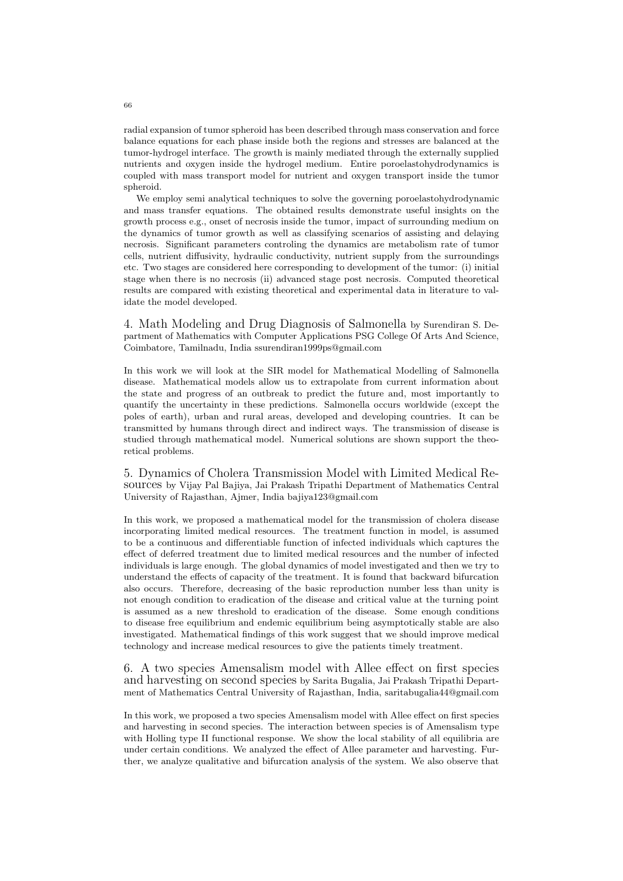radial expansion of tumor spheroid has been described through mass conservation and force balance equations for each phase inside both the regions and stresses are balanced at the tumor-hydrogel interface. The growth is mainly mediated through the externally supplied nutrients and oxygen inside the hydrogel medium. Entire poroelastohydrodynamics is coupled with mass transport model for nutrient and oxygen transport inside the tumor spheroid.

We employ semi analytical techniques to solve the governing poroelastohydrodynamic and mass transfer equations. The obtained results demonstrate useful insights on the growth process e.g., onset of necrosis inside the tumor, impact of surrounding medium on the dynamics of tumor growth as well as classifying scenarios of assisting and delaying necrosis. Significant parameters controling the dynamics are metabolism rate of tumor cells, nutrient diffusivity, hydraulic conductivity, nutrient supply from the surroundings etc. Two stages are considered here corresponding to development of the tumor: (i) initial stage when there is no necrosis (ii) advanced stage post necrosis. Computed theoretical results are compared with existing theoretical and experimental data in literature to validate the model developed.

### 4. Math Modeling and Drug Diagnosis of Salmonella by Surendiran S. Department of Mathematics with Computer Applications PSG College Of Arts And Science, Coimbatore, Tamilnadu, India ssurendiran1999ps@gmail.com

In this work we will look at the SIR model for Mathematical Modelling of Salmonella disease. Mathematical models allow us to extrapolate from current information about the state and progress of an outbreak to predict the future and, most importantly to quantify the uncertainty in these predictions. Salmonella occurs worldwide (except the poles of earth), urban and rural areas, developed and developing countries. It can be transmitted by humans through direct and indirect ways. The transmission of disease is studied through mathematical model. Numerical solutions are shown support the theoretical problems.

### 5. Dynamics of Cholera Transmission Model with Limited Medical Resources by Vijay Pal Bajiya, Jai Prakash Tripathi Department of Mathematics Central University of Rajasthan, Ajmer, India bajiya123@gmail.com

In this work, we proposed a mathematical model for the transmission of cholera disease incorporating limited medical resources. The treatment function in model, is assumed to be a continuous and differentiable function of infected individuals which captures the effect of deferred treatment due to limited medical resources and the number of infected individuals is large enough. The global dynamics of model investigated and then we try to understand the effects of capacity of the treatment. It is found that backward bifurcation also occurs. Therefore, decreasing of the basic reproduction number less than unity is not enough condition to eradication of the disease and critical value at the turning point is assumed as a new threshold to eradication of the disease. Some enough conditions to disease free equilibrium and endemic equilibrium being asymptotically stable are also investigated. Mathematical findings of this work suggest that we should improve medical technology and increase medical resources to give the patients timely treatment.

### 6. A two species Amensalism model with Allee effect on first species and harvesting on second species by Sarita Bugalia, Jai Prakash Tripathi Department of Mathematics Central University of Rajasthan, India, saritabugalia44@gmail.com

In this work, we proposed a two species Amensalism model with Allee effect on first species and harvesting in second species. The interaction between species is of Amensalism type with Holling type II functional response. We show the local stability of all equilibria are under certain conditions. We analyzed the effect of Allee parameter and harvesting. Further, we analyze qualitative and bifurcation analysis of the system. We also observe that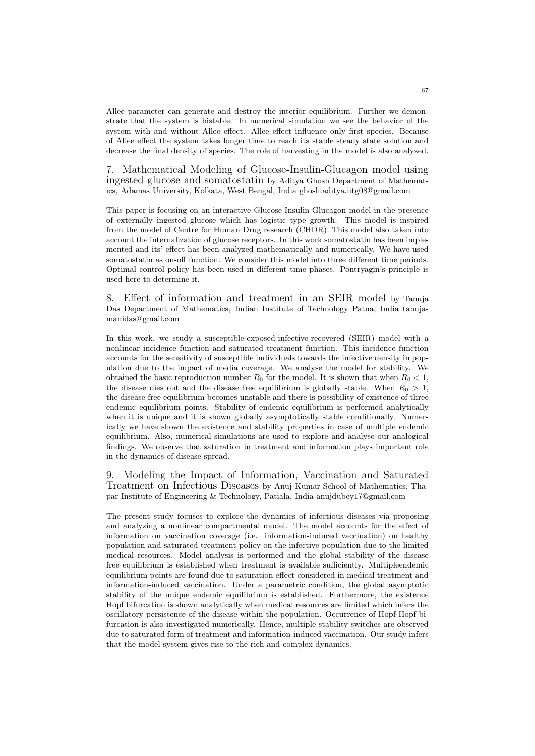Allee parameter can generate and destroy the interior equilibrium. Further we demonstrate that the system is bistable. In numerical simulation we see the behavior of the system with and without Allee effect. Allee effect influence only first species. Because of Allee effect the system takes longer time to reach its stable steady state solution and decrease the final density of species. The role of harvesting in the model is also analyzed.

## 7. Mathematical Modeling of Glucose-Insulin-Glucagon model using ingested glucose and somatostatin by Aditya Ghosh Department of Mathematics, Adamas University, Kolkata, West Bengal, India ghosh.aditya.iitg08@gmail.com

This paper is focusing on an interactive Glucose-Insulin-Glucagon model in the presence of externally ingested glucose which has logistic type growth. This model is inspired from the model of Centre for Human Drug research (CHDR). This model also taken into account the internalization of glucose receptors. In this work somatostatin has been implemented and its' effect has been analyzed mathematically and numerically. We have used somatostatin as on-off function. We consider this model into three different time periods. Optimal control policy has been used in different time phases. Pontryagin's principle is used here to determine it.

## 8. Effect of information and treatment in an SEIR model by Tanuja Das Department of Mathematics, Indian Institute of Technology Patna, India tanujamanidas@gmail.com

In this work, we study a susceptible-exposed-infective-recovered (SEIR) model with a nonlinear incidence function and saturated treatment function. This incidence function accounts for the sensitivity of susceptible individuals towards the infective density in population due to the impact of media coverage. We analyse the model for stability. We obtained the basic reproduction number $R_0$ for the model. It is shown that when $R_0 < 1$, the disease dies out and the disease free equilibrium is globally stable. When $R_0 > 1$, the disease free equilibrium becomes unstable and there is possibility of existence of three endemic equilibrium points. Stability of endemic equilibrium is performed analytically when it is unique and it is shown globally asymptotically stable conditionally. Numerically we have shown the existence and stability properties in case of multiple endemic equilibrium. Also, numerical simulations are used to explore and analyse our analogical findings. We observe that saturation in treatment and information plays important role in the dynamics of disease spread.

## 9. Modeling the Impact of Information, Vaccination and Saturated Treatment on Infectious Diseases by Anuj Kumar School of Mathematics, Thapar Institute of Engineering & Technology, Patiala, India anujdubey17@gmail.com

The present study focuses to explore the dynamics of infectious diseases via proposing and analyzing a nonlinear compartmental model. The model accounts for the effect of information on vaccination coverage (i.e. information-induced vaccination) on healthy population and saturated treatment policy on the infective population due to the limited medical resources. Model analysis is performed and the global stability of the disease free equilibrium is established when treatment is available sufficiently. Multipleendemic equilibrium points are found due to saturation effect considered in medical treatment and information-induced vaccination. Under a parametric condition, the global asymptotic stability of the unique endemic equilibrium is established. Furthermore, the existence Hopf bifurcation is shown analytically when medical resources are limited which infers the oscillatory persistence of the disease within the population. Occurrence of Hopf-Hopf bifurcation is also investigated numerically. Hence, multiple stability switches are observed due to saturated form of treatment and information-induced vaccination. Our study infers that the model system gives rise to the rich and complex dynamics.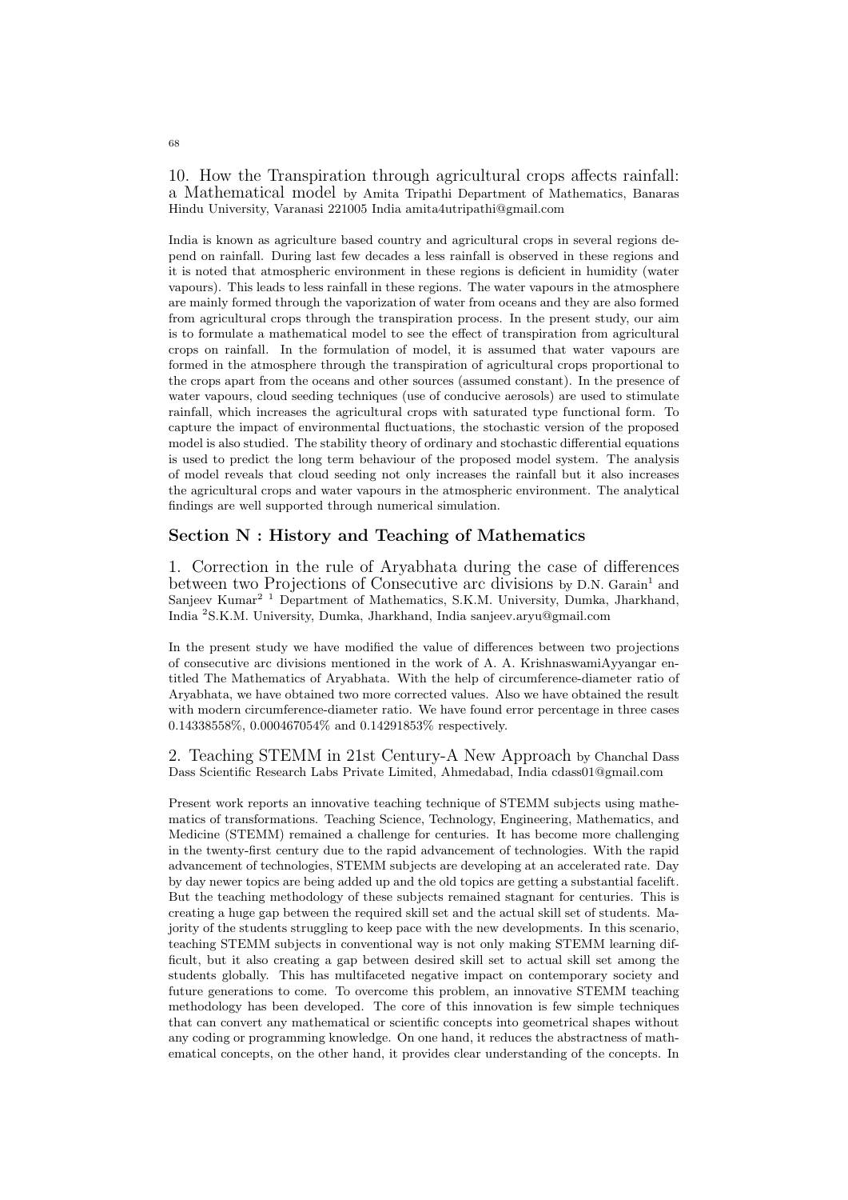10. How the Transpiration through agricultural crops affects rainfall: a Mathematical model by Amita Tripathi Department of Mathematics, Banaras Hindu University, Varanasi 221005 India amita4utripathi@gmail.com

India is known as agriculture based country and agricultural crops in several regions depend on rainfall. During last few decades a less rainfall is observed in these regions and it is noted that atmospheric environment in these regions is deficient in humidity (water vapours). This leads to less rainfall in these regions. The water vapours in the atmosphere are mainly formed through the vaporization of water from oceans and they are also formed from agricultural crops through the transpiration process. In the present study, our aim is to formulate a mathematical model to see the effect of transpiration from agricultural crops on rainfall. In the formulation of model, it is assumed that water vapours are formed in the atmosphere through the transpiration of agricultural crops proportional to the crops apart from the oceans and other sources (assumed constant). In the presence of water vapours, cloud seeding techniques (use of conducive aerosols) are used to stimulate rainfall, which increases the agricultural crops with saturated type functional form. To capture the impact of environmental fluctuations, the stochastic version of the proposed model is also studied. The stability theory of ordinary and stochastic differential equations is used to predict the long term behaviour of the proposed model system. The analysis of model reveals that cloud seeding not only increases the rainfall but it also increases the agricultural crops and water vapours in the atmospheric environment. The analytical findings are well supported through numerical simulation.

## Section N : History and Teaching of Mathematics

1. Correction in the rule of Aryabhata during the case of differences between two Projections of Consecutive arc divisions by D.N. Garain[1] and Sanjeev Kumar[2] [1] Department of Mathematics, S.K.M. University, Dumka, Jharkhand, India [2]S.K.M. University, Dumka, Jharkhand, India sanjeev.aryu@gmail.com

In the present study we have modified the value of differences between two projections of consecutive arc divisions mentioned in the work of A. A. KrishnaswamiAyyangar entitled The Mathematics of Aryabhata. With the help of circumference-diameter ratio of Aryabhata, we have obtained two more corrected values. Also we have obtained the result with modern circumference-diameter ratio. We have found error percentage in three cases 0.14338558%, 0.000467054% and 0.14291853% respectively.

2. Teaching STEMM in 21st Century-A New Approach by Chanchal Dass Dass Scientific Research Labs Private Limited, Ahmedabad, India cdass01@gmail.com

Present work reports an innovative teaching technique of STEMM subjects using mathematics of transformations. Teaching Science, Technology, Engineering, Mathematics, and Medicine (STEMM) remained a challenge for centuries. It has become more challenging in the twenty-first century due to the rapid advancement of technologies. With the rapid advancement of technologies, STEMM subjects are developing at an accelerated rate. Day by day newer topics are being added up and the old topics are getting a substantial facelift. But the teaching methodology of these subjects remained stagnant for centuries. This is creating a huge gap between the required skill set and the actual skill set of students. Majority of the students struggling to keep pace with the new developments. In this scenario, teaching STEMM subjects in conventional way is not only making STEMM learning difficult, but it also creating a gap between desired skill set to actual skill set among the students globally. This has multifaceted negative impact on contemporary society and future generations to come. To overcome this problem, an innovative STEMM teaching methodology has been developed. The core of this innovation is few simple techniques that can convert any mathematical or scientific concepts into geometrical shapes without any coding or programming knowledge. On one hand, it reduces the abstractness of mathematical concepts, on the other hand, it provides clear understanding of the concepts. In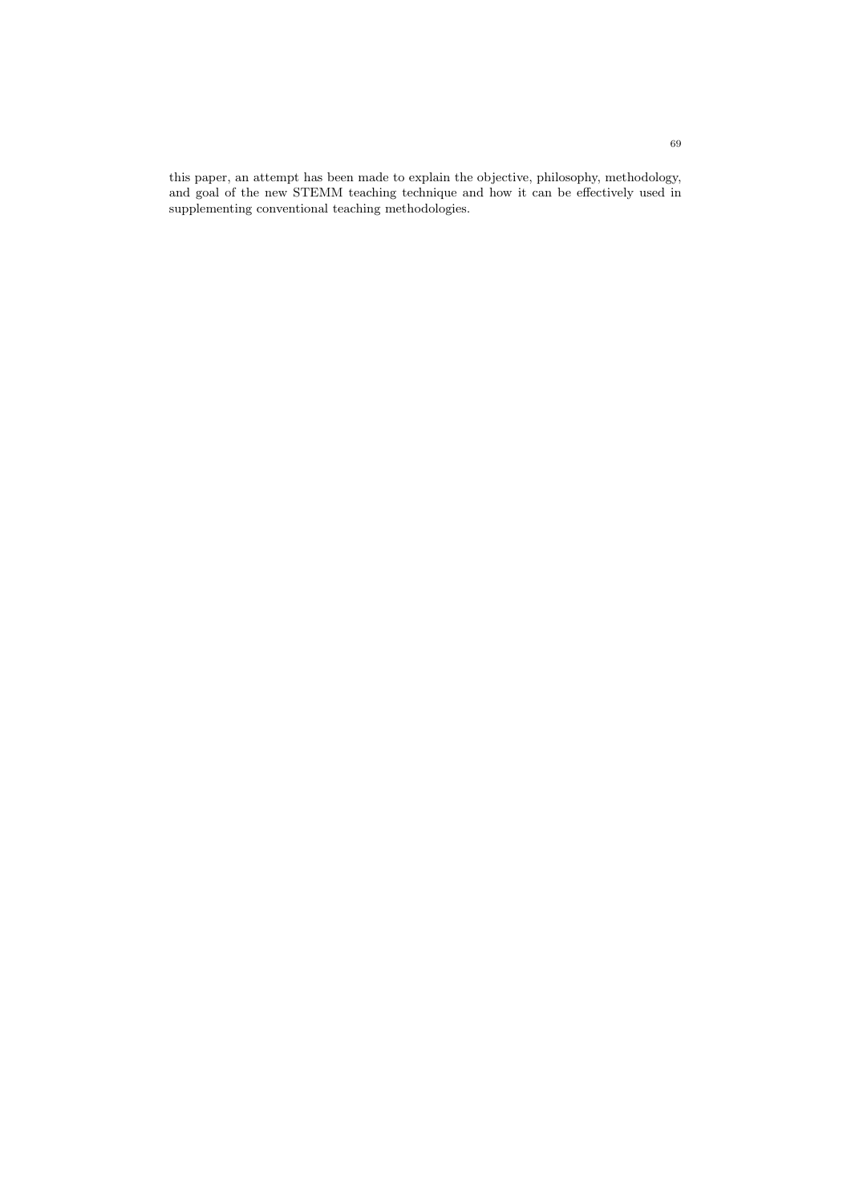this paper, an attempt has been made to explain the objective, philosophy, methodology, and goal of the new STEMM teaching technique and how it can be effectively used in supplementing conventional teaching methodologies.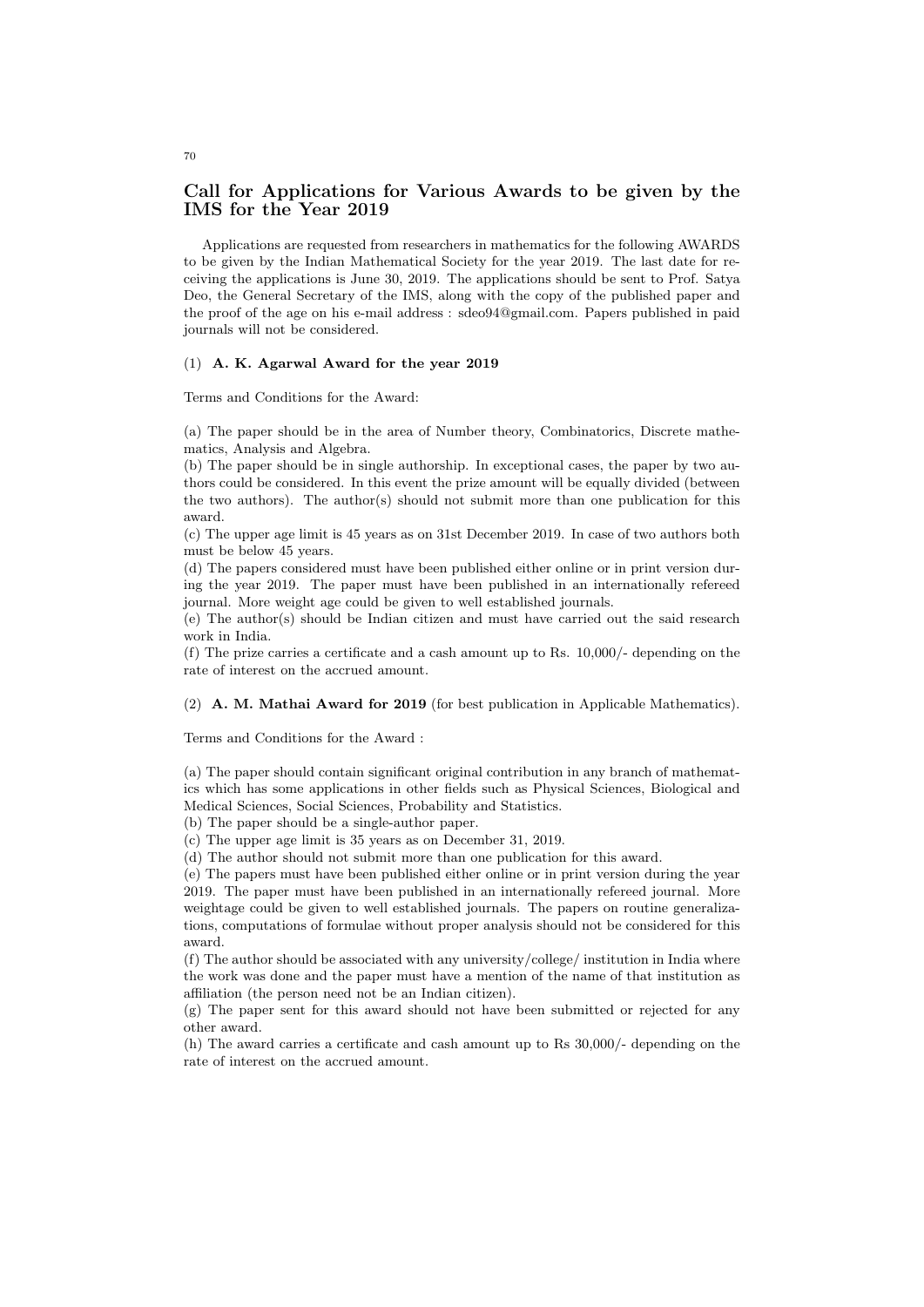## Call for Applications for Various Awards to be given by the IMS for the Year 2019

Applications are requested from researchers in mathematics for the following AWARDS to be given by the Indian Mathematical Society for the year 2019. The last date for receiving the applications is June 30, 2019. The applications should be sent to Prof. Satya Deo, the General Secretary of the IMS, along with the copy of the published paper and the proof of the age on his e-mail address : sdeo94@gmail.com. Papers published in paid journals will not be considered.

(1) **A. K. Agarwal Award for the year 2019**

Terms and Conditions for the Award:

(a) The paper should be in the area of Number theory, Combinatorics, Discrete mathematics, Analysis and Algebra.
(b) The paper should be in single authorship. In exceptional cases, the paper by two authors could be considered. In this event the prize amount will be equally divided (between the two authors). The author(s) should not submit more than one publication for this award.
(c) The upper age limit is 45 years as on 31st December 2019. In case of two authors both must be below 45 years.
(d) The papers considered must have been published either online or in print version during the year 2019. The paper must have been published in an internationally refereed journal. More weight age could be given to well established journals.
(e) The author(s) should be Indian citizen and must have carried out the said research work in India.
(f) The prize carries a certificate and a cash amount up to Rs. 10,000/- depending on the rate of interest on the accrued amount.

(2) **A. M. Mathai Award for 2019** (for best publication in Applicable Mathematics).

Terms and Conditions for the Award :

(a) The paper should contain significant original contribution in any branch of mathematics which has some applications in other fields such as Physical Sciences, Biological and Medical Sciences, Social Sciences, Probability and Statistics.
(b) The paper should be a single-author paper.
(c) The upper age limit is 35 years as on December 31, 2019.
(d) The author should not submit more than one publication for this award.
(e) The papers must have been published either online or in print version during the year 2019. The paper must have been published in an internationally refereed journal. More weightage could be given to well established journals. The papers on routine generalizations, computations of formulae without proper analysis should not be considered for this award.
(f) The author should be associated with any university/college/ institution in India where the work was done and the paper must have a mention of the name of that institution as affiliation (the person need not be an Indian citizen).
(g) The paper sent for this award should not have been submitted or rejected for any other award.
(h) The award carries a certificate and cash amount up to Rs 30,000/- depending on the rate of interest on the accrued amount.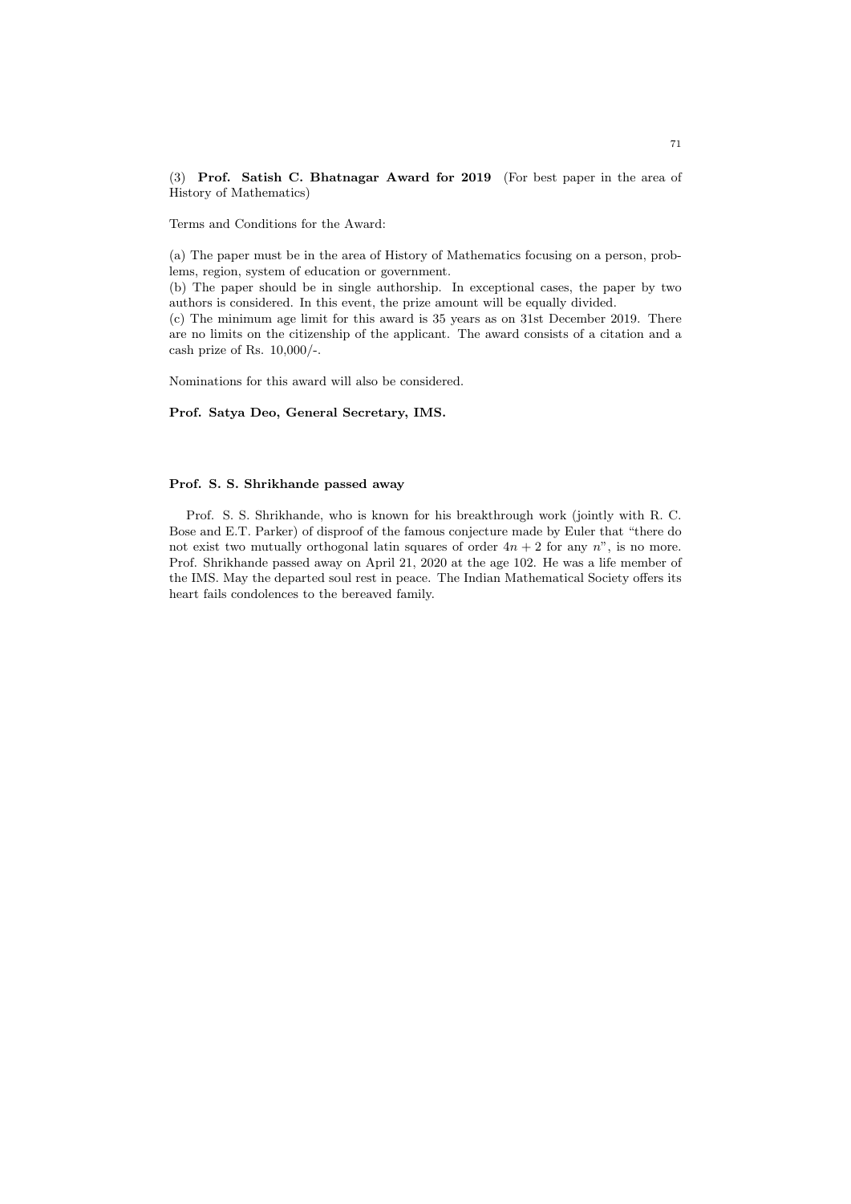(3) **Prof. Satish C. Bhatnagar Award for 2019** (For best paper in the area of History of Mathematics)

Terms and Conditions for the Award:

(a) The paper must be in the area of History of Mathematics focusing on a person, problems, region, system of education or government.
(b) The paper should be in single authorship. In exceptional cases, the paper by two authors is considered. In this event, the prize amount will be equally divided.
(c) The minimum age limit for this award is 35 years as on 31st December 2019. There are no limits on the citizenship of the applicant. The award consists of a citation and a cash prize of Rs. 10,000/-.

Nominations for this award will also be considered.

**Prof. Satya Deo, General Secretary, IMS.**

**Prof. S. S. Shrikhande passed away**

Prof. S. S. Shrikhande, who is known for his breakthrough work (jointly with R. C. Bose and E.T. Parker) of disproof of the famous conjecture made by Euler that "there do not exist two mutually orthogonal latin squares of order $4n + 2$ for any $n$", is no more. Prof. Shrikhande passed away on April 21, 2020 at the age 102. He was a life member of the IMS. May the departed soul rest in peace. The Indian Mathematical Society offers its heart fails condolences to the bereaved family.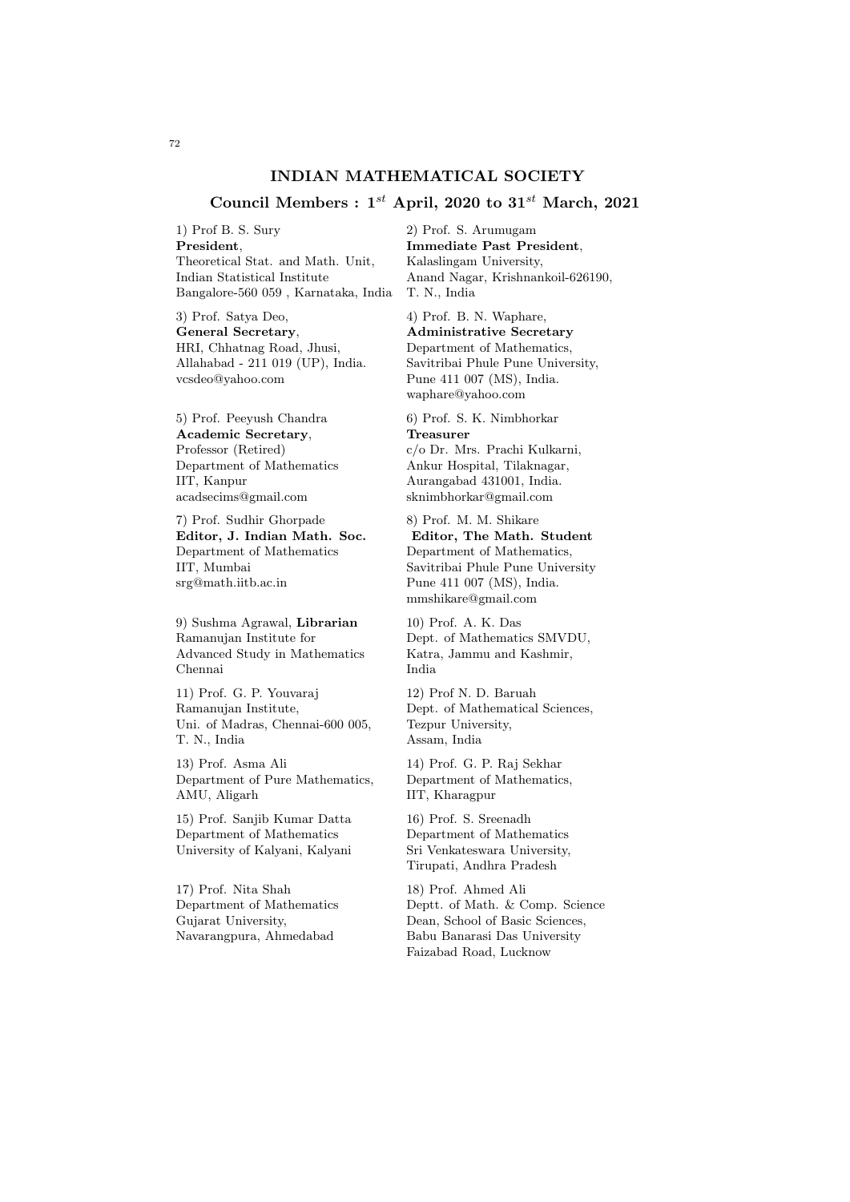# INDIAN MATHEMATICAL SOCIETY

## Council Members : $1^{st}$ April, 2020 to $31^{st}$ March, 2021

1) Prof B. S. Sury
**President**,
Theoretical Stat. and Math. Unit,
Indian Statistical Institute
Bangalore-560 059 , Karnataka, India

2) Prof. S. Arumugam
**Immediate Past President**,
Kalaslingam University,
Anand Nagar, Krishnankoil-626190,
T. N., India

3) Prof. Satya Deo,
**General Secretary**,
HRI, Chhatnag Road, Jhusi,
Allahabad - 211 019 (UP), India.
vcsdeo@yahoo.com

4) Prof. B. N. Waphare,
**Administrative Secretary**
Department of Mathematics,
Savitribai Phule Pune University,
Pune 411 007 (MS), India.
waphare@yahoo.com

5) Prof. Peeyush Chandra
**Academic Secretary**,
Professor (Retired)
Department of Mathematics
IIT, Kanpur
acadsecims@gmail.com

6) Prof. S. K. Nimbhorkar
**Treasurer**
c/o Dr. Mrs. Prachi Kulkarni,
Ankur Hospital, Tilaknagar,
Aurangabad 431001, India.
sknimbhorkar@gmail.com

7) Prof. Sudhir Ghorpade
**Editor, J. Indian Math. Soc.**
Department of Mathematics
IIT, Mumbai
srg@math.iitb.ac.in

8) Prof. M. M. Shikare
**Editor, The Math. Student**
Department of Mathematics,
Savitribai Phule Pune University
Pune 411 007 (MS), India.
mmshikare@gmail.com

9) Sushma Agrawal, **Librarian**
Ramanujan Institute for
Advanced Study in Mathematics
Chennai

10) Prof. A. K. Das
Dept. of Mathematics SMVDU,
Katra, Jammu and Kashmir,
India

11) Prof. G. P. Youvaraj
Ramanujan Institute,
Uni. of Madras, Chennai-600 005,
T. N., India

12) Prof N. D. Baruah
Dept. of Mathematical Sciences,
Tezpur University,
Assam, India

13) Prof. Asma Ali
Department of Pure Mathematics,
AMU, Aligarh

14) Prof. G. P. Raj Sekhar
Department of Mathematics,
IIT, Kharagpur

15) Prof. Sanjib Kumar Datta
Department of Mathematics
University of Kalyani, Kalyani

16) Prof. S. Sreenadh
Department of Mathematics
Sri Venkateswara University,
Tirupati, Andhra Pradesh

17) Prof. Nita Shah
Department of Mathematics
Gujarat University,
Navarangpura, Ahmedabad

18) Prof. Ahmed Ali
Deptt. of Math. & Comp. Science
Dean, School of Basic Sciences,
Babu Banarasi Das University
Faizabad Road, Lucknow